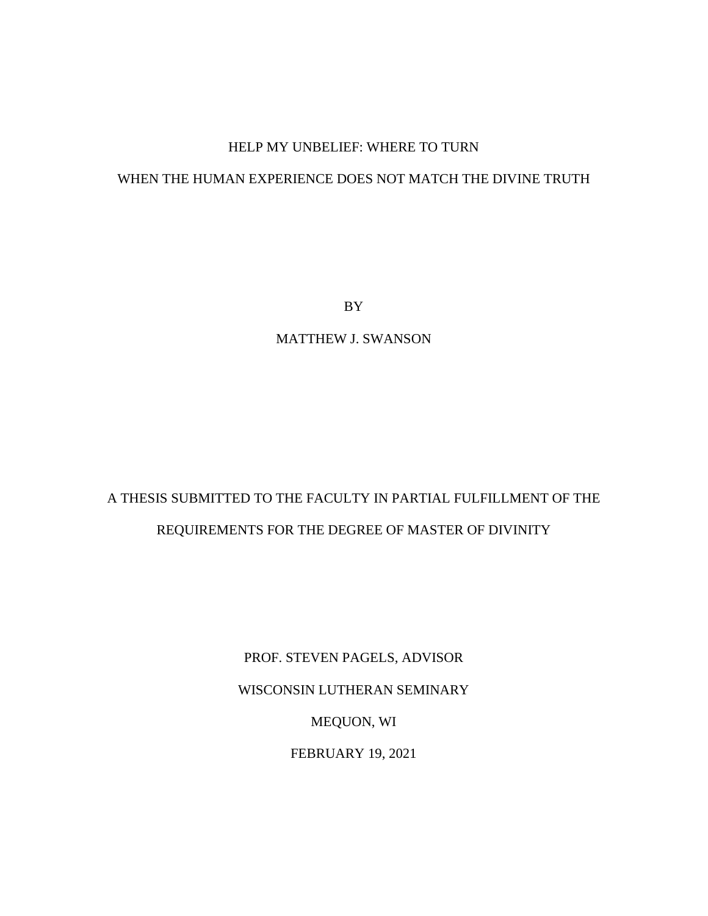# HELP MY UNBELIEF: WHERE TO TURN

# WHEN THE HUMAN EXPERIENCE DOES NOT MATCH THE DIVINE TRUTH

BY

MATTHEW J. SWANSON

A THESIS SUBMITTED TO THE FACULTY IN PARTIAL FULFILLMENT OF THE REQUIREMENTS FOR THE DEGREE OF MASTER OF DIVINITY

PROF. STEVEN PAGELS, ADVISOR

WISCONSIN LUTHERAN SEMINARY

MEQUON, WI

FEBRUARY 19, 2021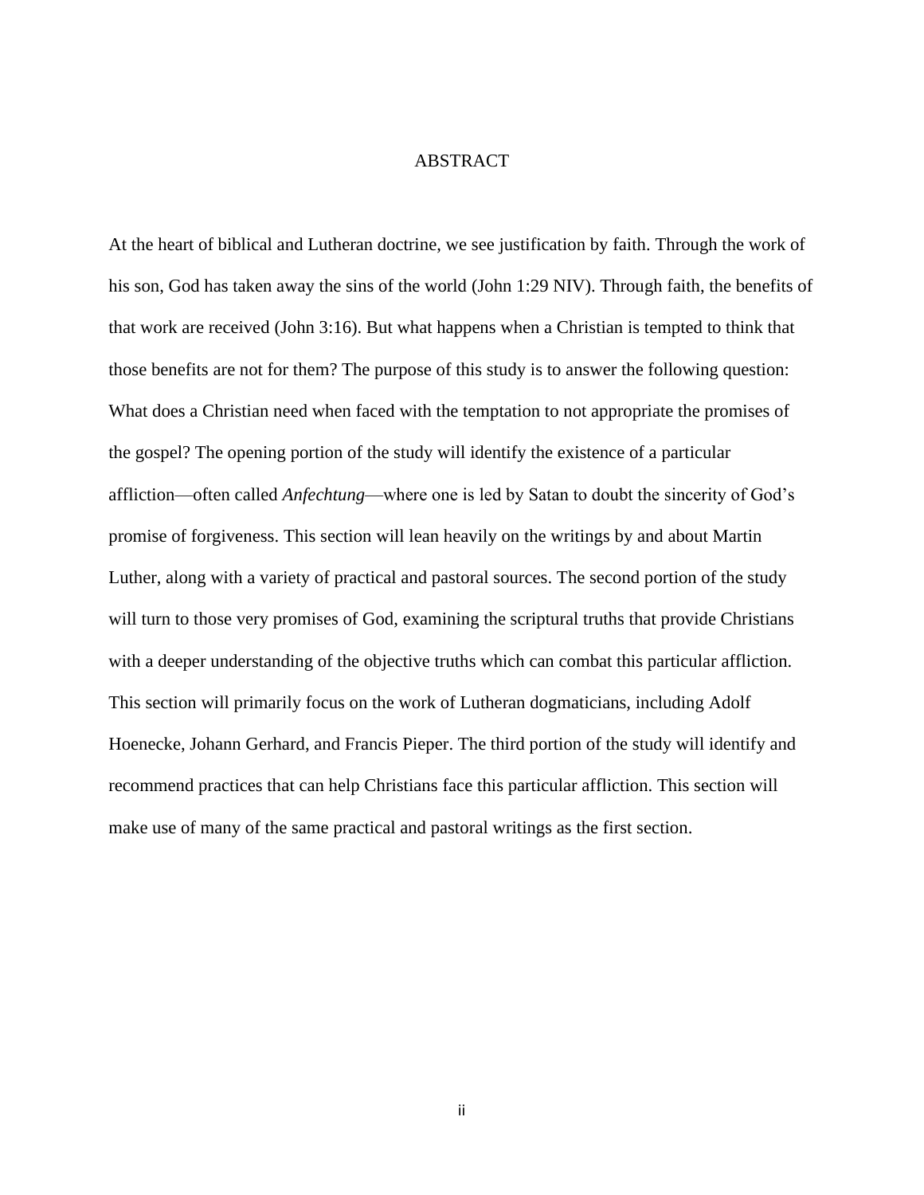# ABSTRACT

At the heart of biblical and Lutheran doctrine, we see justification by faith. Through the work of his son, God has taken away the sins of the world (John 1:29 NIV). Through faith, the benefits of that work are received (John 3:16). But what happens when a Christian is tempted to think that those benefits are not for them? The purpose of this study is to answer the following question: What does a Christian need when faced with the temptation to not appropriate the promises of the gospel? The opening portion of the study will identify the existence of a particular affliction—often called *Anfechtung*—where one is led by Satan to doubt the sincerity of God's promise of forgiveness. This section will lean heavily on the writings by and about Martin Luther, along with a variety of practical and pastoral sources. The second portion of the study will turn to those very promises of God, examining the scriptural truths that provide Christians with a deeper understanding of the objective truths which can combat this particular affliction. This section will primarily focus on the work of Lutheran dogmaticians, including Adolf Hoenecke, Johann Gerhard, and Francis Pieper. The third portion of the study will identify and recommend practices that can help Christians face this particular affliction. This section will make use of many of the same practical and pastoral writings as the first section.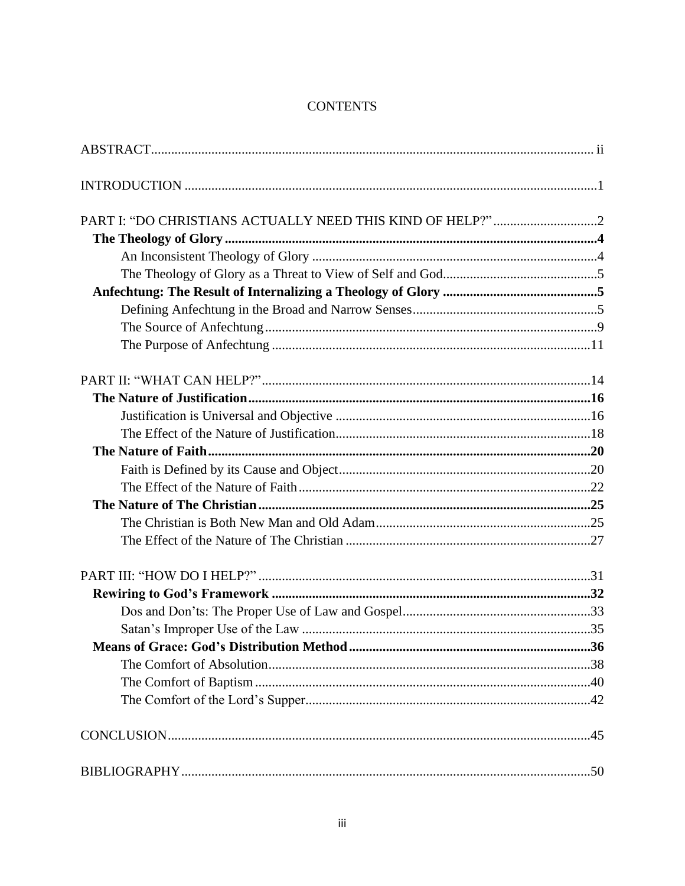# CONTENTS

ABSTRACT .......... ii

INTRODUCTION .......... 1

PART I: “DO CHRISTIANS ACTUALLY NEED THIS KIND OF HELP?” .......... 2

- **The Theology of Glory .......... 4**
  - An Inconsistent Theology of Glory .......... 4
  - The Theology of Glory as a Threat to View of Self and God .......... 5
- **Anfechtung: The Result of Internalizing a Theology of Glory .......... 5**
  - Defining Anfechtung in the Broad and Narrow Senses .......... 5
  - The Source of Anfechtung .......... 9
  - The Purpose of Anfechtung .......... 11

PART II: “WHAT CAN HELP?” .......... 14

- **The Nature of Justification .......... 16**
  - Justification is Universal and Objective .......... 16
  - The Effect of the Nature of Justification .......... 18
- **The Nature of Faith .......... 20**
  - Faith is Defined by its Cause and Object .......... 20
  - The Effect of the Nature of Faith .......... 22
- **The Nature of The Christian .......... 25**
  - The Christian is Both New Man and Old Adam .......... 25
  - The Effect of the Nature of The Christian .......... 27

PART III: “HOW DO I HELP?” .......... 31

- **Rewiring to God’s Framework .......... 32**
  - Dos and Don’ts: The Proper Use of Law and Gospel .......... 33
  - Satan’s Improper Use of the Law .......... 35
- **Means of Grace: God’s Distribution Method .......... 36**
  - The Comfort of Absolution .......... 38
  - The Comfort of Baptism .......... 40
  - The Comfort of the Lord’s Supper .......... 42

CONCLUSION .......... 45

BIBLIOGRAPHY .......... 50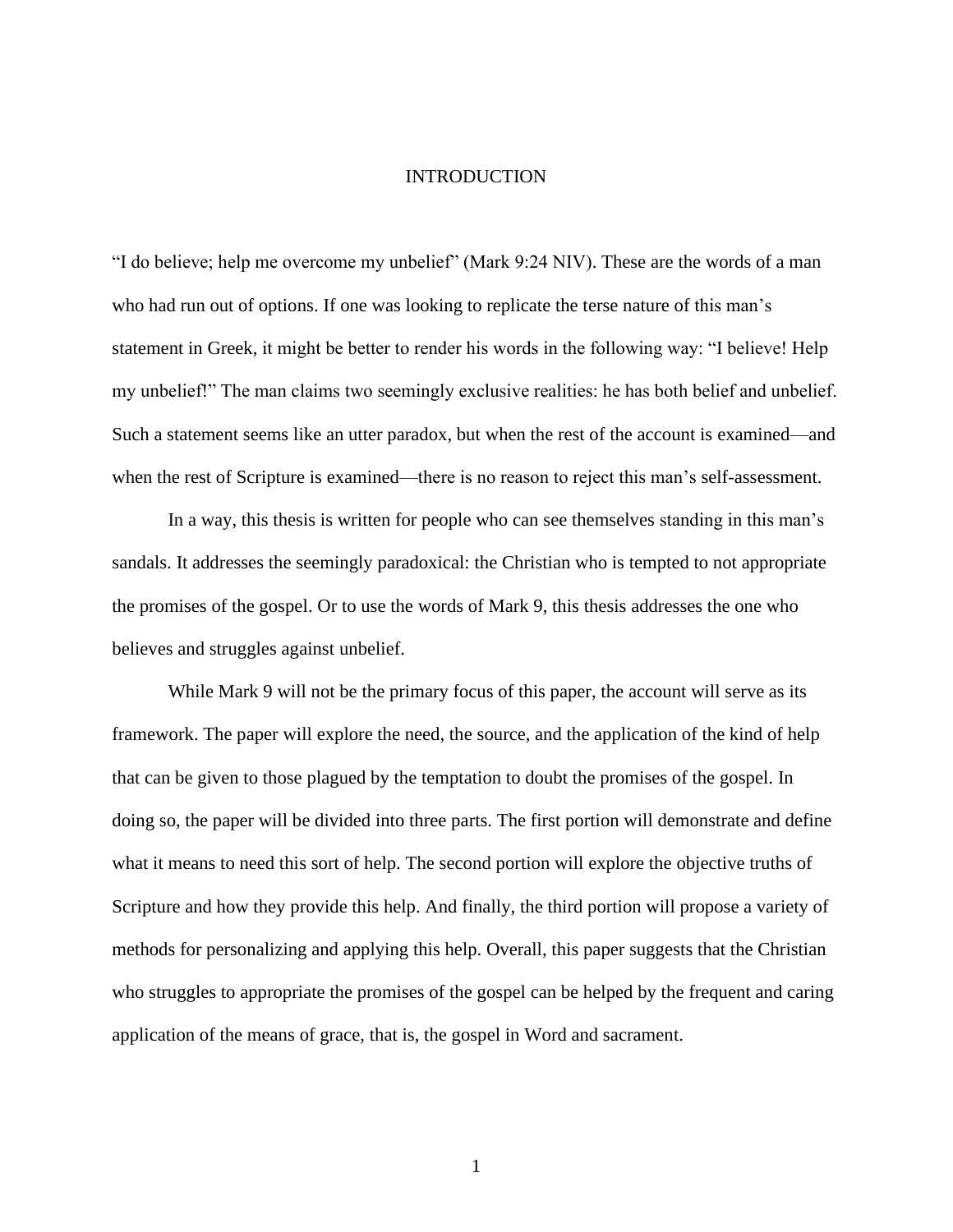# INTRODUCTION

"I do believe; help me overcome my unbelief" (Mark 9:24 NIV). These are the words of a man who had run out of options. If one was looking to replicate the terse nature of this man's statement in Greek, it might be better to render his words in the following way: "I believe! Help my unbelief!" The man claims two seemingly exclusive realities: he has both belief and unbelief. Such a statement seems like an utter paradox, but when the rest of the account is examined—and when the rest of Scripture is examined—there is no reason to reject this man's self-assessment.

In a way, this thesis is written for people who can see themselves standing in this man's sandals. It addresses the seemingly paradoxical: the Christian who is tempted to not appropriate the promises of the gospel. Or to use the words of Mark 9, this thesis addresses the one who believes and struggles against unbelief.

While Mark 9 will not be the primary focus of this paper, the account will serve as its framework. The paper will explore the need, the source, and the application of the kind of help that can be given to those plagued by the temptation to doubt the promises of the gospel. In doing so, the paper will be divided into three parts. The first portion will demonstrate and define what it means to need this sort of help. The second portion will explore the objective truths of Scripture and how they provide this help. And finally, the third portion will propose a variety of methods for personalizing and applying this help. Overall, this paper suggests that the Christian who struggles to appropriate the promises of the gospel can be helped by the frequent and caring application of the means of grace, that is, the gospel in Word and sacrament.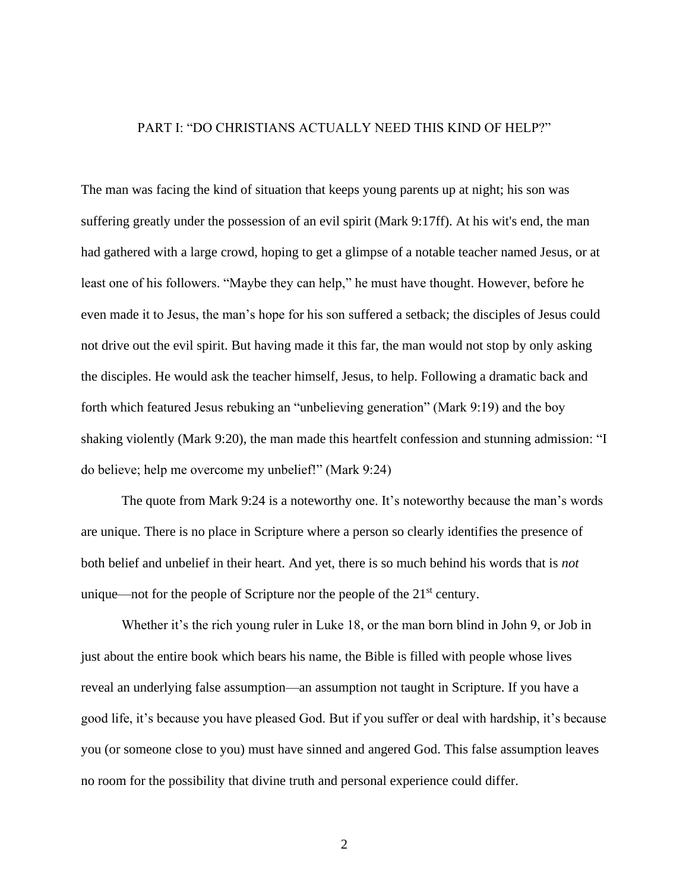## PART I: "DO CHRISTIANS ACTUALLY NEED THIS KIND OF HELP?"

The man was facing the kind of situation that keeps young parents up at night; his son was suffering greatly under the possession of an evil spirit (Mark 9:17ff). At his wit's end, the man had gathered with a large crowd, hoping to get a glimpse of a notable teacher named Jesus, or at least one of his followers. "Maybe they can help," he must have thought. However, before he even made it to Jesus, the man's hope for his son suffered a setback; the disciples of Jesus could not drive out the evil spirit. But having made it this far, the man would not stop by only asking the disciples. He would ask the teacher himself, Jesus, to help. Following a dramatic back and forth which featured Jesus rebuking an "unbelieving generation" (Mark 9:19) and the boy shaking violently (Mark 9:20), the man made this heartfelt confession and stunning admission: "I do believe; help me overcome my unbelief!" (Mark 9:24)

The quote from Mark 9:24 is a noteworthy one. It's noteworthy because the man's words are unique. There is no place in Scripture where a person so clearly identifies the presence of both belief and unbelief in their heart. And yet, there is so much behind his words that is *not* unique—not for the people of Scripture nor the people of the 21st century.

Whether it's the rich young ruler in Luke 18, or the man born blind in John 9, or Job in just about the entire book which bears his name, the Bible is filled with people whose lives reveal an underlying false assumption—an assumption not taught in Scripture. If you have a good life, it's because you have pleased God. But if you suffer or deal with hardship, it's because you (or someone close to you) must have sinned and angered God. This false assumption leaves no room for the possibility that divine truth and personal experience could differ.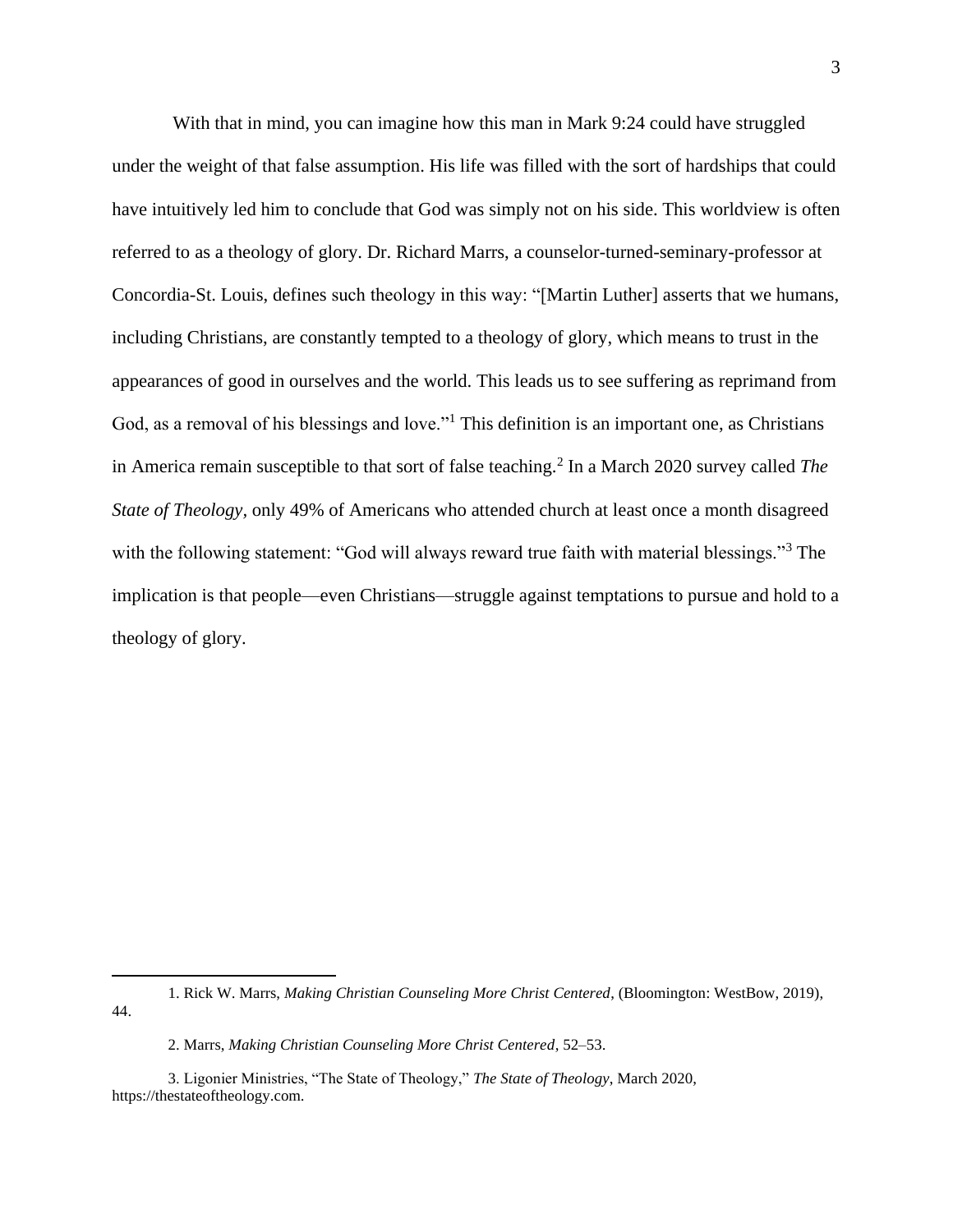With that in mind, you can imagine how this man in Mark 9:24 could have struggled under the weight of that false assumption. His life was filled with the sort of hardships that could have intuitively led him to conclude that God was simply not on his side. This worldview is often referred to as a theology of glory. Dr. Richard Marrs, a counselor-turned-seminary-professor at Concordia-St. Louis, defines such theology in this way: "[Martin Luther] asserts that we humans, including Christians, are constantly tempted to a theology of glory, which means to trust in the appearances of good in ourselves and the world. This leads us to see suffering as reprimand from God, as a removal of his blessings and love."[1] This definition is an important one, as Christians in America remain susceptible to that sort of false teaching.[2] In a March 2020 survey called *The State of Theology*, only 49% of Americans who attended church at least once a month disagreed with the following statement: "God will always reward true faith with material blessings."[3] The implication is that people—even Christians—struggle against temptations to pursue and hold to a theology of glory.

---

1. Rick W. Marrs, *Making Christian Counseling More Christ Centered*, (Bloomington: WestBow, 2019), 44.

2. Marrs, *Making Christian Counseling More Christ Centered*, 52–53.

3. Ligonier Ministries, "The State of Theology," *The State of Theology*, March 2020, https://thestateoftheology.com.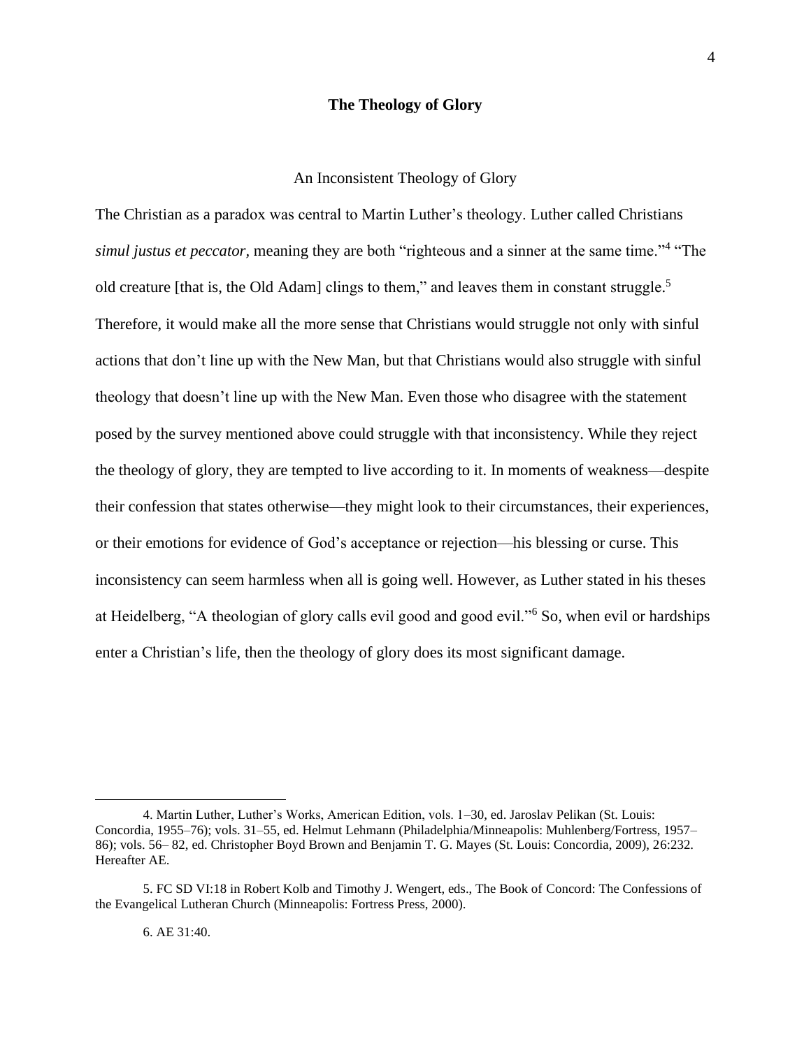## The Theology of Glory

### An Inconsistent Theology of Glory

The Christian as a paradox was central to Martin Luther's theology. Luther called Christians *simul justus et peccator*, meaning they are both "righteous and a sinner at the same time."[4] "The old creature [that is, the Old Adam] clings to them," and leaves them in constant struggle.[5] Therefore, it would make all the more sense that Christians would struggle not only with sinful actions that don't line up with the New Man, but that Christians would also struggle with sinful theology that doesn't line up with the New Man. Even those who disagree with the statement posed by the survey mentioned above could struggle with that inconsistency. While they reject the theology of glory, they are tempted to live according to it. In moments of weakness—despite their confession that states otherwise—they might look to their circumstances, their experiences, or their emotions for evidence of God's acceptance or rejection—his blessing or curse. This inconsistency can seem harmless when all is going well. However, as Luther stated in his theses at Heidelberg, "A theologian of glory calls evil good and good evil."[6] So, when evil or hardships enter a Christian's life, then the theology of glory does its most significant damage.

4. Martin Luther, Luther's Works, American Edition, vols. 1–30, ed. Jaroslav Pelikan (St. Louis: Concordia, 1955–76); vols. 31–55, ed. Helmut Lehmann (Philadelphia/Minneapolis: Muhlenberg/Fortress, 1957–86); vols. 56– 82, ed. Christopher Boyd Brown and Benjamin T. G. Mayes (St. Louis: Concordia, 2009), 26:232. Hereafter AE.

5. FC SD VI:18 in Robert Kolb and Timothy J. Wengert, eds., The Book of Concord: The Confessions of the Evangelical Lutheran Church (Minneapolis: Fortress Press, 2000).

6. AE 31:40.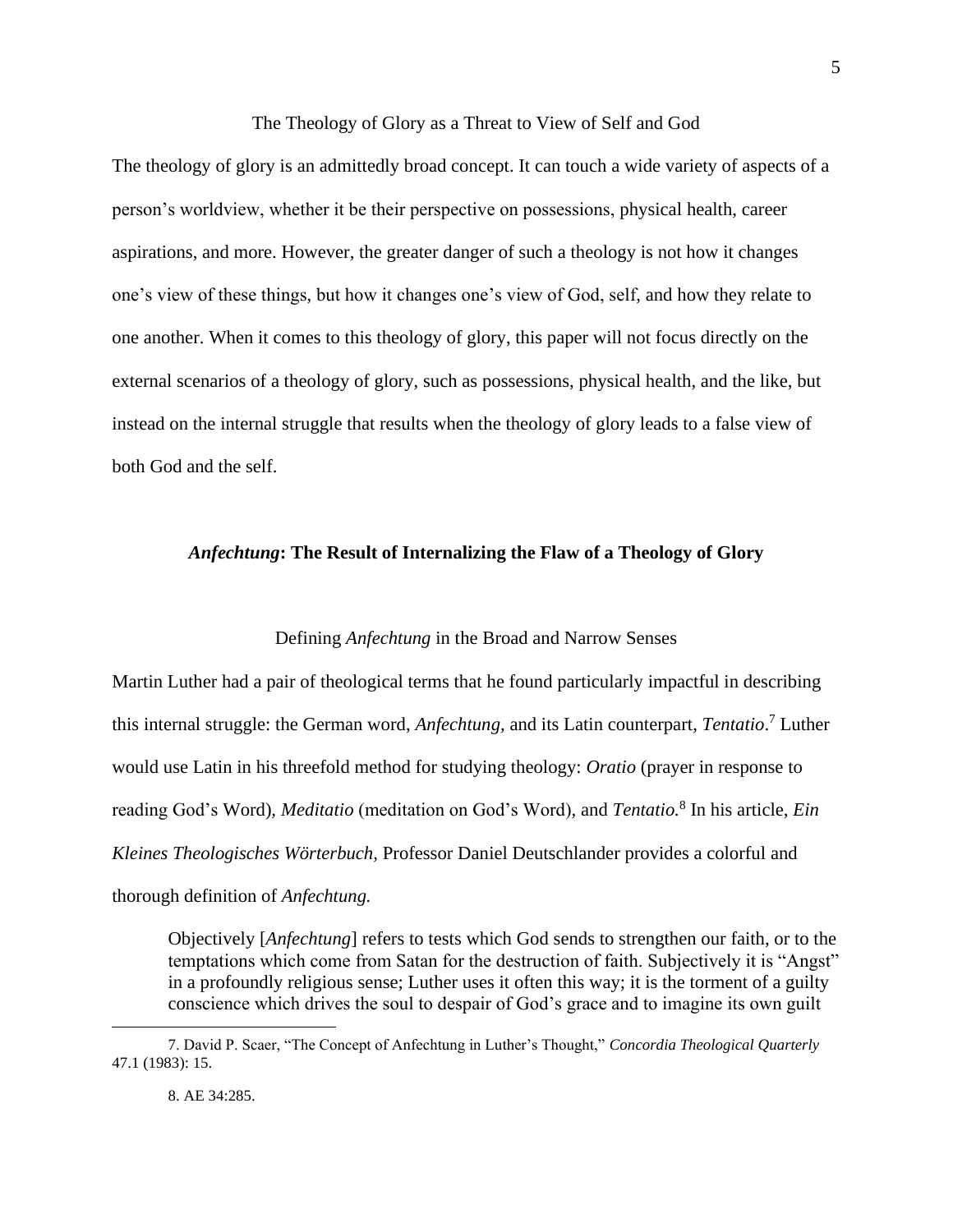### The Theology of Glory as a Threat to View of Self and God

The theology of glory is an admittedly broad concept. It can touch a wide variety of aspects of a person's worldview, whether it be their perspective on possessions, physical health, career aspirations, and more. However, the greater danger of such a theology is not how it changes one's view of these things, but how it changes one's view of God, self, and how they relate to one another. When it comes to this theology of glory, this paper will not focus directly on the external scenarios of a theology of glory, such as possessions, physical health, and the like, but instead on the internal struggle that results when the theology of glory leads to a false view of both God and the self.

## ***Anfechtung*: The Result of Internalizing the Flaw of a Theology of Glory**

### Defining *Anfechtung* in the Broad and Narrow Senses

Martin Luther had a pair of theological terms that he found particularly impactful in describing this internal struggle: the German word, *Anfechtung*, and its Latin counterpart, ***Tentatio***.[7] Luther would use Latin in his threefold method for studying theology: *Oratio* (prayer in response to reading God's Word), *Meditatio* (meditation on God's Word), and *Tentatio.*[8] In his article, *Ein Kleines Theologisches Wörterbuch,* Professor Daniel Deutschlander provides a colorful and thorough definition of *Anfechtung.*

> Objectively [*Anfechtung*] refers to tests which God sends to strengthen our faith, or to the temptations which come from Satan for the destruction of faith. Subjectively it is "Angst" in a profoundly religious sense; Luther uses it often this way; it is the torment of a guilty conscience which drives the soul to despair of God's grace and to imagine its own guilt

7. David P. Scaer, "The Concept of Anfechtung in Luther's Thought," *Concordia Theological Quarterly* 47.1 (1983): 15.

8. AE 34:285.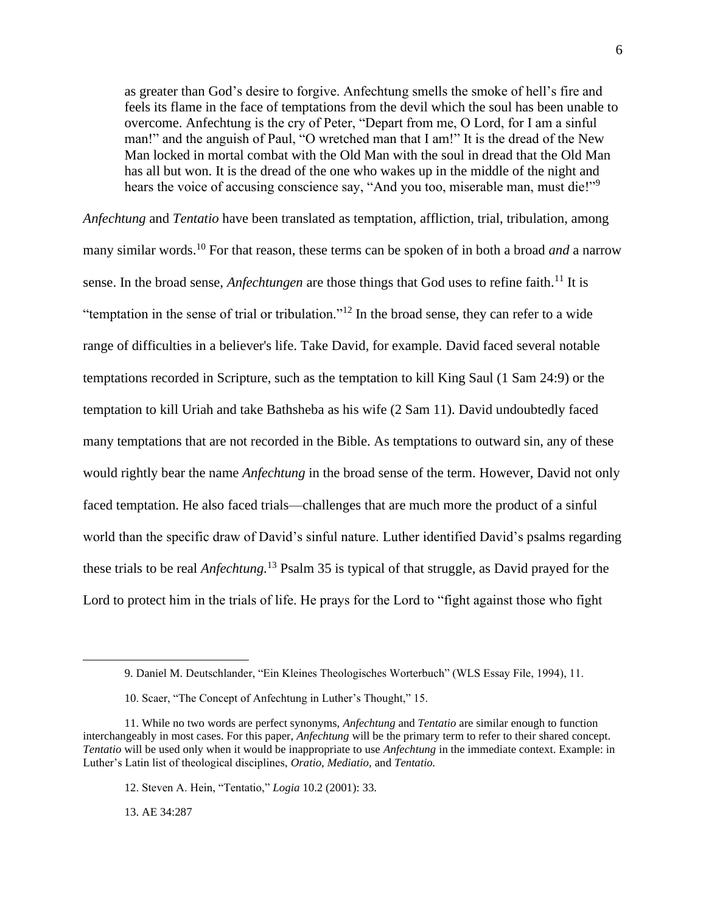> as greater than God's desire to forgive. Anfechtung smells the smoke of hell's fire and feels its flame in the face of temptations from the devil which the soul has been unable to overcome. Anfechtung is the cry of Peter, "Depart from me, O Lord, for I am a sinful man!" and the anguish of Paul, "O wretched man that I am!" It is the dread of the New Man locked in mortal combat with the Old Man with the soul in dread that the Old Man has all but won. It is the dread of the one who wakes up in the middle of the night and hears the voice of accusing conscience say, "And you too, miserable man, must die!"[9]

*Anfechtung* and *Tentatio* have been translated as temptation, affliction, trial, tribulation, among many similar words.[10] For that reason, these terms can be spoken of in both a broad *and* a narrow sense. In the broad sense, *Anfechtungen* are those things that God uses to refine faith.[11] It is "temptation in the sense of trial or tribulation."[12] In the broad sense, they can refer to a wide range of difficulties in a believer's life. Take David, for example. David faced several notable temptations recorded in Scripture, such as the temptation to kill King Saul (1 Sam 24:9) or the temptation to kill Uriah and take Bathsheba as his wife (2 Sam 11). David undoubtedly faced many temptations that are not recorded in the Bible. As temptations to outward sin, any of these would rightly bear the name *Anfechtung* in the broad sense of the term. However, David not only faced temptation. He also faced trials—challenges that are much more the product of a sinful world than the specific draw of David's sinful nature. Luther identified David's psalms regarding these trials to be real *Anfechtung.*[13] Psalm 35 is typical of that struggle, as David prayed for the Lord to protect him in the trials of life. He prays for the Lord to "fight against those who fight

---

9. Daniel M. Deutschlander, "Ein Kleines Theologisches Worterbuch" (WLS Essay File, 1994), 11.

10. Scaer, "The Concept of Anfechtung in Luther's Thought," 15.

11. While no two words are perfect synonyms, *Anfechtung* and *Tentatio* are similar enough to function interchangeably in most cases. For this paper, *Anfechtung* will be the primary term to refer to their shared concept. *Tentatio* will be used only when it would be inappropriate to use *Anfechtung* in the immediate context. Example: in Luther's Latin list of theological disciplines, *Oratio, Mediatio,* and *Tentatio.*

12. Steven A. Hein, "Tentatio," *Logia* 10.2 (2001): 33.

13. AE 34:287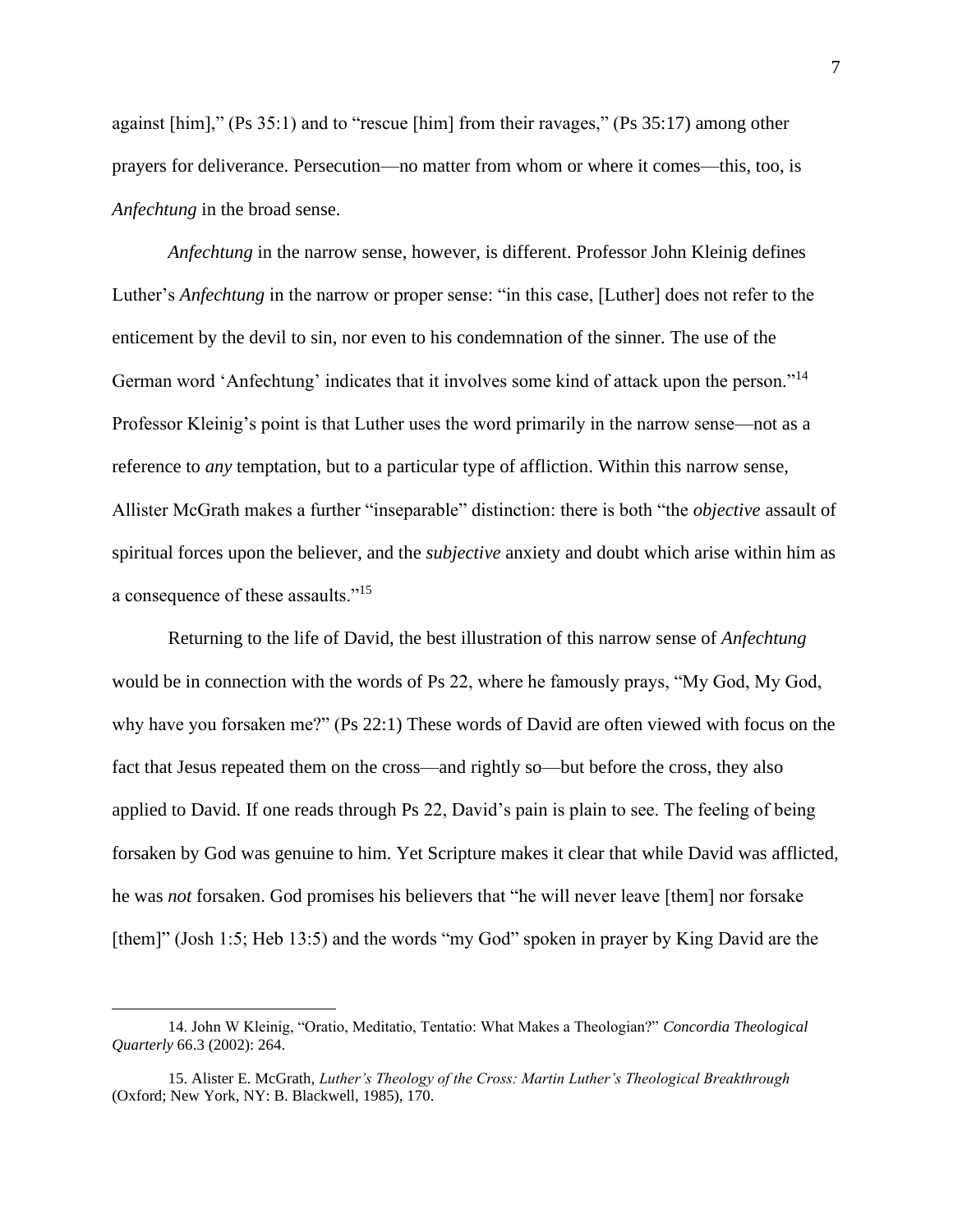against [him]," (Ps 35:1) and to "rescue [him] from their ravages," (Ps 35:17) among other prayers for deliverance. Persecution—no matter from whom or where it comes—this, too, is *Anfechtung* in the broad sense.

*Anfechtung* in the narrow sense, however, is different. Professor John Kleinig defines Luther's *Anfechtung* in the narrow or proper sense: "in this case, [Luther] does not refer to the enticement by the devil to sin, nor even to his condemnation of the sinner. The use of the German word 'Anfechtung' indicates that it involves some kind of attack upon the person."[14] Professor Kleinig's point is that Luther uses the word primarily in the narrow sense—not as a reference to *any* temptation, but to a particular type of affliction. Within this narrow sense, Allister McGrath makes a further "inseparable" distinction: there is both "the *objective* assault of spiritual forces upon the believer, and the *subjective* anxiety and doubt which arise within him as a consequence of these assaults."[15]

Returning to the life of David, the best illustration of this narrow sense of *Anfechtung* would be in connection with the words of Ps 22, where he famously prays, "My God, My God, why have you forsaken me?" (Ps 22:1) These words of David are often viewed with focus on the fact that Jesus repeated them on the cross—and rightly so—but before the cross, they also applied to David. If one reads through Ps 22, David's pain is plain to see. The feeling of being forsaken by God was genuine to him. Yet Scripture makes it clear that while David was afflicted, he was *not* forsaken. God promises his believers that "he will never leave [them] nor forsake [them]" (Josh 1:5; Heb 13:5) and the words "my God" spoken in prayer by King David are the

---

14. John W Kleinig, "Oratio, Meditatio, Tentatio: What Makes a Theologian?" *Concordia Theological Quarterly* 66.3 (2002): 264.

15. Alister E. McGrath, *Luther's Theology of the Cross: Martin Luther's Theological Breakthrough* (Oxford; New York, NY: B. Blackwell, 1985), 170.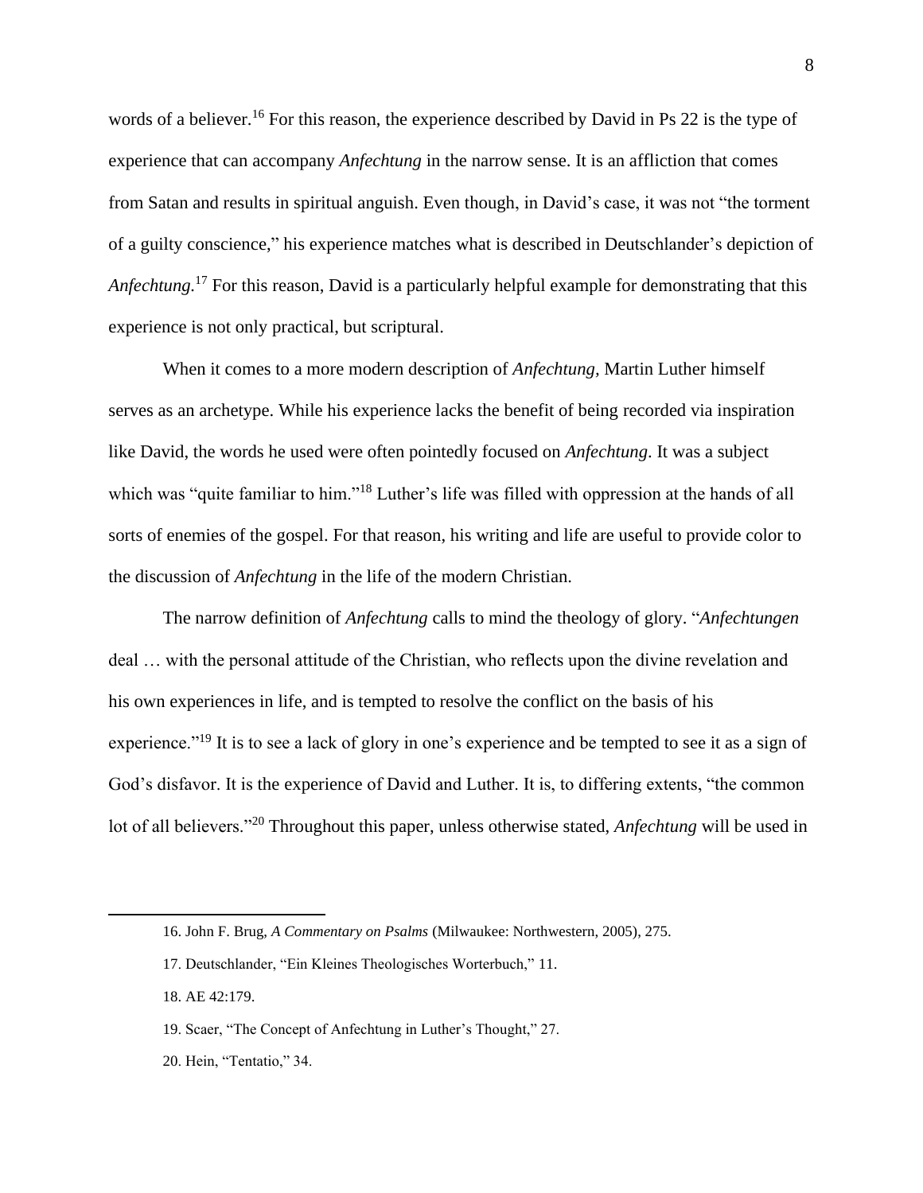words of a believer.[16] For this reason, the experience described by David in Ps 22 is the type of experience that can accompany *Anfechtung* in the narrow sense. It is an affliction that comes from Satan and results in spiritual anguish. Even though, in David's case, it was not "the torment of a guilty conscience," his experience matches what is described in Deutschlander's depiction of *Anfechtung*.[17] For this reason, David is a particularly helpful example for demonstrating that this experience is not only practical, but scriptural.

When it comes to a more modern description of *Anfechtung,* Martin Luther himself serves as an archetype. While his experience lacks the benefit of being recorded via inspiration like David, the words he used were often pointedly focused on *Anfechtung*. It was a subject which was "quite familiar to him."[18] Luther's life was filled with oppression at the hands of all sorts of enemies of the gospel. For that reason, his writing and life are useful to provide color to the discussion of *Anfechtung* in the life of the modern Christian.

The narrow definition of *Anfechtung* calls to mind the theology of glory. "*Anfechtungen* deal … with the personal attitude of the Christian, who reflects upon the divine revelation and his own experiences in life, and is tempted to resolve the conflict on the basis of his experience."[19] It is to see a lack of glory in one's experience and be tempted to see it as a sign of God's disfavor. It is the experience of David and Luther. It is, to differing extents, "the common lot of all believers."[20] Throughout this paper, unless otherwise stated, *Anfechtung* will be used in

---

16. John F. Brug, *A Commentary on Psalms* (Milwaukee: Northwestern, 2005), 275.

17. Deutschlander, "Ein Kleines Theologisches Worterbuch," 11.

18. AE 42:179.

19. Scaer, "The Concept of Anfechtung in Luther's Thought," 27.

20. Hein, "Tentatio," 34.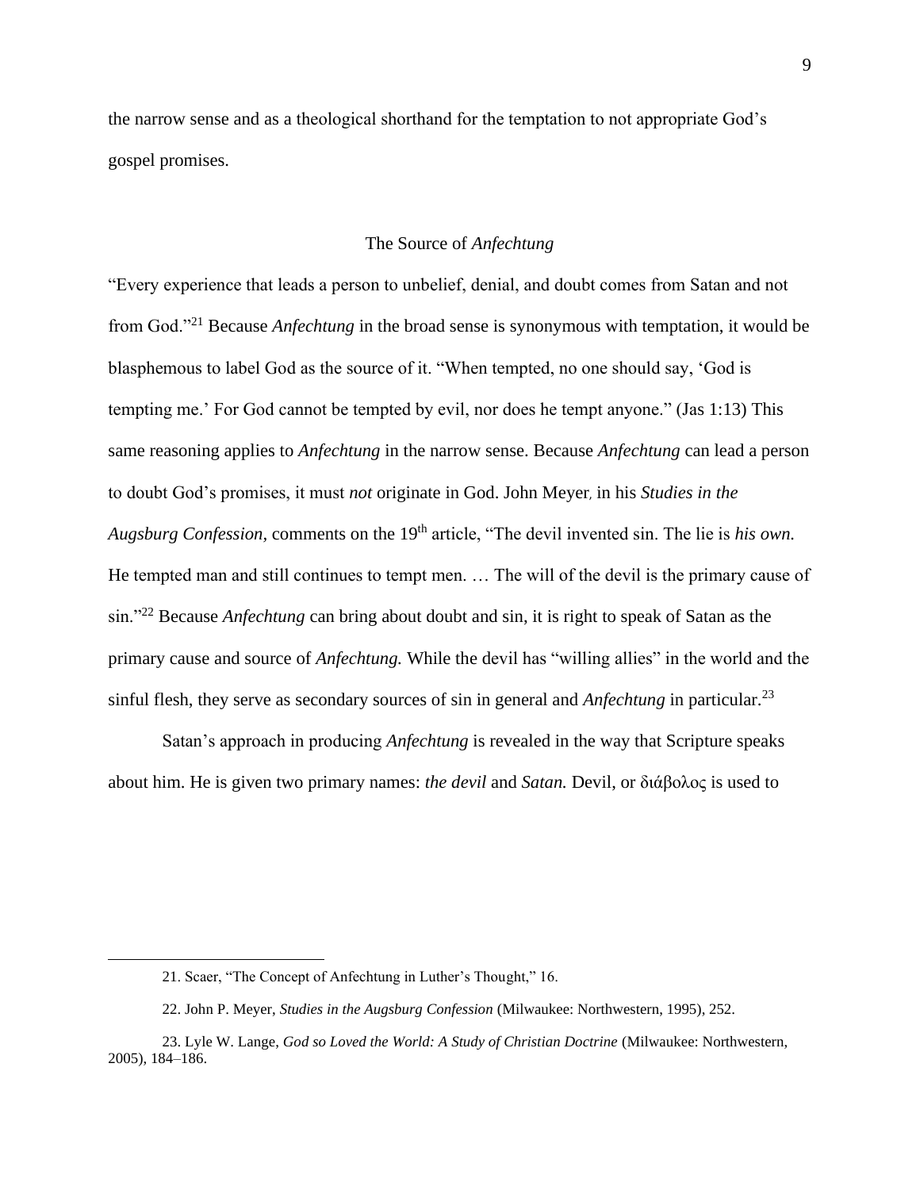the narrow sense and as a theological shorthand for the temptation to not appropriate God's gospel promises.

## The Source of *Anfechtung*

"Every experience that leads a person to unbelief, denial, and doubt comes from Satan and not from God."[21] Because *Anfechtung* in the broad sense is synonymous with temptation, it would be blasphemous to label God as the source of it. "When tempted, no one should say, 'God is tempting me.' For God cannot be tempted by evil, nor does he tempt anyone." (Jas 1:13) This same reasoning applies to *Anfechtung* in the narrow sense. Because *Anfechtung* can lead a person to doubt God's promises, it must *not* originate in God. John Meyer, in his *Studies in the Augsburg Confession,* comments on the 19th article, "The devil invented sin. The lie is *his own.* He tempted man and still continues to tempt men. … The will of the devil is the primary cause of sin."[22] Because *Anfechtung* can bring about doubt and sin, it is right to speak of Satan as the primary cause and source of *Anfechtung.* While the devil has "willing allies" in the world and the sinful flesh, they serve as secondary sources of sin in general and *Anfechtung* in particular.[23]

Satan's approach in producing *Anfechtung* is revealed in the way that Scripture speaks about him. He is given two primary names: *the devil* and *Satan.* Devil, or διάβολος is used to

---

21. Scaer, "The Concept of Anfechtung in Luther's Thought," 16.

22. John P. Meyer, *Studies in the Augsburg Confession* (Milwaukee: Northwestern, 1995), 252.

23. Lyle W. Lange, *God so Loved the World: A Study of Christian Doctrine* (Milwaukee: Northwestern, 2005), 184–186.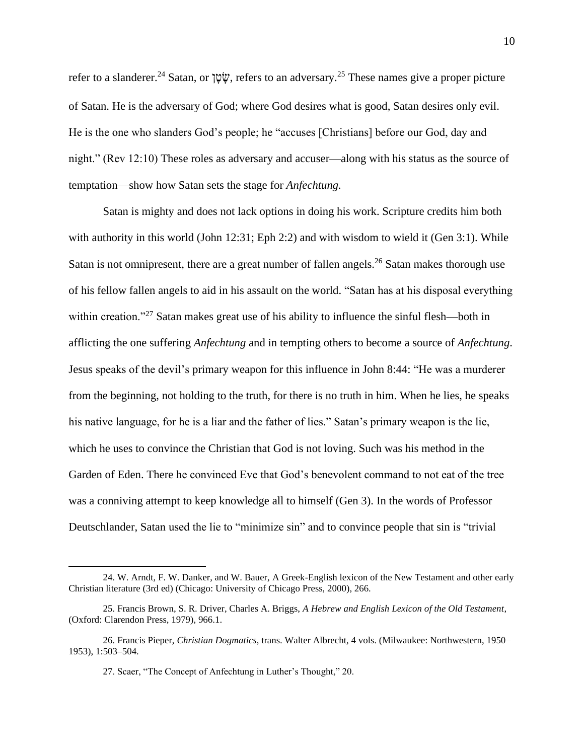refer to a slanderer.[24] Satan, or שָׂטָן, refers to an adversary.[25] These names give a proper picture of Satan. He is the adversary of God; where God desires what is good, Satan desires only evil. He is the one who slanders God's people; he "accuses [Christians] before our God, day and night." (Rev 12:10) These roles as adversary and accuser—along with his status as the source of temptation—show how Satan sets the stage for *Anfechtung.*

Satan is mighty and does not lack options in doing his work. Scripture credits him both with authority in this world (John 12:31; Eph 2:2) and with wisdom to wield it (Gen 3:1). While Satan is not omnipresent, there are a great number of fallen angels.[26] Satan makes thorough use of his fellow fallen angels to aid in his assault on the world. "Satan has at his disposal everything within creation."[27] Satan makes great use of his ability to influence the sinful flesh—both in afflicting the one suffering *Anfechtung* and in tempting others to become a source of *Anfechtung*. Jesus speaks of the devil's primary weapon for this influence in John 8:44: "He was a murderer from the beginning, not holding to the truth, for there is no truth in him. When he lies, he speaks his native language, for he is a liar and the father of lies." Satan's primary weapon is the lie, which he uses to convince the Christian that God is not loving. Such was his method in the Garden of Eden. There he convinced Eve that God's benevolent command to not eat of the tree was a conniving attempt to keep knowledge all to himself (Gen 3). In the words of Professor Deutschlander, Satan used the lie to "minimize sin" and to convince people that sin is "trivial

---

24. W. Arndt, F. W. Danker, and W. Bauer, A Greek-English lexicon of the New Testament and other early Christian literature (3rd ed) (Chicago: University of Chicago Press, 2000), 266.

25. Francis Brown, S. R. Driver, Charles A. Briggs, *A Hebrew and English Lexicon of the Old Testament*, (Oxford: Clarendon Press, 1979), 966.1.

26. Francis Pieper, *Christian Dogmatics*, trans. Walter Albrecht, 4 vols. (Milwaukee: Northwestern, 1950–1953), 1:503–504.

27. Scaer, "The Concept of Anfechtung in Luther's Thought," 20.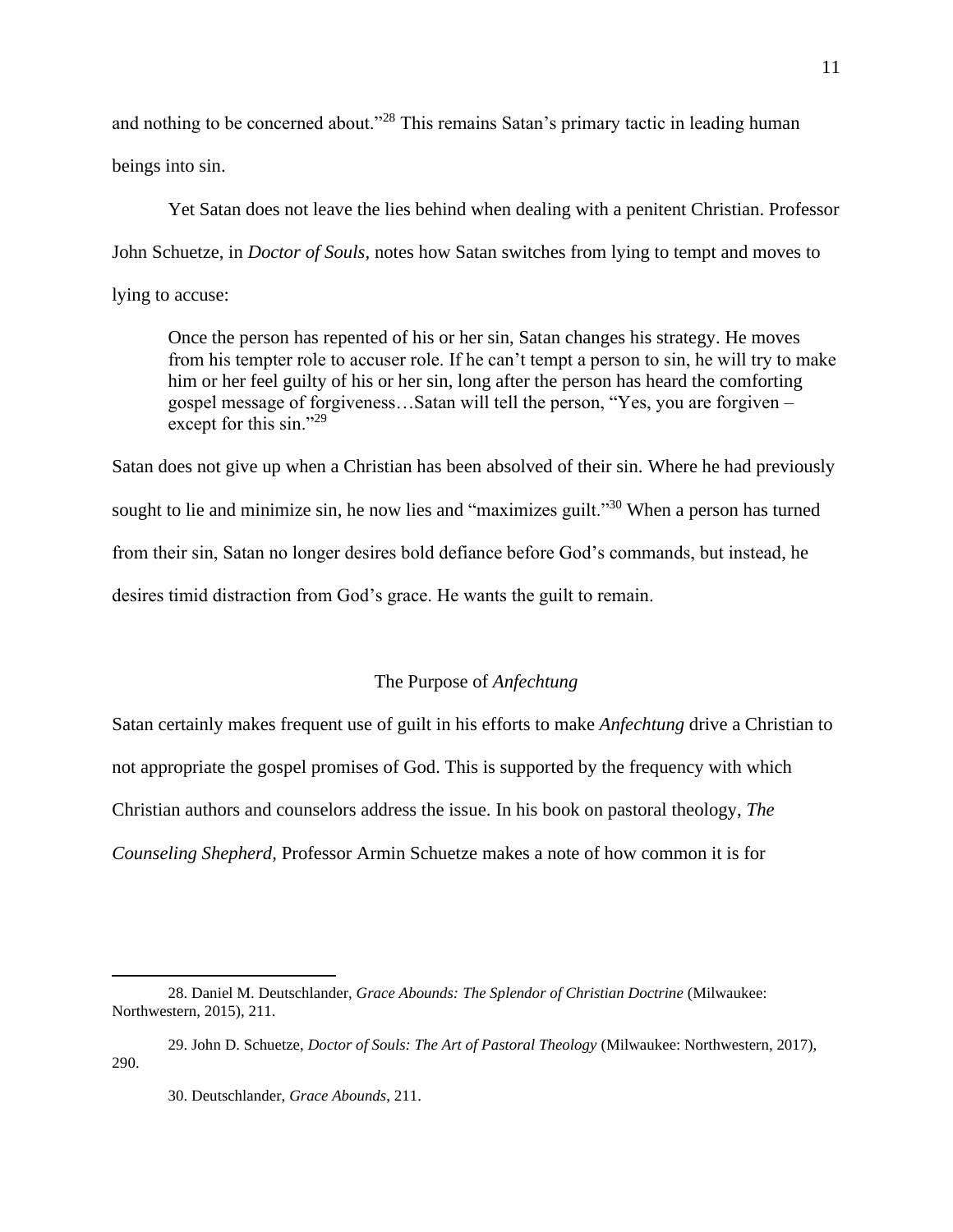and nothing to be concerned about."[28] This remains Satan's primary tactic in leading human beings into sin.

Yet Satan does not leave the lies behind when dealing with a penitent Christian. Professor John Schuetze, in *Doctor of Souls,* notes how Satan switches from lying to tempt and moves to lying to accuse:

> Once the person has repented of his or her sin, Satan changes his strategy. He moves from his tempter role to accuser role. If he can't tempt a person to sin, he will try to make him or her feel guilty of his or her sin, long after the person has heard the comforting gospel message of forgiveness…Satan will tell the person, "Yes, you are forgiven – except for this sin."[29]

Satan does not give up when a Christian has been absolved of their sin. Where he had previously sought to lie and minimize sin, he now lies and "maximizes guilt."[30] When a person has turned from their sin, Satan no longer desires bold defiance before God's commands, but instead, he desires timid distraction from God's grace. He wants the guilt to remain.

## The Purpose of *Anfechtung*

Satan certainly makes frequent use of guilt in his efforts to make *Anfechtung* drive a Christian to not appropriate the gospel promises of God. This is supported by the frequency with which Christian authors and counselors address the issue. In his book on pastoral theology, *The Counseling Shepherd,* Professor Armin Schuetze makes a note of how common it is for

---

28. Daniel M. Deutschlander, *Grace Abounds: The Splendor of Christian Doctrine* (Milwaukee: Northwestern, 2015), 211.

29. John D. Schuetze, *Doctor of Souls: The Art of Pastoral Theology* (Milwaukee: Northwestern, 2017), 290.

30. Deutschlander, *Grace Abounds*, 211.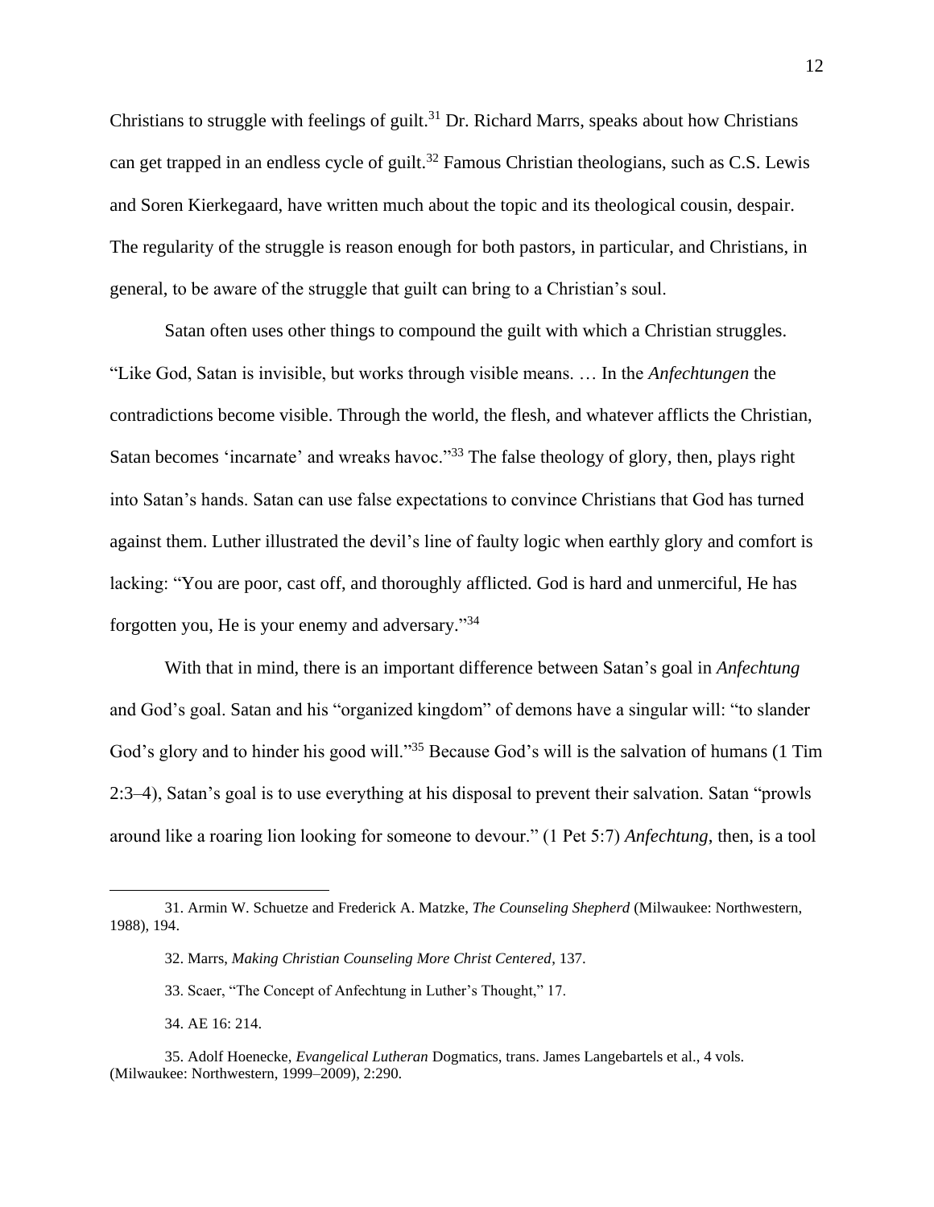Christians to struggle with feelings of guilt.[31] Dr. Richard Marrs, speaks about how Christians can get trapped in an endless cycle of guilt.[32] Famous Christian theologians, such as C.S. Lewis and Soren Kierkegaard, have written much about the topic and its theological cousin, despair. The regularity of the struggle is reason enough for both pastors, in particular, and Christians, in general, to be aware of the struggle that guilt can bring to a Christian's soul.

Satan often uses other things to compound the guilt with which a Christian struggles. "Like God, Satan is invisible, but works through visible means. … In the *Anfechtungen* the contradictions become visible. Through the world, the flesh, and whatever afflicts the Christian, Satan becomes 'incarnate' and wreaks havoc."[33] The false theology of glory, then, plays right into Satan's hands. Satan can use false expectations to convince Christians that God has turned against them. Luther illustrated the devil's line of faulty logic when earthly glory and comfort is lacking: "You are poor, cast off, and thoroughly afflicted. God is hard and unmerciful, He has forgotten you, He is your enemy and adversary."[34]

With that in mind, there is an important difference between Satan's goal in *Anfechtung* and God's goal. Satan and his "organized kingdom" of demons have a singular will: "to slander God's glory and to hinder his good will."[35] Because God's will is the salvation of humans (1 Tim 2:3–4), Satan's goal is to use everything at his disposal to prevent their salvation. Satan "prowls around like a roaring lion looking for someone to devour." (1 Pet 5:7) *Anfechtung*, then, is a tool

---

31. Armin W. Schuetze and Frederick A. Matzke, *The Counseling Shepherd* (Milwaukee: Northwestern, 1988), 194.

32. Marrs, *Making Christian Counseling More Christ Centered*, 137.

33. Scaer, "The Concept of Anfechtung in Luther's Thought," 17.

34. AE 16: 214.

35. Adolf Hoenecke, *Evangelical Lutheran* Dogmatics, trans. James Langebartels et al., 4 vols. (Milwaukee: Northwestern, 1999–2009), 2:290.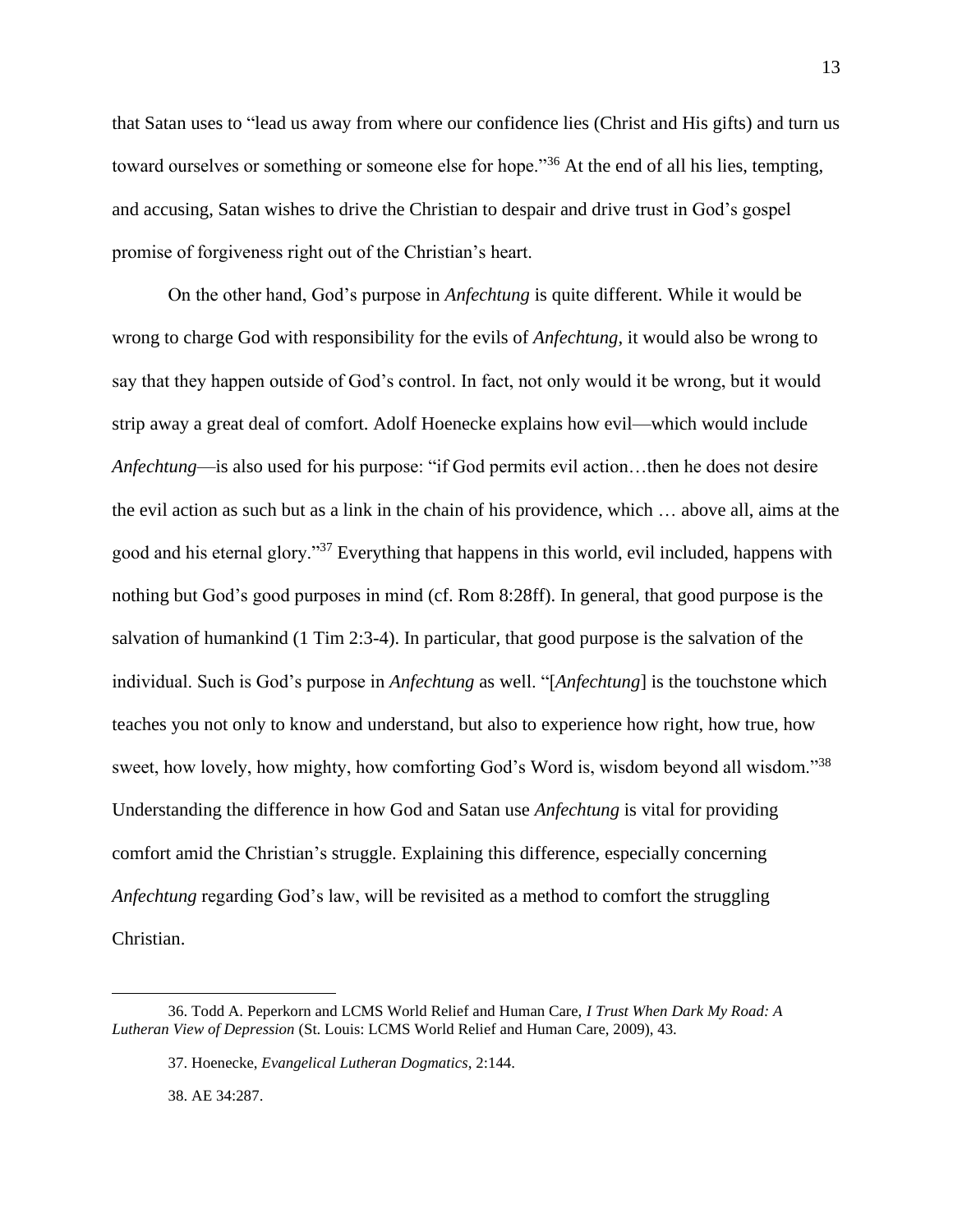that Satan uses to "lead us away from where our confidence lies (Christ and His gifts) and turn us toward ourselves or something or someone else for hope."[36] At the end of all his lies, tempting, and accusing, Satan wishes to drive the Christian to despair and drive trust in God's gospel promise of forgiveness right out of the Christian's heart.

On the other hand, God's purpose in *Anfechtung* is quite different. While it would be wrong to charge God with responsibility for the evils of *Anfechtung*, it would also be wrong to say that they happen outside of God's control. In fact, not only would it be wrong, but it would strip away a great deal of comfort. Adolf Hoenecke explains how evil—which would include *Anfechtung*—is also used for his purpose: "if God permits evil action…then he does not desire the evil action as such but as a link in the chain of his providence, which … above all, aims at the good and his eternal glory."[37] Everything that happens in this world, evil included, happens with nothing but God's good purposes in mind (cf. Rom 8:28ff). In general, that good purpose is the salvation of humankind (1 Tim 2:3-4). In particular, that good purpose is the salvation of the individual. Such is God's purpose in *Anfechtung* as well. "[*Anfechtung*] is the touchstone which teaches you not only to know and understand, but also to experience how right, how true, how sweet, how lovely, how mighty, how comforting God's Word is, wisdom beyond all wisdom."[38] Understanding the difference in how God and Satan use *Anfechtung* is vital for providing comfort amid the Christian's struggle. Explaining this difference, especially concerning *Anfechtung* regarding God's law, will be revisited as a method to comfort the struggling Christian.

---

36. Todd A. Peperkorn and LCMS World Relief and Human Care, *I Trust When Dark My Road: A Lutheran View of Depression* (St. Louis: LCMS World Relief and Human Care, 2009), 43.

37. Hoenecke, *Evangelical Lutheran Dogmatics*, 2:144.

38. AE 34:287.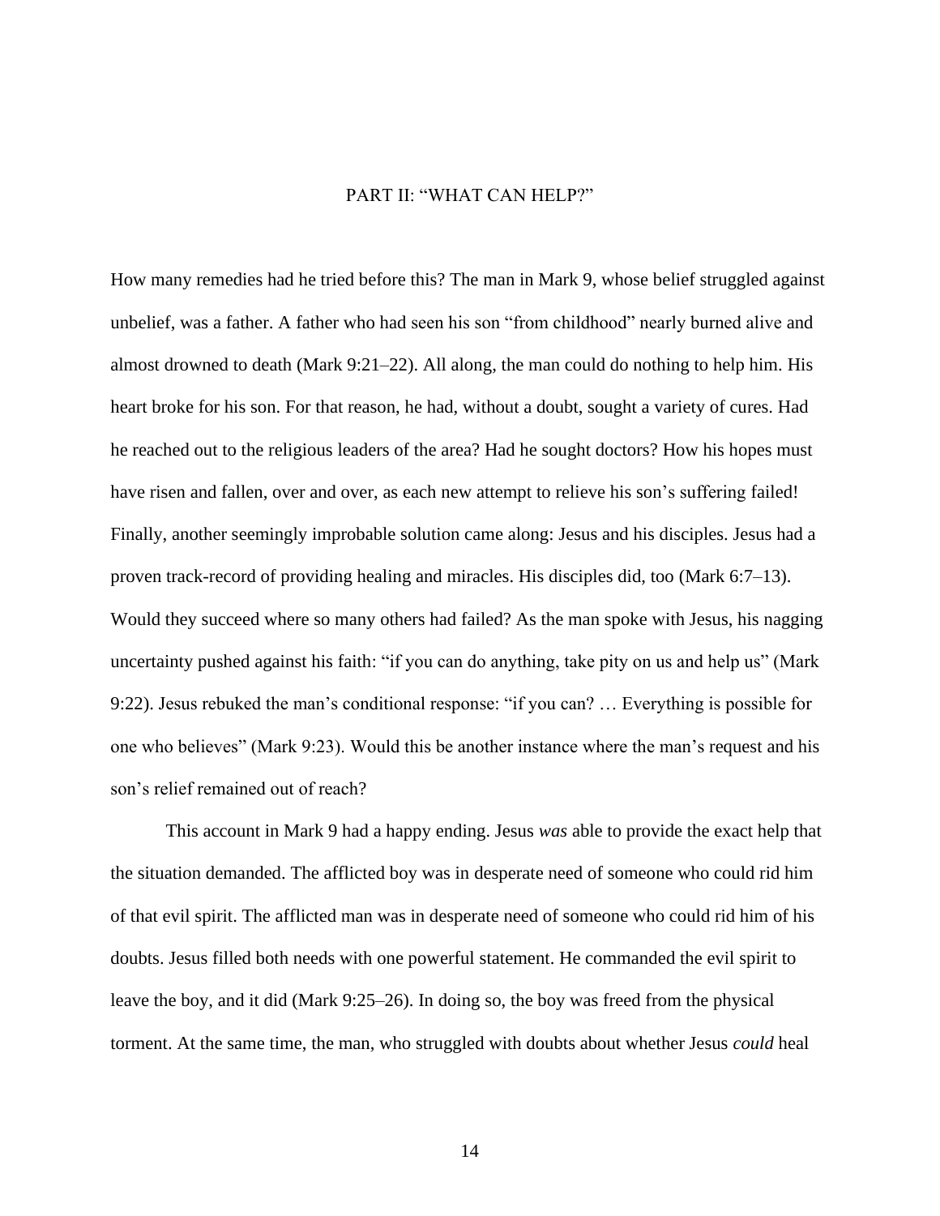# PART II: "WHAT CAN HELP?"

How many remedies had he tried before this? The man in Mark 9, whose belief struggled against unbelief, was a father. A father who had seen his son "from childhood" nearly burned alive and almost drowned to death (Mark 9:21–22). All along, the man could do nothing to help him. His heart broke for his son. For that reason, he had, without a doubt, sought a variety of cures. Had he reached out to the religious leaders of the area? Had he sought doctors? How his hopes must have risen and fallen, over and over, as each new attempt to relieve his son's suffering failed! Finally, another seemingly improbable solution came along: Jesus and his disciples. Jesus had a proven track-record of providing healing and miracles. His disciples did, too (Mark 6:7–13). Would they succeed where so many others had failed? As the man spoke with Jesus, his nagging uncertainty pushed against his faith: "if you can do anything, take pity on us and help us" (Mark 9:22). Jesus rebuked the man's conditional response: "if you can? … Everything is possible for one who believes" (Mark 9:23). Would this be another instance where the man's request and his son's relief remained out of reach?

This account in Mark 9 had a happy ending. Jesus *was* able to provide the exact help that the situation demanded. The afflicted boy was in desperate need of someone who could rid him of that evil spirit. The afflicted man was in desperate need of someone who could rid him of his doubts. Jesus filled both needs with one powerful statement. He commanded the evil spirit to leave the boy, and it did (Mark 9:25–26). In doing so, the boy was freed from the physical torment. At the same time, the man, who struggled with doubts about whether Jesus *could* heal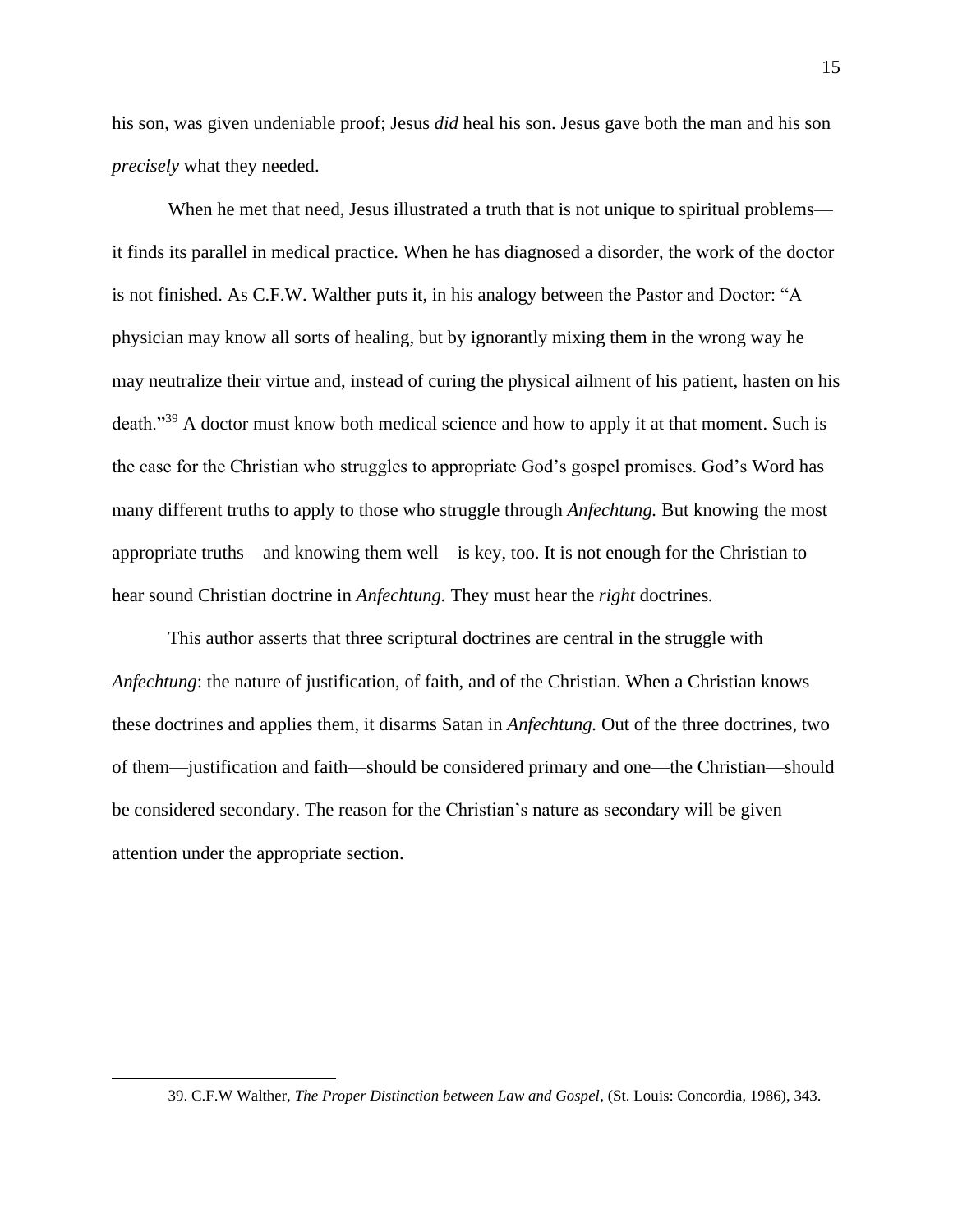his son, was given undeniable proof; Jesus *did* heal his son. Jesus gave both the man and his son *precisely* what they needed.

When he met that need, Jesus illustrated a truth that is not unique to spiritual problems—it finds its parallel in medical practice. When he has diagnosed a disorder, the work of the doctor is not finished. As C.F.W. Walther puts it, in his analogy between the Pastor and Doctor: "A physician may know all sorts of healing, but by ignorantly mixing them in the wrong way he may neutralize their virtue and, instead of curing the physical ailment of his patient, hasten on his death."[39] A doctor must know both medical science and how to apply it at that moment. Such is the case for the Christian who struggles to appropriate God's gospel promises. God's Word has many different truths to apply to those who struggle through *Anfechtung.* But knowing the most appropriate truths—and knowing them well—is key, too. It is not enough for the Christian to hear sound Christian doctrine in *Anfechtung.* They must hear the *right* doctrines*.*

This author asserts that three scriptural doctrines are central in the struggle with *Anfechtung*: the nature of justification, of faith, and of the Christian. When a Christian knows these doctrines and applies them, it disarms Satan in *Anfechtung.* Out of the three doctrines, two of them—justification and faith—should be considered primary and one—the Christian—should be considered secondary. The reason for the Christian's nature as secondary will be given attention under the appropriate section.

---

39. C.F.W Walther, *The Proper Distinction between Law and Gospel*, (St. Louis: Concordia, 1986), 343.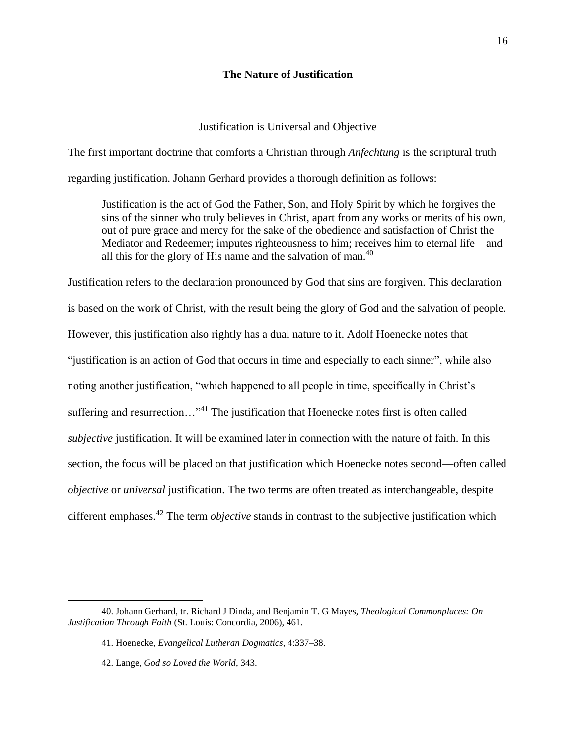## The Nature of Justification

### Justification is Universal and Objective

The first important doctrine that comforts a Christian through *Anfechtung* is the scriptural truth regarding justification. Johann Gerhard provides a thorough definition as follows:

> Justification is the act of God the Father, Son, and Holy Spirit by which he forgives the sins of the sinner who truly believes in Christ, apart from any works or merits of his own, out of pure grace and mercy for the sake of the obedience and satisfaction of Christ the Mediator and Redeemer; imputes righteousness to him; receives him to eternal life—and all this for the glory of His name and the salvation of man.[40]

Justification refers to the declaration pronounced by God that sins are forgiven. This declaration is based on the work of Christ, with the result being the glory of God and the salvation of people. However, this justification also rightly has a dual nature to it. Adolf Hoenecke notes that "justification is an action of God that occurs in time and especially to each sinner", while also noting another justification, "which happened to all people in time, specifically in Christ's suffering and resurrection…"[41] The justification that Hoenecke notes first is often called *subjective* justification. It will be examined later in connection with the nature of faith. In this section, the focus will be placed on that justification which Hoenecke notes second—often called *objective* or *universal* justification. The two terms are often treated as interchangeable, despite different emphases.[42] The term *objective* stands in contrast to the subjective justification which

---

40. Johann Gerhard, tr. Richard J Dinda, and Benjamin T. G Mayes, *Theological Commonplaces: On Justification Through Faith* (St. Louis: Concordia, 2006), 461.

41. Hoenecke, *Evangelical Lutheran Dogmatics*, 4:337–38.

42. Lange, *God so Loved the World*, 343.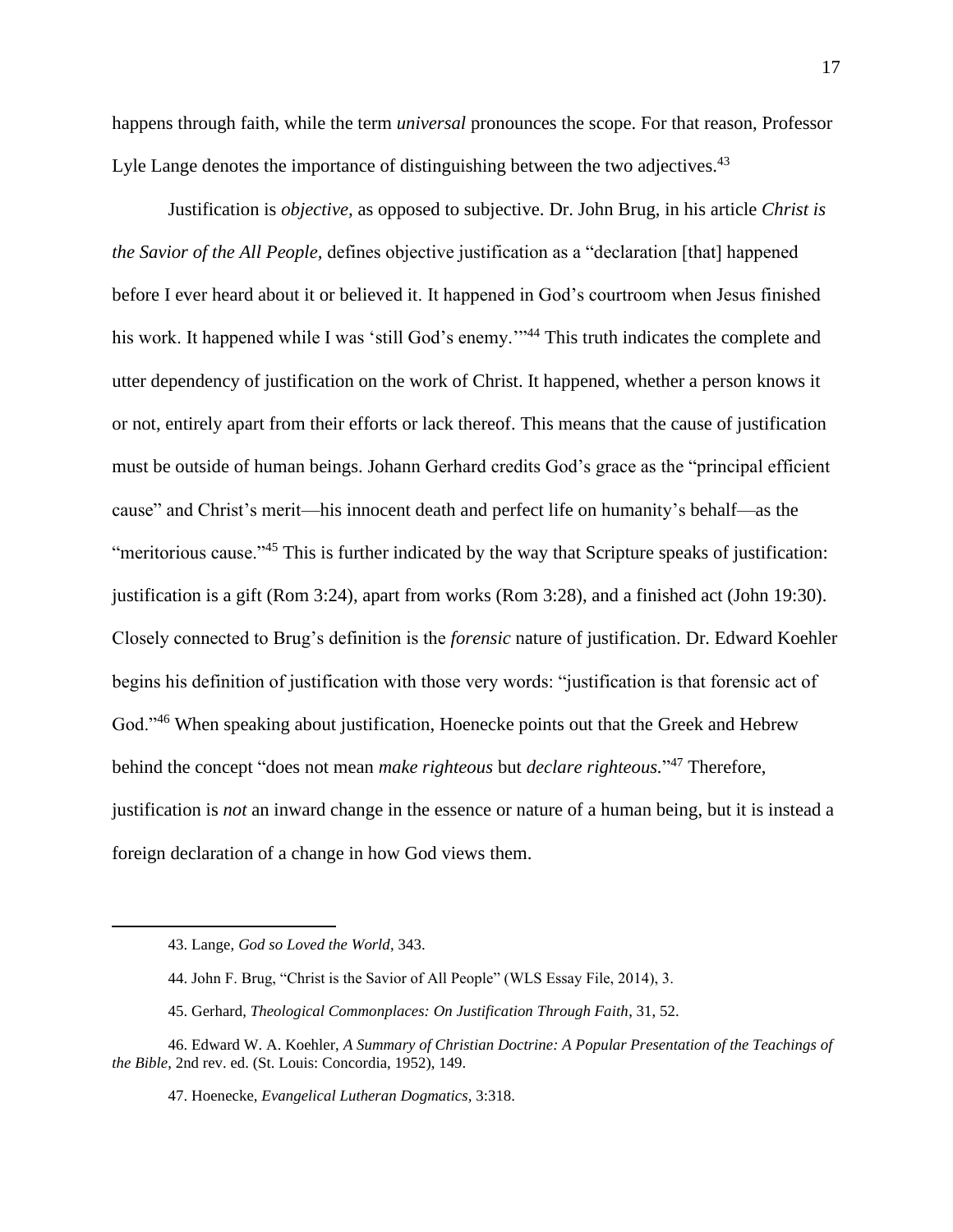happens through faith, while the term *universal* pronounces the scope. For that reason, Professor Lyle Lange denotes the importance of distinguishing between the two adjectives.[43]

Justification is *objective,* as opposed to subjective. Dr. John Brug, in his article *Christ is the Savior of the All People,* defines objective justification as a "declaration [that] happened before I ever heard about it or believed it. It happened in God's courtroom when Jesus finished his work. It happened while I was 'still God's enemy.'"[44] This truth indicates the complete and utter dependency of justification on the work of Christ. It happened, whether a person knows it or not, entirely apart from their efforts or lack thereof. This means that the cause of justification must be outside of human beings. Johann Gerhard credits God's grace as the "principal efficient cause" and Christ's merit—his innocent death and perfect life on humanity's behalf—as the "meritorious cause."[45] This is further indicated by the way that Scripture speaks of justification: justification is a gift (Rom 3:24), apart from works (Rom 3:28), and a finished act (John 19:30). Closely connected to Brug's definition is the *forensic* nature of justification. Dr. Edward Koehler begins his definition of justification with those very words: "justification is that forensic act of God."[46] When speaking about justification, Hoenecke points out that the Greek and Hebrew behind the concept "does not mean *make righteous* but *declare righteous.*"[47] Therefore, justification is *not* an inward change in the essence or nature of a human being, but it is instead a foreign declaration of a change in how God views them.

---

43. Lange, *God so Loved the World*, 343.

44. John F. Brug, "Christ is the Savior of All People" (WLS Essay File, 2014), 3.

45. Gerhard, *Theological Commonplaces: On Justification Through Faith*, 31, 52.

46. Edward W. A. Koehler, *A Summary of Christian Doctrine: A Popular Presentation of the Teachings of the Bible*, 2nd rev. ed. (St. Louis: Concordia, 1952), 149.

47. Hoenecke, *Evangelical Lutheran Dogmatics*, 3:318.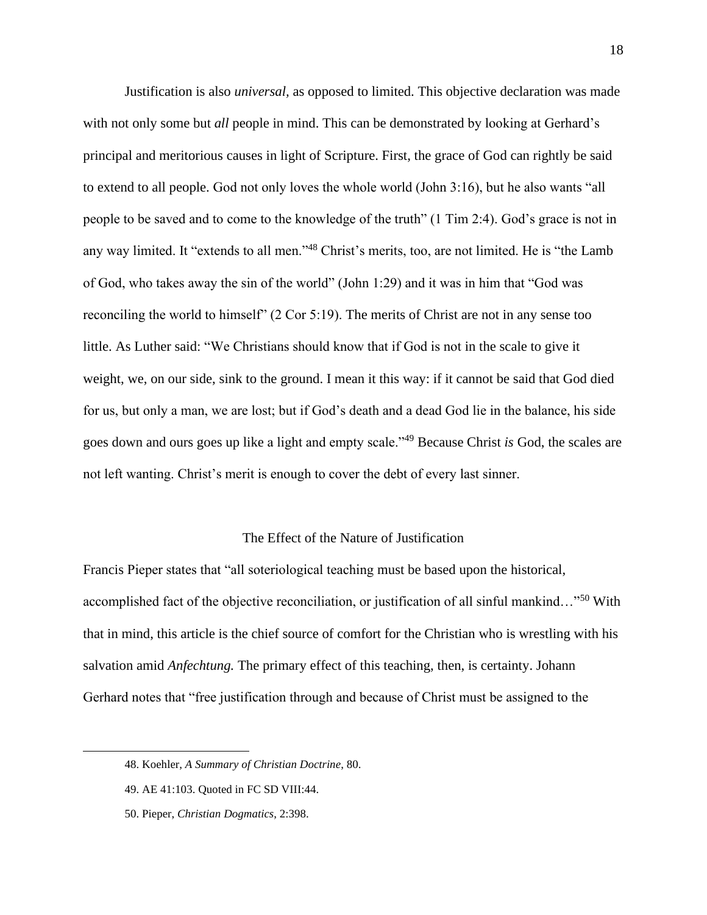Justification is also *universal*, as opposed to limited. This objective declaration was made with not only some but *all* people in mind. This can be demonstrated by looking at Gerhard's principal and meritorious causes in light of Scripture. First, the grace of God can rightly be said to extend to all people. God not only loves the whole world (John 3:16), but he also wants "all people to be saved and to come to the knowledge of the truth" (1 Tim 2:4). God's grace is not in any way limited. It "extends to all men."[48] Christ's merits, too, are not limited. He is "the Lamb of God, who takes away the sin of the world" (John 1:29) and it was in him that "God was reconciling the world to himself" (2 Cor 5:19). The merits of Christ are not in any sense too little. As Luther said: "We Christians should know that if God is not in the scale to give it weight, we, on our side, sink to the ground. I mean it this way: if it cannot be said that God died for us, but only a man, we are lost; but if God's death and a dead God lie in the balance, his side goes down and ours goes up like a light and empty scale."[49] Because Christ *is* God, the scales are not left wanting. Christ's merit is enough to cover the debt of every last sinner.

## The Effect of the Nature of Justification

Francis Pieper states that "all soteriological teaching must be based upon the historical, accomplished fact of the objective reconciliation, or justification of all sinful mankind…"[50] With that in mind, this article is the chief source of comfort for the Christian who is wrestling with his salvation amid *Anfechtung.* The primary effect of this teaching, then, is certainty. Johann Gerhard notes that "free justification through and because of Christ must be assigned to the

48. Koehler, *A Summary of Christian Doctrine*, 80.

49. AE 41:103. Quoted in FC SD VIII:44.

50. Pieper, *Christian Dogmatics*, 2:398.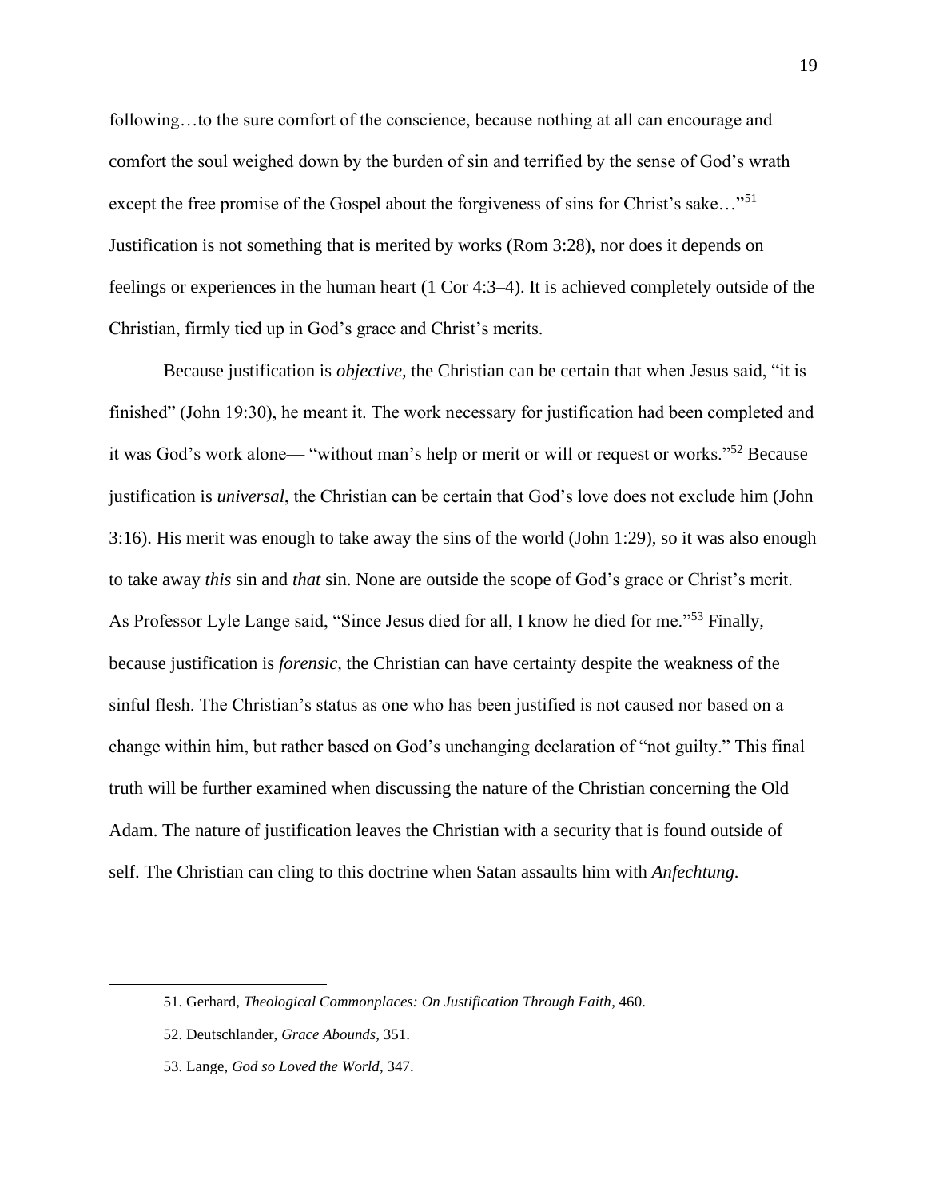following…to the sure comfort of the conscience, because nothing at all can encourage and comfort the soul weighed down by the burden of sin and terrified by the sense of God's wrath except the free promise of the Gospel about the forgiveness of sins for Christ's sake…"[51] Justification is not something that is merited by works (Rom 3:28), nor does it depends on feelings or experiences in the human heart (1 Cor 4:3–4). It is achieved completely outside of the Christian, firmly tied up in God's grace and Christ's merits.

Because justification is *objective,* the Christian can be certain that when Jesus said, "it is finished" (John 19:30), he meant it. The work necessary for justification had been completed and it was God's work alone— "without man's help or merit or will or request or works."[52] Because justification is *universal*, the Christian can be certain that God's love does not exclude him (John 3:16). His merit was enough to take away the sins of the world (John 1:29), so it was also enough to take away *this* sin and *that* sin. None are outside the scope of God's grace or Christ's merit. As Professor Lyle Lange said, "Since Jesus died for all, I know he died for me."[53] Finally, because justification is *forensic,* the Christian can have certainty despite the weakness of the sinful flesh. The Christian's status as one who has been justified is not caused nor based on a change within him, but rather based on God's unchanging declaration of "not guilty." This final truth will be further examined when discussing the nature of the Christian concerning the Old Adam. The nature of justification leaves the Christian with a security that is found outside of self. The Christian can cling to this doctrine when Satan assaults him with *Anfechtung.*

---

51. Gerhard, *Theological Commonplaces: On Justification Through Faith*, 460.

52. Deutschlander, *Grace Abounds*, 351.

53. Lange, *God so Loved the World*, 347.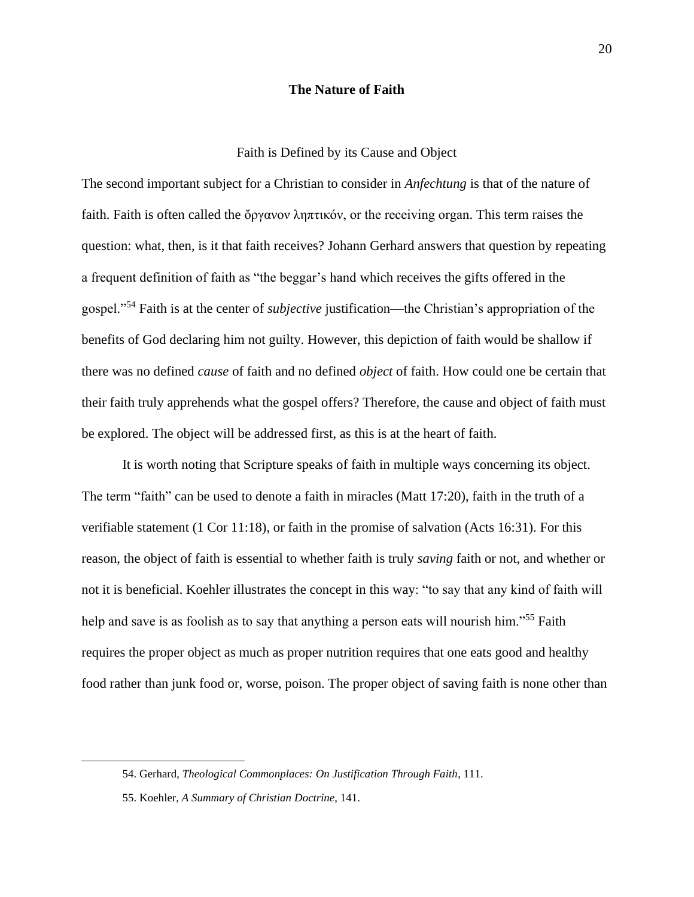## The Nature of Faith

### Faith is Defined by its Cause and Object

The second important subject for a Christian to consider in *Anfechtung* is that of the nature of faith. Faith is often called the ὄργανον ληπτικόν, or the receiving organ. This term raises the question: what, then, is it that faith receives? Johann Gerhard answers that question by repeating a frequent definition of faith as "the beggar's hand which receives the gifts offered in the gospel."[54] Faith is at the center of *subjective* justification—the Christian's appropriation of the benefits of God declaring him not guilty. However, this depiction of faith would be shallow if there was no defined *cause* of faith and no defined *object* of faith. How could one be certain that their faith truly apprehends what the gospel offers? Therefore, the cause and object of faith must be explored. The object will be addressed first, as this is at the heart of faith.

It is worth noting that Scripture speaks of faith in multiple ways concerning its object. The term "faith" can be used to denote a faith in miracles (Matt 17:20), faith in the truth of a verifiable statement (1 Cor 11:18), or faith in the promise of salvation (Acts 16:31). For this reason, the object of faith is essential to whether faith is truly *saving* faith or not, and whether or not it is beneficial. Koehler illustrates the concept in this way: "to say that any kind of faith will help and save is as foolish as to say that anything a person eats will nourish him."[55] Faith requires the proper object as much as proper nutrition requires that one eats good and healthy food rather than junk food or, worse, poison. The proper object of saving faith is none other than

---

54. Gerhard, *Theological Commonplaces: On Justification Through Faith*, 111.

55. Koehler, *A Summary of Christian Doctrine*, 141.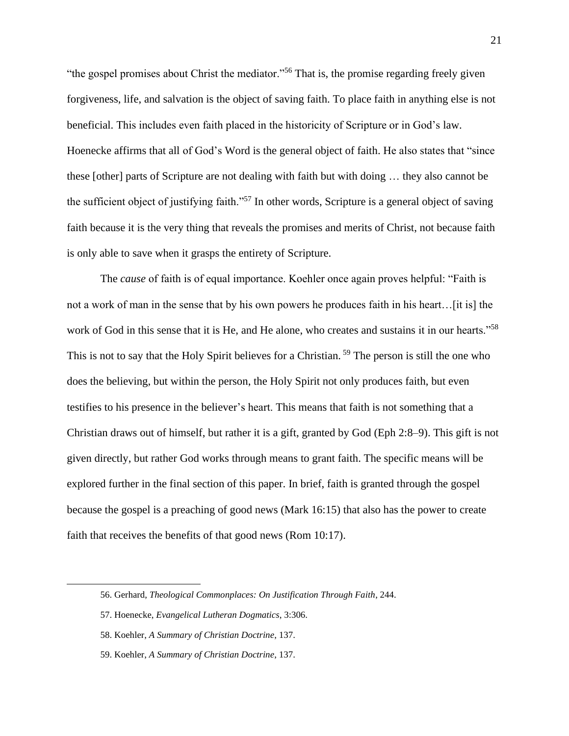"the gospel promises about Christ the mediator."[56] That is, the promise regarding freely given forgiveness, life, and salvation is the object of saving faith. To place faith in anything else is not beneficial. This includes even faith placed in the historicity of Scripture or in God's law. Hoenecke affirms that all of God's Word is the general object of faith. He also states that "since these [other] parts of Scripture are not dealing with faith but with doing … they also cannot be the sufficient object of justifying faith."[57] In other words, Scripture is a general object of saving faith because it is the very thing that reveals the promises and merits of Christ, not because faith is only able to save when it grasps the entirety of Scripture.

The *cause* of faith is of equal importance. Koehler once again proves helpful: "Faith is not a work of man in the sense that by his own powers he produces faith in his heart…[it is] the work of God in this sense that it is He, and He alone, who creates and sustains it in our hearts."[58] This is not to say that the Holy Spirit believes for a Christian.[59] The person is still the one who does the believing, but within the person, the Holy Spirit not only produces faith, but even testifies to his presence in the believer's heart. This means that faith is not something that a Christian draws out of himself, but rather it is a gift, granted by God (Eph 2:8–9). This gift is not given directly, but rather God works through means to grant faith. The specific means will be explored further in the final section of this paper. In brief, faith is granted through the gospel because the gospel is a preaching of good news (Mark 16:15) that also has the power to create faith that receives the benefits of that good news (Rom 10:17).

---

56. Gerhard, *Theological Commonplaces: On Justification Through Faith*, 244.

57. Hoenecke, *Evangelical Lutheran Dogmatics*, 3:306.

58. Koehler, *A Summary of Christian Doctrine*, 137.

59. Koehler, *A Summary of Christian Doctrine*, 137.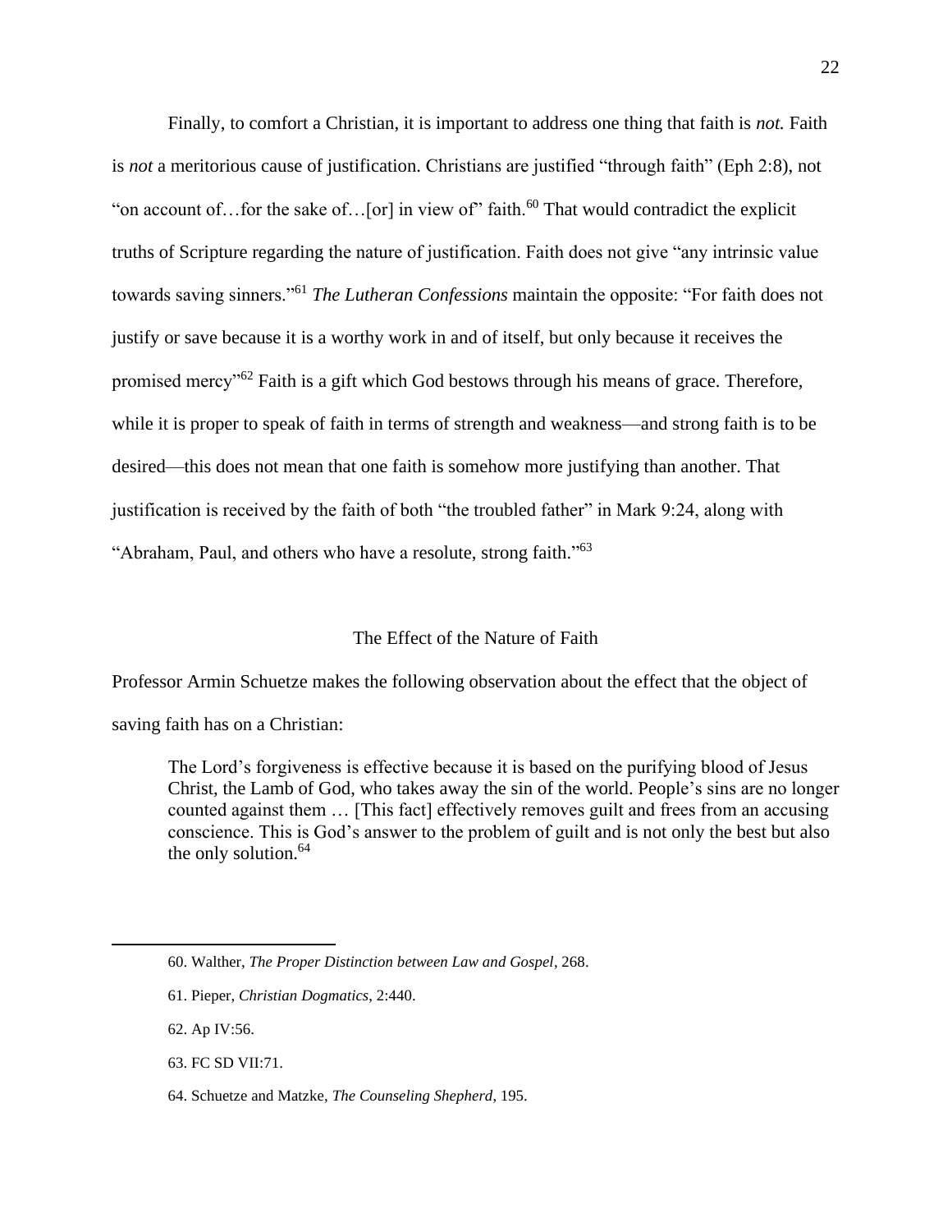Finally, to comfort a Christian, it is important to address one thing that faith is *not.* Faith is *not* a meritorious cause of justification. Christians are justified "through faith" (Eph 2:8), not "on account of…for the sake of…[or] in view of" faith.[60] That would contradict the explicit truths of Scripture regarding the nature of justification. Faith does not give "any intrinsic value towards saving sinners."[61] *The Lutheran Confessions* maintain the opposite: "For faith does not justify or save because it is a worthy work in and of itself, but only because it receives the promised mercy"[62] Faith is a gift which God bestows through his means of grace. Therefore, while it is proper to speak of faith in terms of strength and weakness—and strong faith is to be desired—this does not mean that one faith is somehow more justifying than another. That justification is received by the faith of both "the troubled father" in Mark 9:24, along with "Abraham, Paul, and others who have a resolute, strong faith."[63]

## The Effect of the Nature of Faith

Professor Armin Schuetze makes the following observation about the effect that the object of saving faith has on a Christian:

> The Lord's forgiveness is effective because it is based on the purifying blood of Jesus Christ, the Lamb of God, who takes away the sin of the world. People's sins are no longer counted against them … [This fact] effectively removes guilt and frees from an accusing conscience. This is God's answer to the problem of guilt and is not only the best but also the only solution.[64]

---

60. Walther, *The Proper Distinction between Law and Gospel*, 268.

61. Pieper, *Christian Dogmatics*, 2:440.

62. Ap IV:56.

63. FC SD VII:71.

64. Schuetze and Matzke, *The Counseling Shepherd*, 195.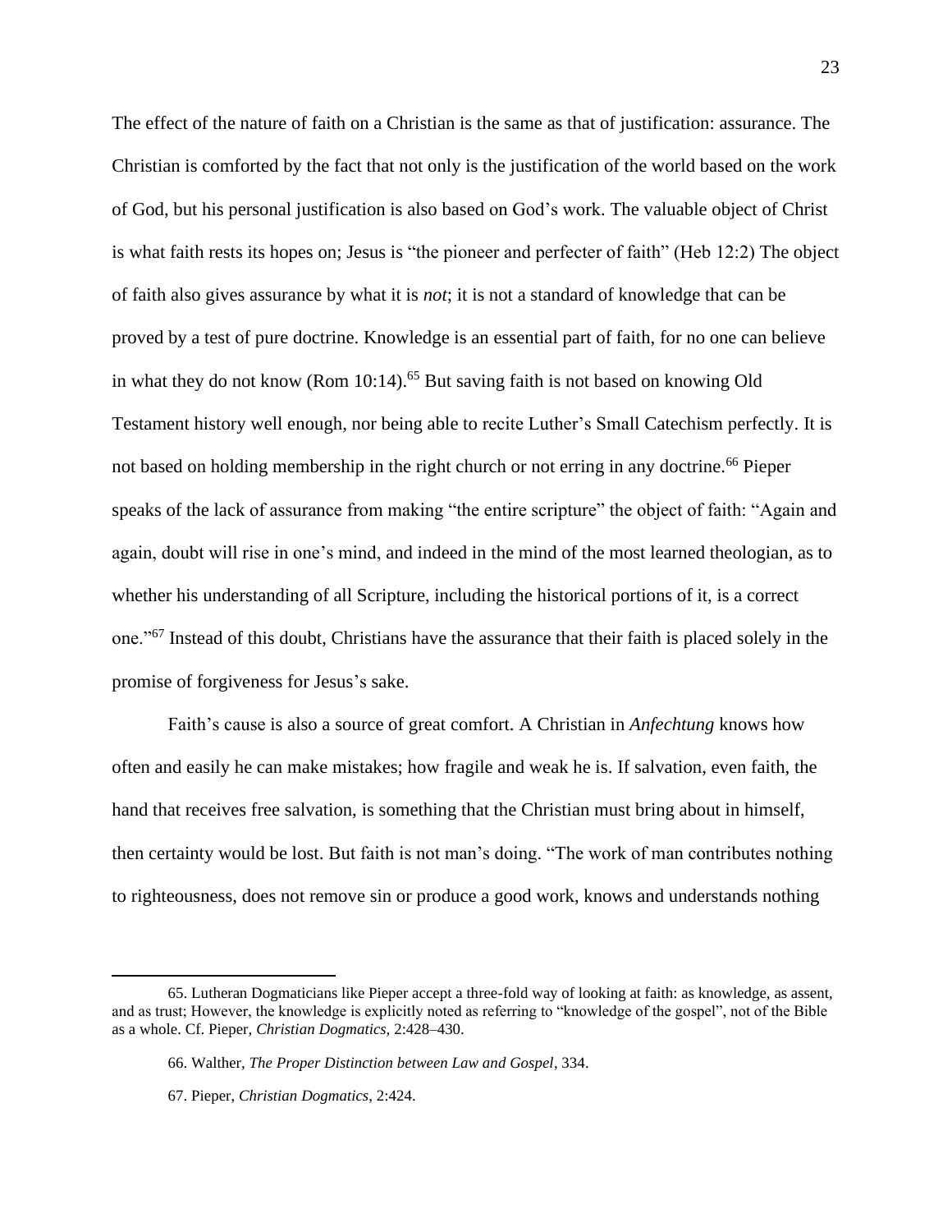The effect of the nature of faith on a Christian is the same as that of justification: assurance. The Christian is comforted by the fact that not only is the justification of the world based on the work of God, but his personal justification is also based on God's work. The valuable object of Christ is what faith rests its hopes on; Jesus is "the pioneer and perfecter of faith" (Heb 12:2) The object of faith also gives assurance by what it is *not*; it is not a standard of knowledge that can be proved by a test of pure doctrine. Knowledge is an essential part of faith, for no one can believe in what they do not know (Rom 10:14).[65] But saving faith is not based on knowing Old Testament history well enough, nor being able to recite Luther's Small Catechism perfectly. It is not based on holding membership in the right church or not erring in any doctrine.[66] Pieper speaks of the lack of assurance from making "the entire scripture" the object of faith: "Again and again, doubt will rise in one's mind, and indeed in the mind of the most learned theologian, as to whether his understanding of all Scripture, including the historical portions of it, is a correct one."[67] Instead of this doubt, Christians have the assurance that their faith is placed solely in the promise of forgiveness for Jesus's sake.

Faith's cause is also a source of great comfort. A Christian in *Anfechtung* knows how often and easily he can make mistakes; how fragile and weak he is. If salvation, even faith, the hand that receives free salvation, is something that the Christian must bring about in himself, then certainty would be lost. But faith is not man's doing. "The work of man contributes nothing to righteousness, does not remove sin or produce a good work, knows and understands nothing

---

65. Lutheran Dogmaticians like Pieper accept a three-fold way of looking at faith: as knowledge, as assent, and as trust; However, the knowledge is explicitly noted as referring to "knowledge of the gospel", not of the Bible as a whole. Cf. Pieper, *Christian Dogmatics*, 2:428–430.

66. Walther, *The Proper Distinction between Law and Gospel*, 334.

67. Pieper, *Christian Dogmatics*, 2:424.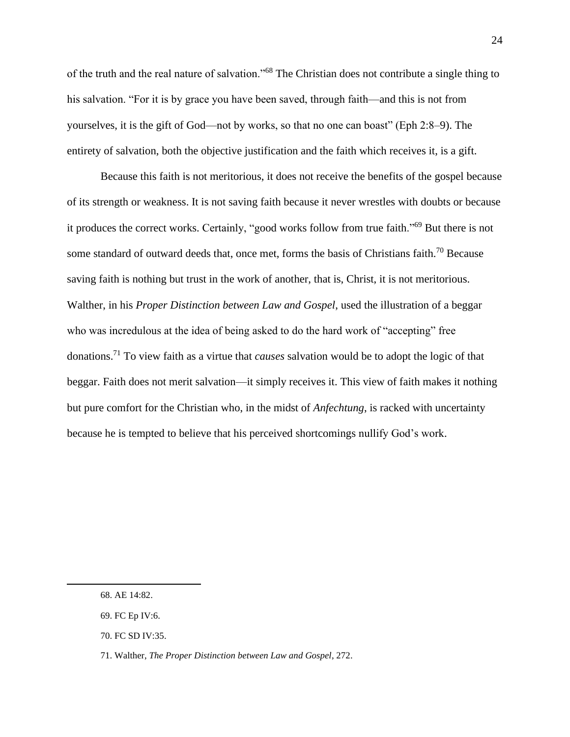of the truth and the real nature of salvation."[68] The Christian does not contribute a single thing to his salvation. "For it is by grace you have been saved, through faith—and this is not from yourselves, it is the gift of God—not by works, so that no one can boast" (Eph 2:8–9). The entirety of salvation, both the objective justification and the faith which receives it, is a gift.

Because this faith is not meritorious, it does not receive the benefits of the gospel because of its strength or weakness. It is not saving faith because it never wrestles with doubts or because it produces the correct works. Certainly, "good works follow from true faith."[69] But there is not some standard of outward deeds that, once met, forms the basis of Christians faith.[70] Because saving faith is nothing but trust in the work of another, that is, Christ, it is not meritorious. Walther, in his *Proper Distinction between Law and Gospel*, used the illustration of a beggar who was incredulous at the idea of being asked to do the hard work of "accepting" free donations.[71] To view faith as a virtue that *causes* salvation would be to adopt the logic of that beggar. Faith does not merit salvation—it simply receives it. This view of faith makes it nothing but pure comfort for the Christian who, in the midst of *Anfechtung*, is racked with uncertainty because he is tempted to believe that his perceived shortcomings nullify God's work.

---

68. AE 14:82.

69. FC Ep IV:6.

70. FC SD IV:35.

71. Walther, *The Proper Distinction between Law and Gospel*, 272.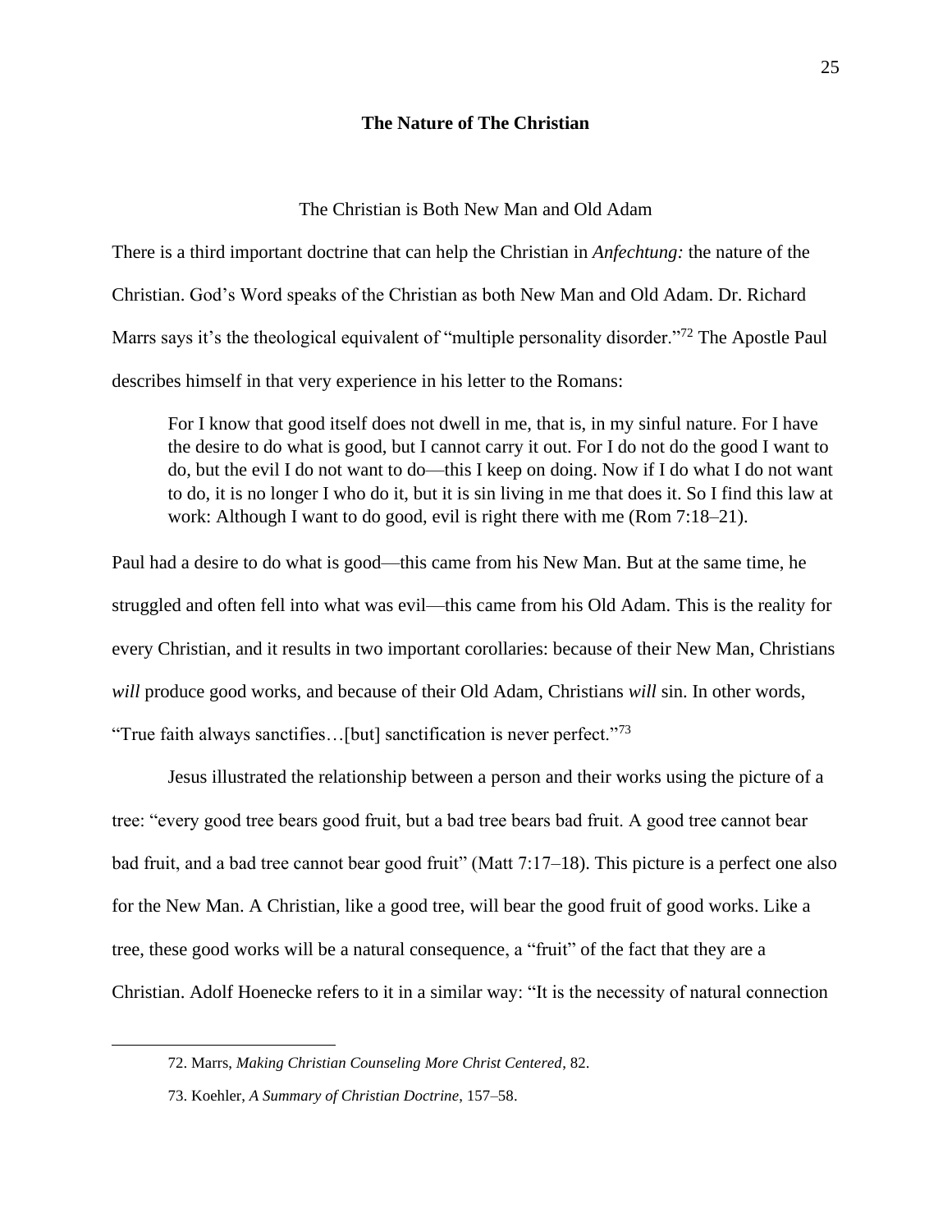## The Nature of The Christian

### The Christian is Both New Man and Old Adam

There is a third important doctrine that can help the Christian in *Anfechtung:* the nature of the Christian. God's Word speaks of the Christian as both New Man and Old Adam. Dr. Richard Marrs says it's the theological equivalent of "multiple personality disorder."[72] The Apostle Paul describes himself in that very experience in his letter to the Romans:

> For I know that good itself does not dwell in me, that is, in my sinful nature. For I have the desire to do what is good, but I cannot carry it out. For I do not do the good I want to do, but the evil I do not want to do—this I keep on doing. Now if I do what I do not want to do, it is no longer I who do it, but it is sin living in me that does it. So I find this law at work: Although I want to do good, evil is right there with me (Rom 7:18–21).

Paul had a desire to do what is good—this came from his New Man. But at the same time, he struggled and often fell into what was evil—this came from his Old Adam. This is the reality for every Christian, and it results in two important corollaries: because of their New Man, Christians *will* produce good works, and because of their Old Adam, Christians *will* sin. In other words, "True faith always sanctifies…[but] sanctification is never perfect."[73]

Jesus illustrated the relationship between a person and their works using the picture of a tree: "every good tree bears good fruit, but a bad tree bears bad fruit. A good tree cannot bear bad fruit, and a bad tree cannot bear good fruit" (Matt 7:17–18). This picture is a perfect one also for the New Man. A Christian, like a good tree, will bear the good fruit of good works. Like a tree, these good works will be a natural consequence, a "fruit" of the fact that they are a Christian. Adolf Hoenecke refers to it in a similar way: "It is the necessity of natural connection

---

72. Marrs, *Making Christian Counseling More Christ Centered*, 82.

73. Koehler, *A Summary of Christian Doctrine*, 157–58.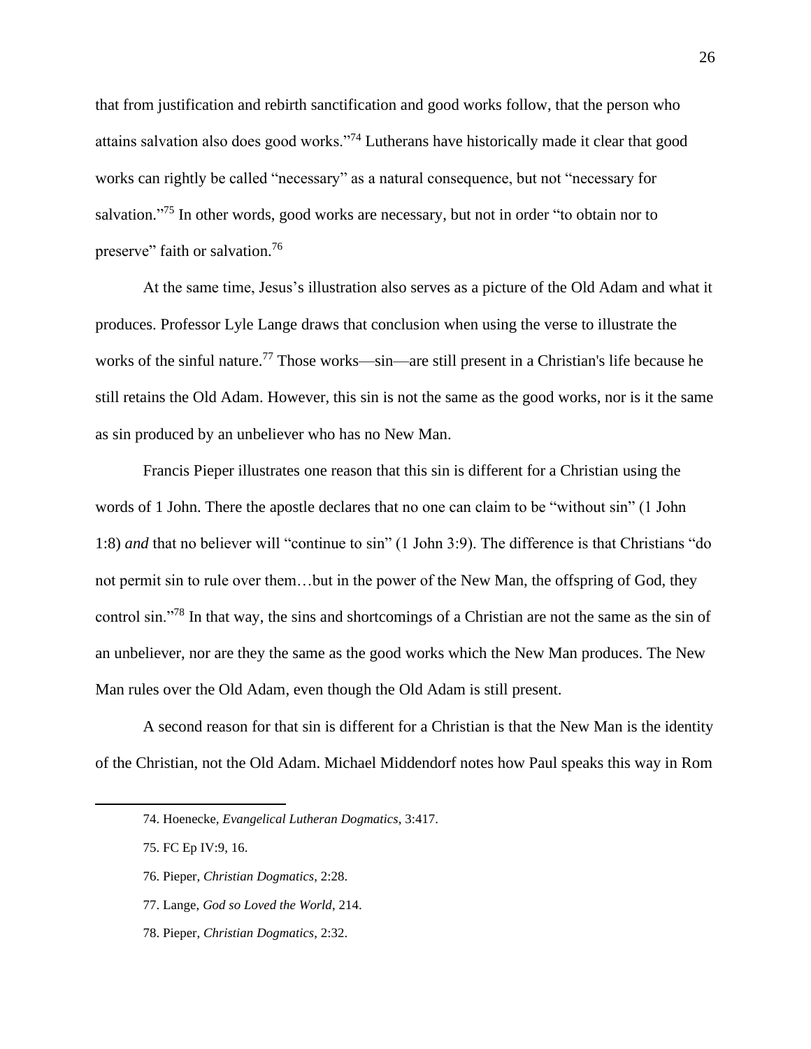that from justification and rebirth sanctification and good works follow, that the person who attains salvation also does good works."[74] Lutherans have historically made it clear that good works can rightly be called "necessary" as a natural consequence, but not "necessary for salvation."[75] In other words, good works are necessary, but not in order "to obtain nor to preserve" faith or salvation.[76]

At the same time, Jesus's illustration also serves as a picture of the Old Adam and what it produces. Professor Lyle Lange draws that conclusion when using the verse to illustrate the works of the sinful nature.[77] Those works—sin—are still present in a Christian's life because he still retains the Old Adam. However, this sin is not the same as the good works, nor is it the same as sin produced by an unbeliever who has no New Man.

Francis Pieper illustrates one reason that this sin is different for a Christian using the words of 1 John. There the apostle declares that no one can claim to be "without sin" (1 John 1:8) *and* that no believer will "continue to sin" (1 John 3:9). The difference is that Christians "do not permit sin to rule over them…but in the power of the New Man, the offspring of God, they control sin."[78] In that way, the sins and shortcomings of a Christian are not the same as the sin of an unbeliever, nor are they the same as the good works which the New Man produces. The New Man rules over the Old Adam, even though the Old Adam is still present.

A second reason for that sin is different for a Christian is that the New Man is the identity of the Christian, not the Old Adam. Michael Middendorf notes how Paul speaks this way in Rom

---

74. Hoenecke, *Evangelical Lutheran Dogmatics*, 3:417.

75. FC Ep IV:9, 16.

76. Pieper, *Christian Dogmatics*, 2:28.

77. Lange, *God so Loved the World*, 214.

78. Pieper, *Christian Dogmatics*, 2:32.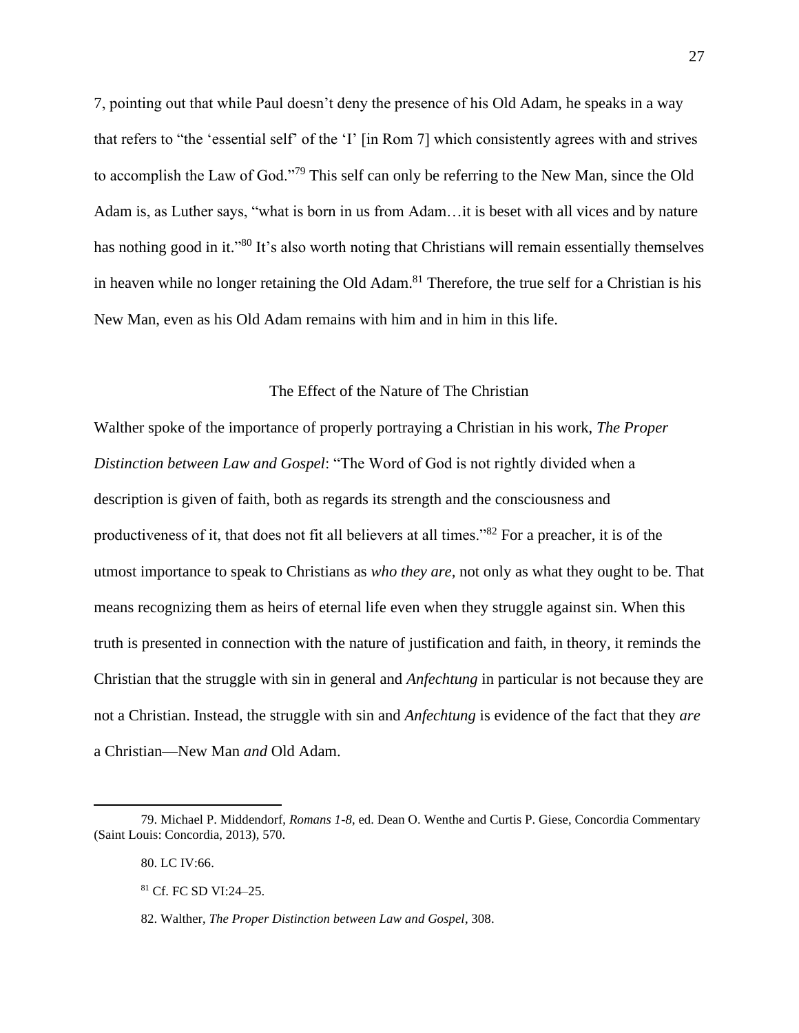7, pointing out that while Paul doesn't deny the presence of his Old Adam, he speaks in a way that refers to "the 'essential self' of the 'I' [in Rom 7] which consistently agrees with and strives to accomplish the Law of God."[79] This self can only be referring to the New Man, since the Old Adam is, as Luther says, "what is born in us from Adam…it is beset with all vices and by nature has nothing good in it."[80] It's also worth noting that Christians will remain essentially themselves in heaven while no longer retaining the Old Adam.[81] Therefore, the true self for a Christian is his New Man, even as his Old Adam remains with him and in him in this life.

## The Effect of the Nature of The Christian

Walther spoke of the importance of properly portraying a Christian in his work, *The Proper Distinction between Law and Gospel*: "The Word of God is not rightly divided when a description is given of faith, both as regards its strength and the consciousness and productiveness of it, that does not fit all believers at all times."[82] For a preacher, it is of the utmost importance to speak to Christians as *who they are,* not only as what they ought to be. That means recognizing them as heirs of eternal life even when they struggle against sin. When this truth is presented in connection with the nature of justification and faith, in theory, it reminds the Christian that the struggle with sin in general and *Anfechtung* in particular is not because they are not a Christian. Instead, the struggle with sin and *Anfechtung* is evidence of the fact that they *are* a Christian—New Man *and* Old Adam.

---

79. Michael P. Middendorf, *Romans 1-8*, ed. Dean O. Wenthe and Curtis P. Giese, Concordia Commentary (Saint Louis: Concordia, 2013), 570.

80. LC IV:66.

81. Cf. FC SD VI:24–25.

82. Walther, *The Proper Distinction between Law and Gospel*, 308.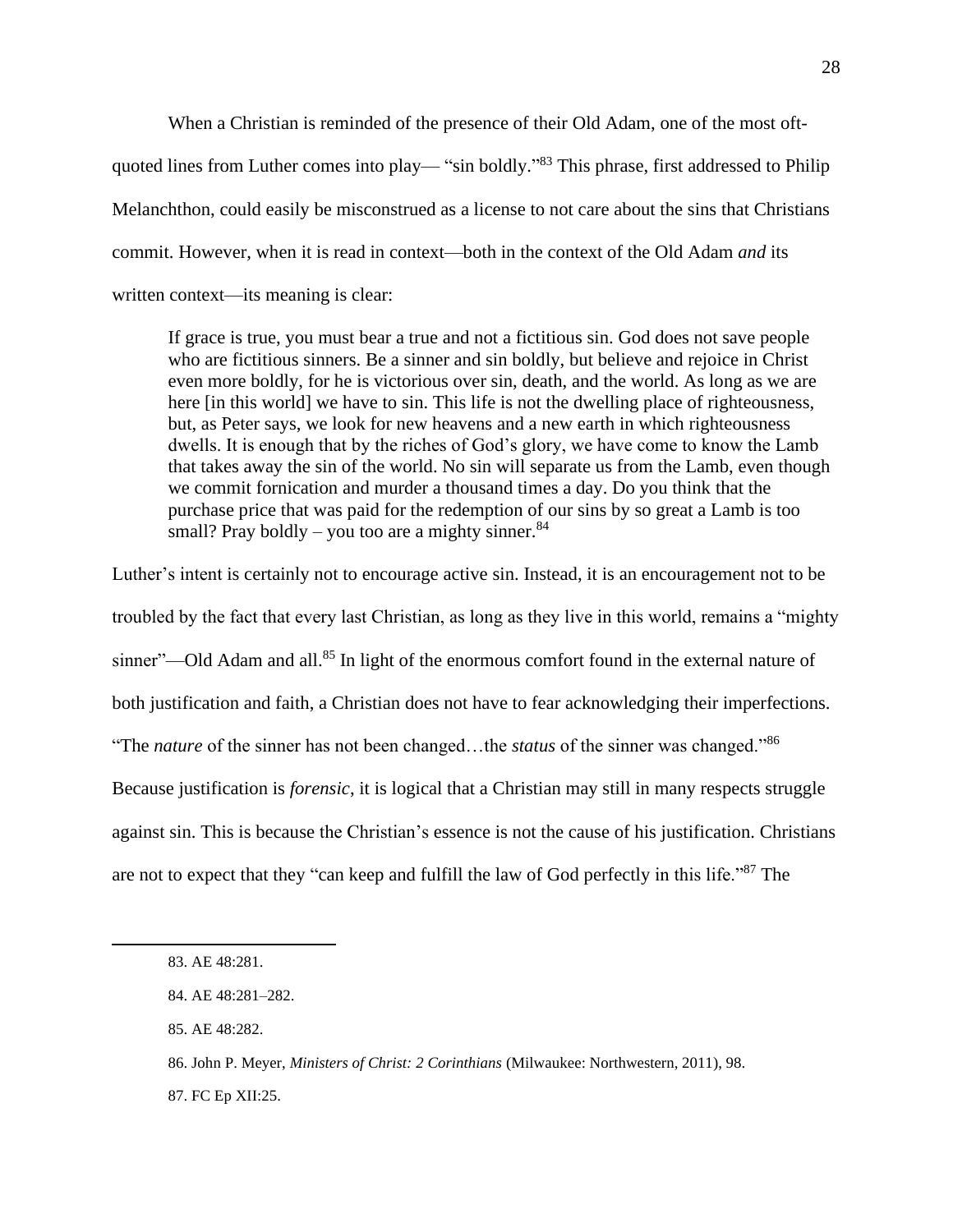When a Christian is reminded of the presence of their Old Adam, one of the most oft-quoted lines from Luther comes into play— "sin boldly."[83] This phrase, first addressed to Philip Melanchthon, could easily be misconstrued as a license to not care about the sins that Christians commit. However, when it is read in context—both in the context of the Old Adam *and* its written context—its meaning is clear:

> If grace is true, you must bear a true and not a fictitious sin. God does not save people who are fictitious sinners. Be a sinner and sin boldly, but believe and rejoice in Christ even more boldly, for he is victorious over sin, death, and the world. As long as we are here [in this world] we have to sin. This life is not the dwelling place of righteousness, but, as Peter says, we look for new heavens and a new earth in which righteousness dwells. It is enough that by the riches of God's glory, we have come to know the Lamb that takes away the sin of the world. No sin will separate us from the Lamb, even though we commit fornication and murder a thousand times a day. Do you think that the purchase price that was paid for the redemption of our sins by so great a Lamb is too small? Pray boldly – you too are a mighty sinner.[84]

Luther's intent is certainly not to encourage active sin. Instead, it is an encouragement not to be troubled by the fact that every last Christian, as long as they live in this world, remains a "mighty sinner"—Old Adam and all.[85] In light of the enormous comfort found in the external nature of both justification and faith, a Christian does not have to fear acknowledging their imperfections. "The *nature* of the sinner has not been changed…the *status* of the sinner was changed."[86] Because justification is *forensic*, it is logical that a Christian may still in many respects struggle against sin. This is because the Christian's essence is not the cause of his justification. Christians are not to expect that they "can keep and fulfill the law of God perfectly in this life."[87] The

---

83. AE 48:281.

84. AE 48:281–282.

85. AE 48:282.

86. John P. Meyer, *Ministers of Christ: 2 Corinthians* (Milwaukee: Northwestern, 2011), 98.

87. FC Ep XII:25.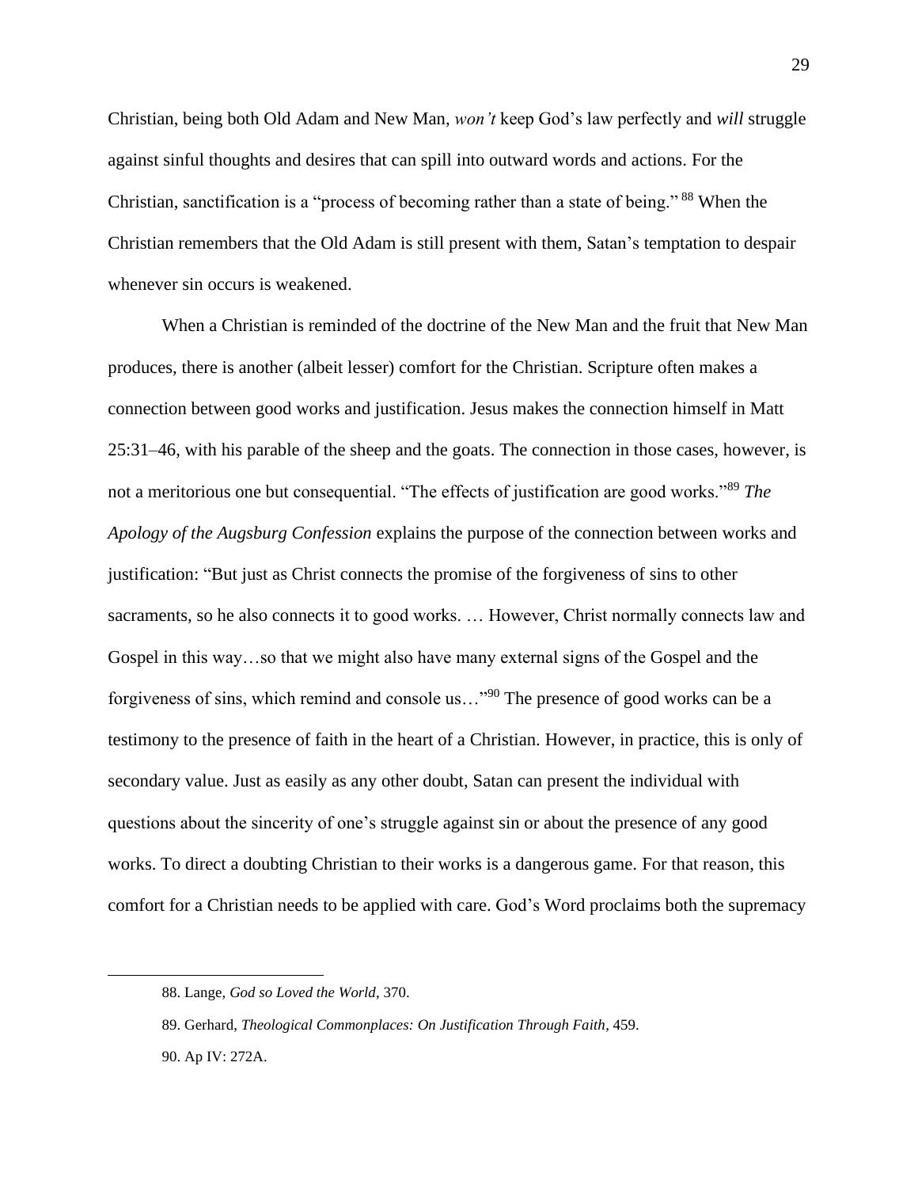Christian, being both Old Adam and New Man, *won't* keep God's law perfectly and *will* struggle against sinful thoughts and desires that can spill into outward words and actions. For the Christian, sanctification is a "process of becoming rather than a state of being." [88] When the Christian remembers that the Old Adam is still present with them, Satan's temptation to despair whenever sin occurs is weakened.

When a Christian is reminded of the doctrine of the New Man and the fruit that New Man produces, there is another (albeit lesser) comfort for the Christian. Scripture often makes a connection between good works and justification. Jesus makes the connection himself in Matt 25:31–46, with his parable of the sheep and the goats. The connection in those cases, however, is not a meritorious one but consequential. "The effects of justification are good works."[89] *The Apology of the Augsburg Confession* explains the purpose of the connection between works and justification: "But just as Christ connects the promise of the forgiveness of sins to other sacraments, so he also connects it to good works. … However, Christ normally connects law and Gospel in this way…so that we might also have many external signs of the Gospel and the forgiveness of sins, which remind and console us…"[90] The presence of good works can be a testimony to the presence of faith in the heart of a Christian. However, in practice, this is only of secondary value. Just as easily as any other doubt, Satan can present the individual with questions about the sincerity of one's struggle against sin or about the presence of any good works. To direct a doubting Christian to their works is a dangerous game. For that reason, this comfort for a Christian needs to be applied with care. God's Word proclaims both the supremacy

---

88. Lange, *God so Loved the World*, 370.

89. Gerhard, *Theological Commonplaces: On Justification Through Faith*, 459.

90. Ap IV: 272A.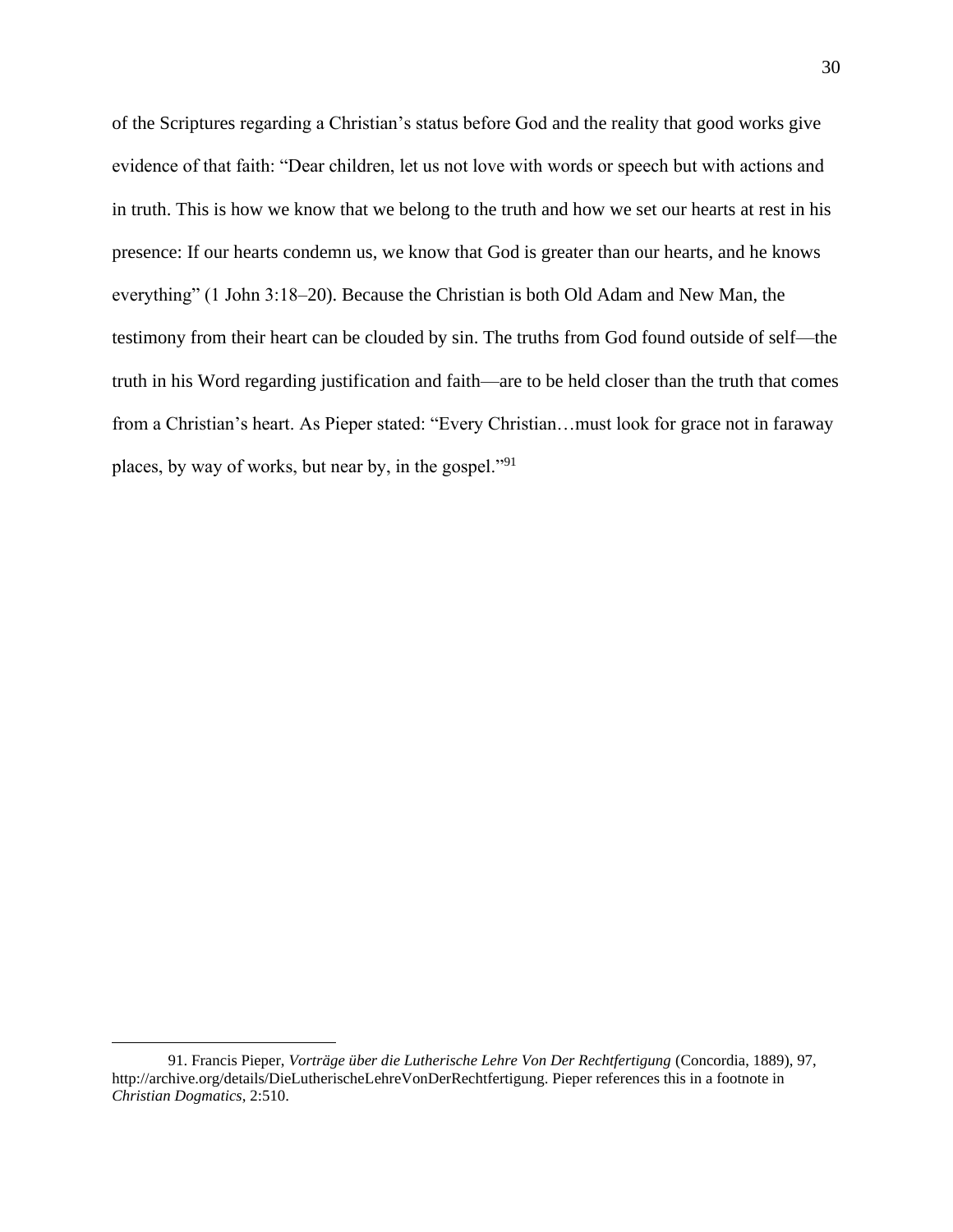of the Scriptures regarding a Christian's status before God and the reality that good works give evidence of that faith: "Dear children, let us not love with words or speech but with actions and in truth. This is how we know that we belong to the truth and how we set our hearts at rest in his presence: If our hearts condemn us, we know that God is greater than our hearts, and he knows everything" (1 John 3:18–20). Because the Christian is both Old Adam and New Man, the testimony from their heart can be clouded by sin. The truths from God found outside of self—the truth in his Word regarding justification and faith—are to be held closer than the truth that comes from a Christian's heart. As Pieper stated: "Every Christian…must look for grace not in faraway places, by way of works, but near by, in the gospel."[91]

---

91. Francis Pieper, *Vorträge über die Lutherische Lehre Von Der Rechtfertigung* (Concordia, 1889), 97, http://archive.org/details/DieLutherischeLehreVonDerRechtfertigung. Pieper references this in a footnote in *Christian Dogmatics*, 2:510.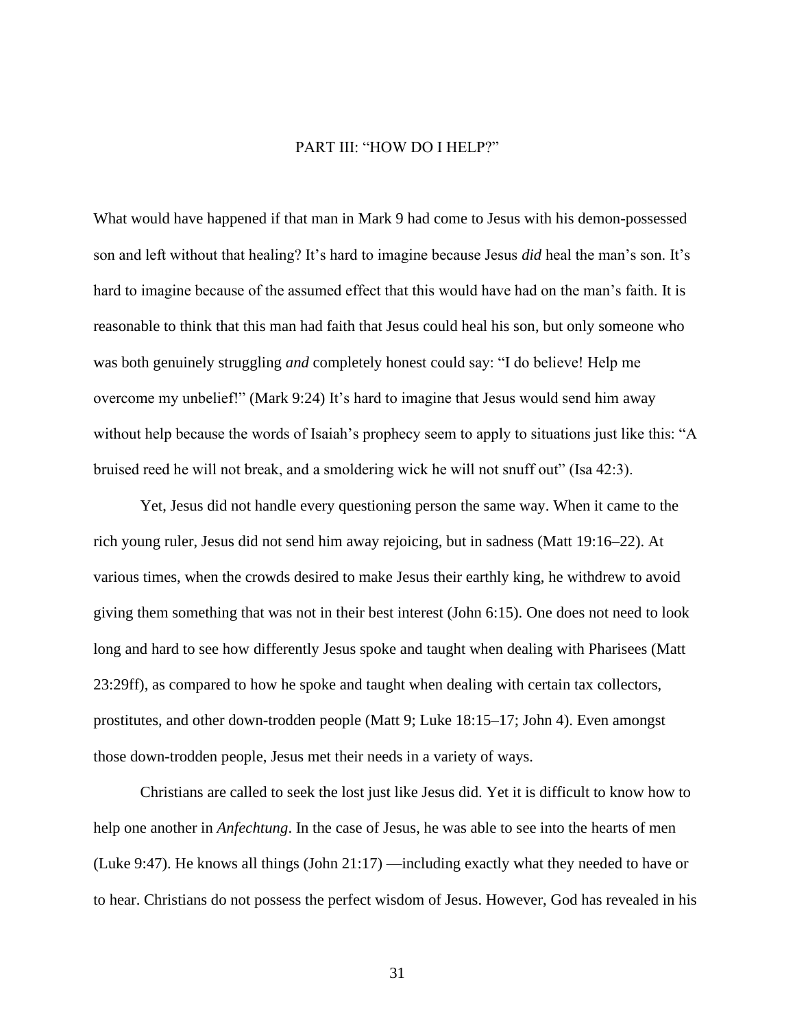# PART III: "HOW DO I HELP?"

What would have happened if that man in Mark 9 had come to Jesus with his demon-possessed son and left without that healing? It's hard to imagine because Jesus *did* heal the man's son. It's hard to imagine because of the assumed effect that this would have had on the man's faith. It is reasonable to think that this man had faith that Jesus could heal his son, but only someone who was both genuinely struggling *and* completely honest could say: "I do believe! Help me overcome my unbelief!" (Mark 9:24) It's hard to imagine that Jesus would send him away without help because the words of Isaiah's prophecy seem to apply to situations just like this: "A bruised reed he will not break, and a smoldering wick he will not snuff out" (Isa 42:3).

Yet, Jesus did not handle every questioning person the same way. When it came to the rich young ruler, Jesus did not send him away rejoicing, but in sadness (Matt 19:16–22). At various times, when the crowds desired to make Jesus their earthly king, he withdrew to avoid giving them something that was not in their best interest (John 6:15). One does not need to look long and hard to see how differently Jesus spoke and taught when dealing with Pharisees (Matt 23:29ff), as compared to how he spoke and taught when dealing with certain tax collectors, prostitutes, and other down-trodden people (Matt 9; Luke 18:15–17; John 4). Even amongst those down-trodden people, Jesus met their needs in a variety of ways.

Christians are called to seek the lost just like Jesus did. Yet it is difficult to know how to help one another in *Anfechtung*. In the case of Jesus, he was able to see into the hearts of men (Luke 9:47). He knows all things (John 21:17) —including exactly what they needed to have or to hear. Christians do not possess the perfect wisdom of Jesus. However, God has revealed in his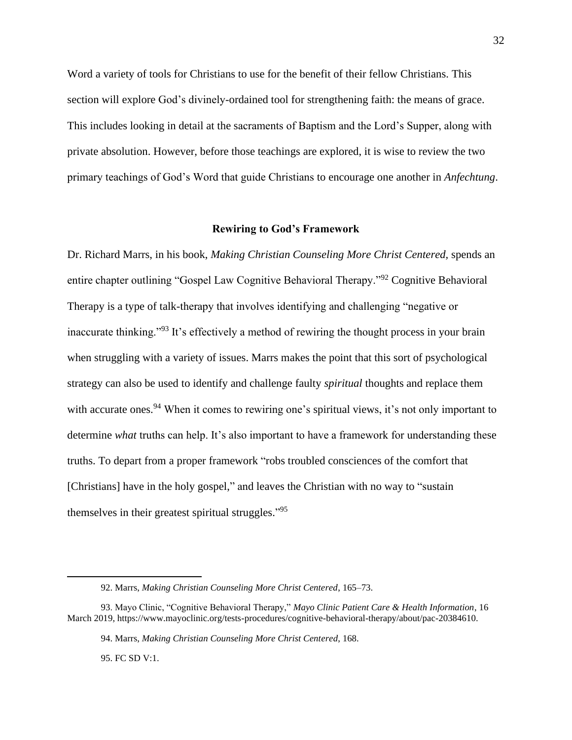Word a variety of tools for Christians to use for the benefit of their fellow Christians. This section will explore God's divinely-ordained tool for strengthening faith: the means of grace. This includes looking in detail at the sacraments of Baptism and the Lord's Supper, along with private absolution. However, before those teachings are explored, it is wise to review the two primary teachings of God's Word that guide Christians to encourage one another in *Anfechtung*.

## Rewiring to God's Framework

Dr. Richard Marrs, in his book, *Making Christian Counseling More Christ Centered,* spends an entire chapter outlining "Gospel Law Cognitive Behavioral Therapy."[92] Cognitive Behavioral Therapy is a type of talk-therapy that involves identifying and challenging "negative or inaccurate thinking."[93] It's effectively a method of rewiring the thought process in your brain when struggling with a variety of issues. Marrs makes the point that this sort of psychological strategy can also be used to identify and challenge faulty *spiritual* thoughts and replace them with accurate ones.[94] When it comes to rewiring one's spiritual views, it's not only important to determine *what* truths can help. It's also important to have a framework for understanding these truths. To depart from a proper framework "robs troubled consciences of the comfort that [Christians] have in the holy gospel," and leaves the Christian with no way to "sustain themselves in their greatest spiritual struggles."[95]

---

92. Marrs, *Making Christian Counseling More Christ Centered*, 165–73.

93. Mayo Clinic, "Cognitive Behavioral Therapy," *Mayo Clinic Patient Care & Health Information*, 16 March 2019, https://www.mayoclinic.org/tests-procedures/cognitive-behavioral-therapy/about/pac-20384610.

94. Marrs, *Making Christian Counseling More Christ Centered*, 168.

95. FC SD V:1.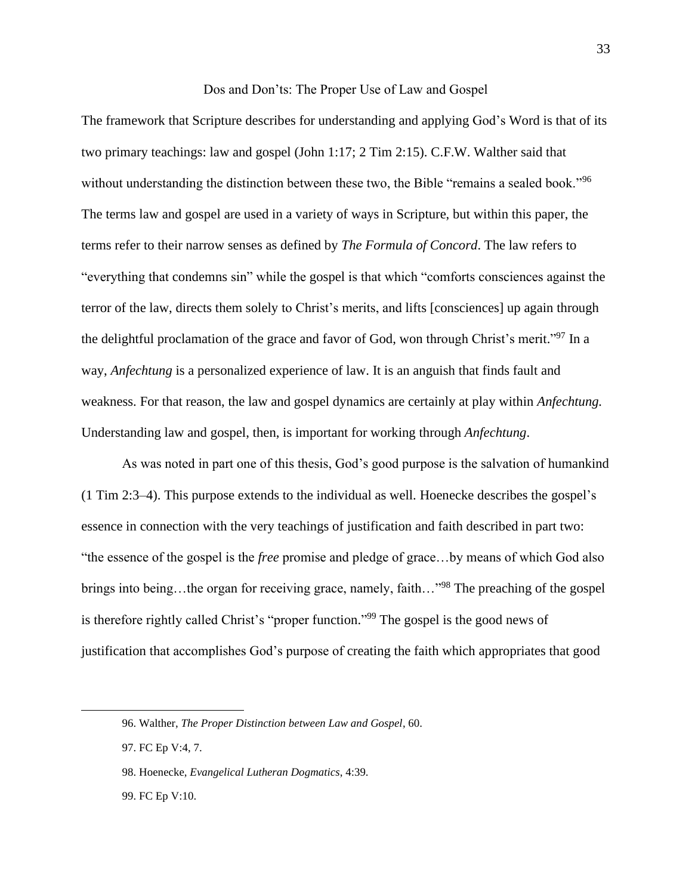## Dos and Don'ts: The Proper Use of Law and Gospel

The framework that Scripture describes for understanding and applying God's Word is that of its two primary teachings: law and gospel (John 1:17; 2 Tim 2:15). C.F.W. Walther said that without understanding the distinction between these two, the Bible "remains a sealed book."[96] The terms law and gospel are used in a variety of ways in Scripture, but within this paper, the terms refer to their narrow senses as defined by *The Formula of Concord*. The law refers to "everything that condemns sin" while the gospel is that which "comforts consciences against the terror of the law, directs them solely to Christ's merits, and lifts [consciences] up again through the delightful proclamation of the grace and favor of God, won through Christ's merit."[97] In a way, *Anfechtung* is a personalized experience of law. It is an anguish that finds fault and weakness. For that reason, the law and gospel dynamics are certainly at play within *Anfechtung.* Understanding law and gospel, then, is important for working through *Anfechtung*.

As was noted in part one of this thesis, God's good purpose is the salvation of humankind (1 Tim 2:3–4). This purpose extends to the individual as well. Hoenecke describes the gospel's essence in connection with the very teachings of justification and faith described in part two: "the essence of the gospel is the *free* promise and pledge of grace…by means of which God also brings into being…the organ for receiving grace, namely, faith…"[98] The preaching of the gospel is therefore rightly called Christ's "proper function."[99] The gospel is the good news of justification that accomplishes God's purpose of creating the faith which appropriates that good

---

96. Walther, *The Proper Distinction between Law and Gospel*, 60.

97. FC Ep V:4, 7.

98. Hoenecke, *Evangelical Lutheran Dogmatics*, 4:39.

99. FC Ep V:10.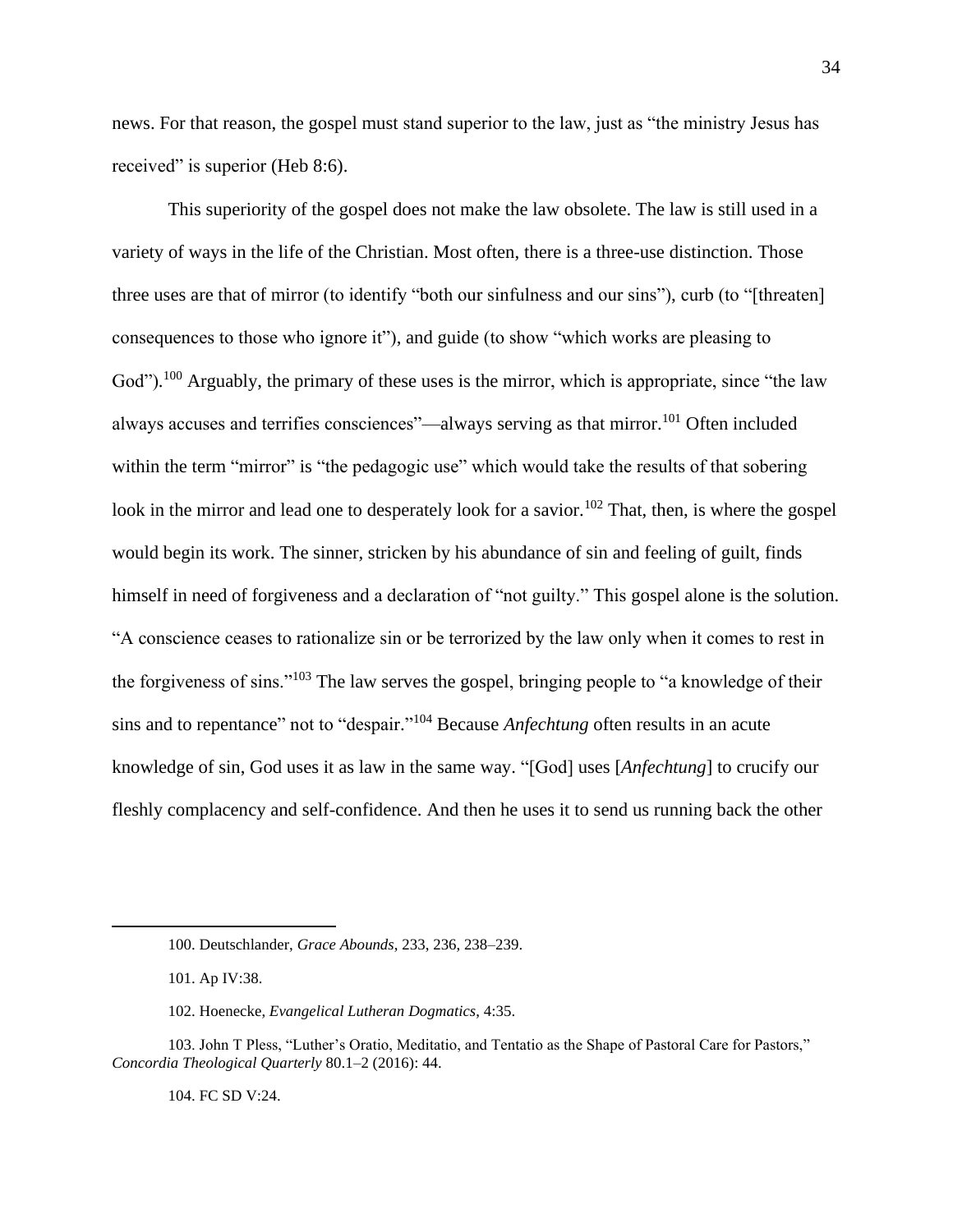news. For that reason, the gospel must stand superior to the law, just as "the ministry Jesus has received" is superior (Heb 8:6).

This superiority of the gospel does not make the law obsolete. The law is still used in a variety of ways in the life of the Christian. Most often, there is a three-use distinction. Those three uses are that of mirror (to identify "both our sinfulness and our sins"), curb (to "[threaten] consequences to those who ignore it"), and guide (to show "which works are pleasing to God").[100] Arguably, the primary of these uses is the mirror, which is appropriate, since "the law always accuses and terrifies consciences"—always serving as that mirror.[101] Often included within the term "mirror" is "the pedagogic use" which would take the results of that sobering look in the mirror and lead one to desperately look for a savior.[102] That, then, is where the gospel would begin its work. The sinner, stricken by his abundance of sin and feeling of guilt, finds himself in need of forgiveness and a declaration of "not guilty." This gospel alone is the solution. "A conscience ceases to rationalize sin or be terrorized by the law only when it comes to rest in the forgiveness of sins."[103] The law serves the gospel, bringing people to "a knowledge of their sins and to repentance" not to "despair."[104] Because *Anfechtung* often results in an acute knowledge of sin, God uses it as law in the same way. "[God] uses [*Anfechtung*] to crucify our fleshly complacency and self-confidence. And then he uses it to send us running back the other

---

100. Deutschlander, *Grace Abounds*, 233, 236, 238–239.

101. Ap IV:38.

102. Hoenecke, *Evangelical Lutheran Dogmatics*, 4:35.

103. John T Pless, "Luther's Oratio, Meditatio, and Tentatio as the Shape of Pastoral Care for Pastors," *Concordia Theological Quarterly* 80.1–2 (2016): 44.

104. FC SD V:24.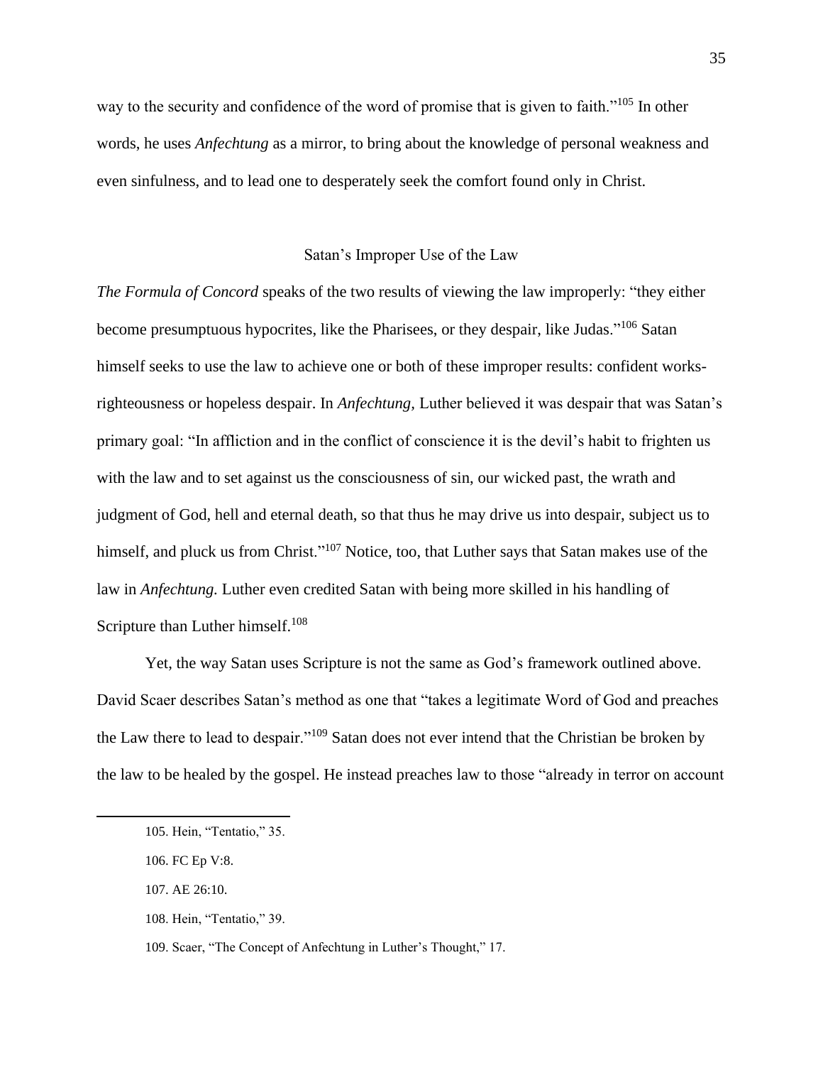way to the security and confidence of the word of promise that is given to faith."[105] In other words, he uses *Anfechtung* as a mirror, to bring about the knowledge of personal weakness and even sinfulness, and to lead one to desperately seek the comfort found only in Christ.

## Satan's Improper Use of the Law

*The Formula of Concord* speaks of the two results of viewing the law improperly: "they either become presumptuous hypocrites, like the Pharisees, or they despair, like Judas."[106] Satan himself seeks to use the law to achieve one or both of these improper results: confident works-righteousness or hopeless despair. In *Anfechtung,* Luther believed it was despair that was Satan's primary goal: "In affliction and in the conflict of conscience it is the devil's habit to frighten us with the law and to set against us the consciousness of sin, our wicked past, the wrath and judgment of God, hell and eternal death, so that thus he may drive us into despair, subject us to himself, and pluck us from Christ."[107] Notice, too, that Luther says that Satan makes use of the law in *Anfechtung.* Luther even credited Satan with being more skilled in his handling of Scripture than Luther himself.[108]

Yet, the way Satan uses Scripture is not the same as God's framework outlined above. David Scaer describes Satan's method as one that "takes a legitimate Word of God and preaches the Law there to lead to despair."[109] Satan does not ever intend that the Christian be broken by the law to be healed by the gospel. He instead preaches law to those "already in terror on account

105. Hein, "Tentatio," 35.

106. FC Ep V:8.

107. AE 26:10.

108. Hein, "Tentatio," 39.

109. Scaer, "The Concept of Anfechtung in Luther's Thought," 17.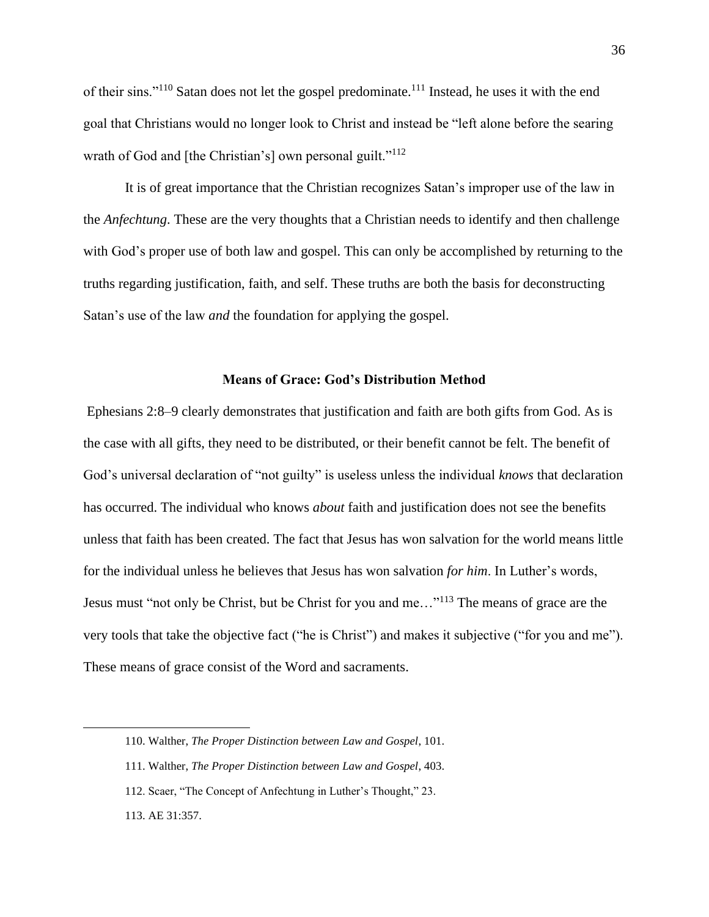of their sins."[110] Satan does not let the gospel predominate.[111] Instead, he uses it with the end goal that Christians would no longer look to Christ and instead be "left alone before the searing wrath of God and [the Christian's] own personal guilt."[112]

It is of great importance that the Christian recognizes Satan's improper use of the law in the *Anfechtung*. These are the very thoughts that a Christian needs to identify and then challenge with God's proper use of both law and gospel. This can only be accomplished by returning to the truths regarding justification, faith, and self. These truths are both the basis for deconstructing Satan's use of the law *and* the foundation for applying the gospel.

### Means of Grace: God's Distribution Method

Ephesians 2:8–9 clearly demonstrates that justification and faith are both gifts from God. As is the case with all gifts, they need to be distributed, or their benefit cannot be felt. The benefit of God's universal declaration of "not guilty" is useless unless the individual *knows* that declaration has occurred. The individual who knows *about* faith and justification does not see the benefits unless that faith has been created. The fact that Jesus has won salvation for the world means little for the individual unless he believes that Jesus has won salvation *for him*. In Luther's words, Jesus must "not only be Christ, but be Christ for you and me…"[113] The means of grace are the very tools that take the objective fact ("he is Christ") and makes it subjective ("for you and me"). These means of grace consist of the Word and sacraments.

---

110. Walther, *The Proper Distinction between Law and Gospel*, 101.

111. Walther, *The Proper Distinction between Law and Gospel*, 403.

112. Scaer, "The Concept of Anfechtung in Luther's Thought," 23.

113. AE 31:357.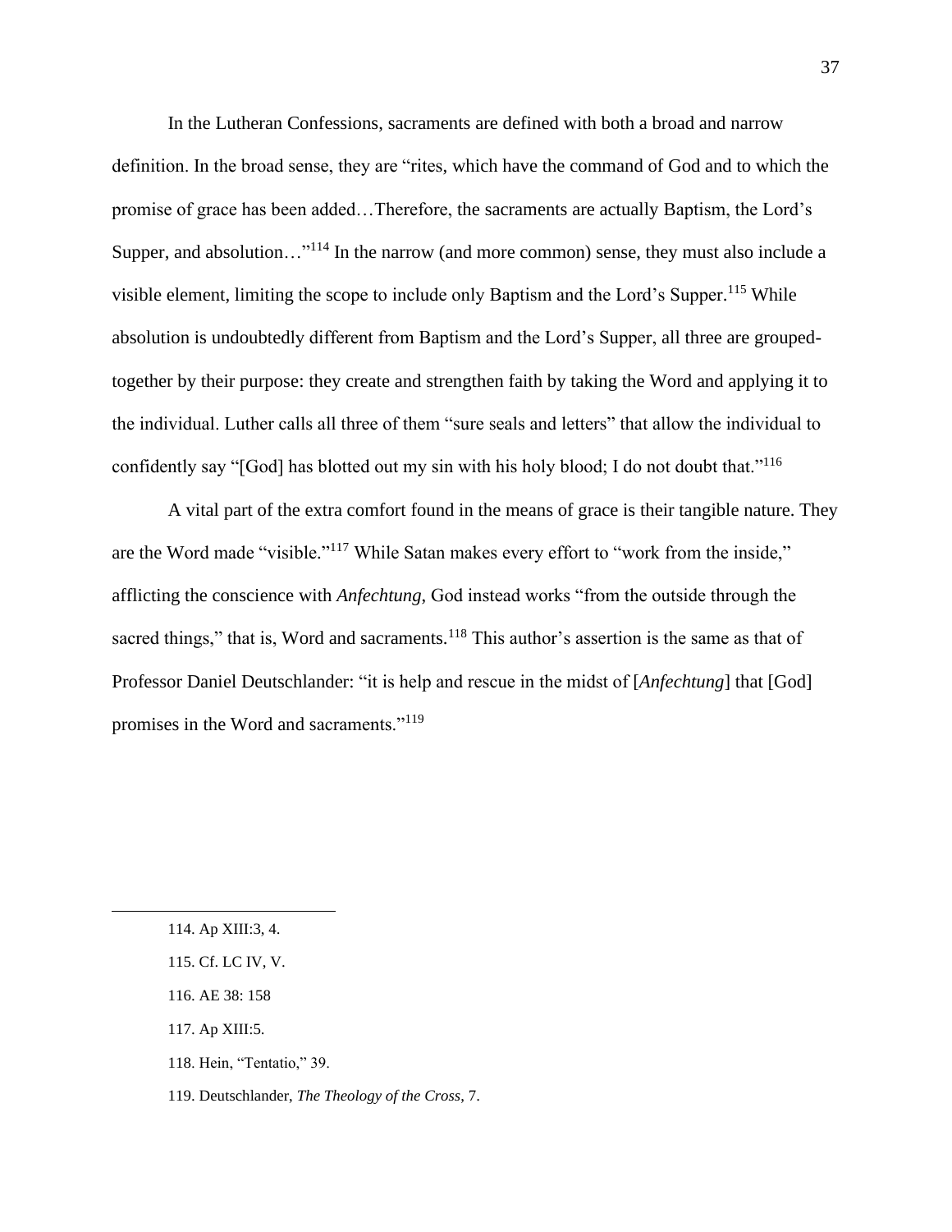In the Lutheran Confessions, sacraments are defined with both a broad and narrow definition. In the broad sense, they are "rites, which have the command of God and to which the promise of grace has been added…Therefore, the sacraments are actually Baptism, the Lord's Supper, and absolution…"[114] In the narrow (and more common) sense, they must also include a visible element, limiting the scope to include only Baptism and the Lord's Supper.[115] While absolution is undoubtedly different from Baptism and the Lord's Supper, all three are grouped-together by their purpose: they create and strengthen faith by taking the Word and applying it to the individual. Luther calls all three of them "sure seals and letters" that allow the individual to confidently say "[God] has blotted out my sin with his holy blood; I do not doubt that."[116]

A vital part of the extra comfort found in the means of grace is their tangible nature. They are the Word made "visible."[117] While Satan makes every effort to "work from the inside," afflicting the conscience with *Anfechtung*, God instead works "from the outside through the sacred things," that is, Word and sacraments.[118] This author's assertion is the same as that of Professor Daniel Deutschlander: "it is help and rescue in the midst of [*Anfechtung*] that [God] promises in the Word and sacraments."[119]

---

114. Ap XIII:3, 4.

115. Cf. LC IV, V.

116. AE 38: 158

117. Ap XIII:5.

118. Hein, "Tentatio," 39.

119. Deutschlander, *The Theology of the Cross*, 7.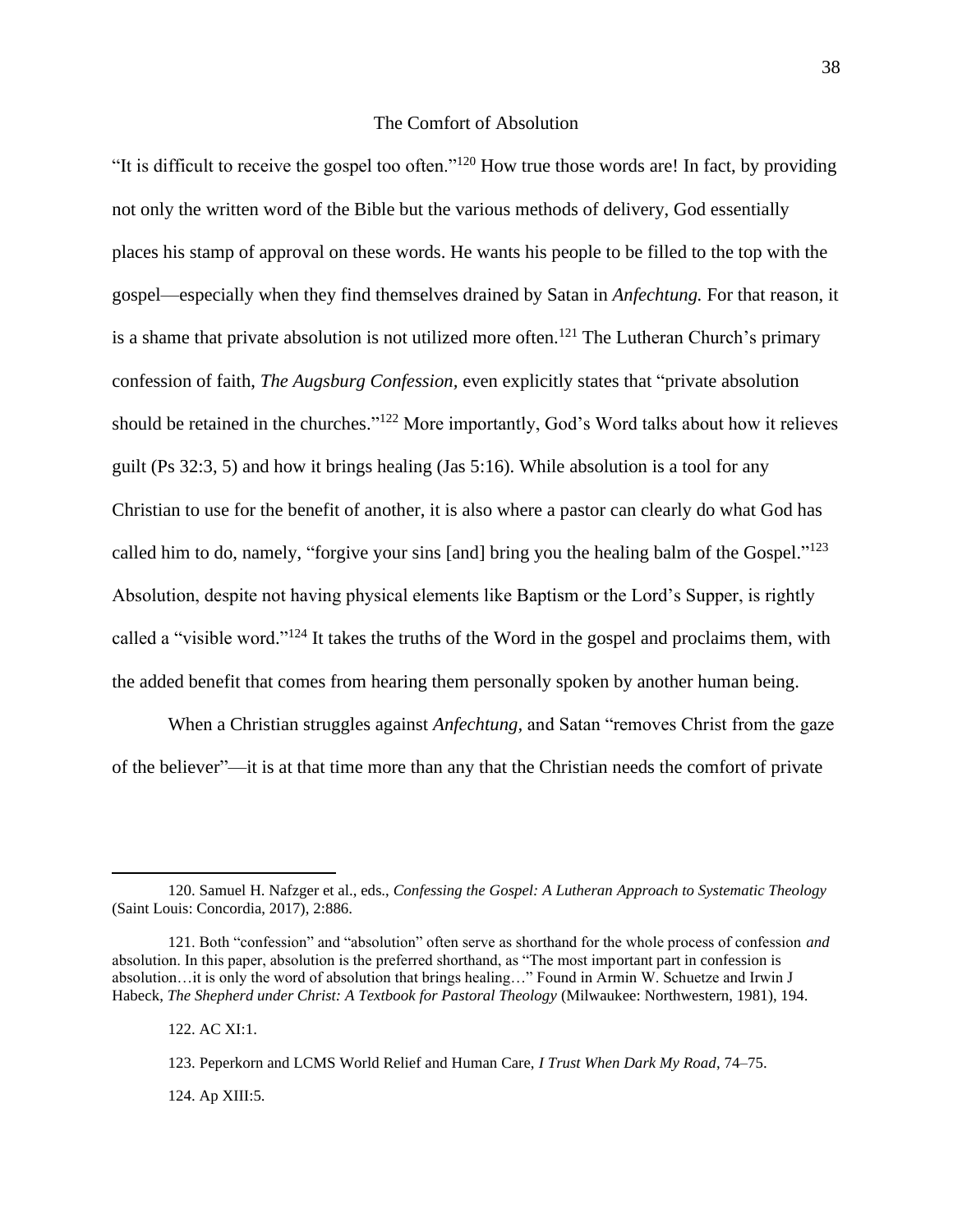## The Comfort of Absolution

"It is difficult to receive the gospel too often."[120] How true those words are! In fact, by providing not only the written word of the Bible but the various methods of delivery, God essentially places his stamp of approval on these words. He wants his people to be filled to the top with the gospel—especially when they find themselves drained by Satan in *Anfechtung.* For that reason, it is a shame that private absolution is not utilized more often.[121] The Lutheran Church's primary confession of faith, *The Augsburg Confession*, even explicitly states that "private absolution should be retained in the churches."[122] More importantly, God's Word talks about how it relieves guilt (Ps 32:3, 5) and how it brings healing (Jas 5:16). While absolution is a tool for any Christian to use for the benefit of another, it is also where a pastor can clearly do what God has called him to do, namely, "forgive your sins [and] bring you the healing balm of the Gospel."[123] Absolution, despite not having physical elements like Baptism or the Lord's Supper, is rightly called a "visible word."[124] It takes the truths of the Word in the gospel and proclaims them, with the added benefit that comes from hearing them personally spoken by another human being.

When a Christian struggles against *Anfechtung*, and Satan "removes Christ from the gaze of the believer"—it is at that time more than any that the Christian needs the comfort of private

---

120. Samuel H. Nafzger et al., eds., *Confessing the Gospel: A Lutheran Approach to Systematic Theology* (Saint Louis: Concordia, 2017), 2:886.

121. Both "confession" and "absolution" often serve as shorthand for the whole process of confession *and* absolution. In this paper, absolution is the preferred shorthand, as "The most important part in confession is absolution…it is only the word of absolution that brings healing…" Found in Armin W. Schuetze and Irwin J Habeck, *The Shepherd under Christ: A Textbook for Pastoral Theology* (Milwaukee: Northwestern, 1981), 194.

122. AC XI:1.

123. Peperkorn and LCMS World Relief and Human Care, *I Trust When Dark My Road*, 74–75.

124. Ap XIII:5.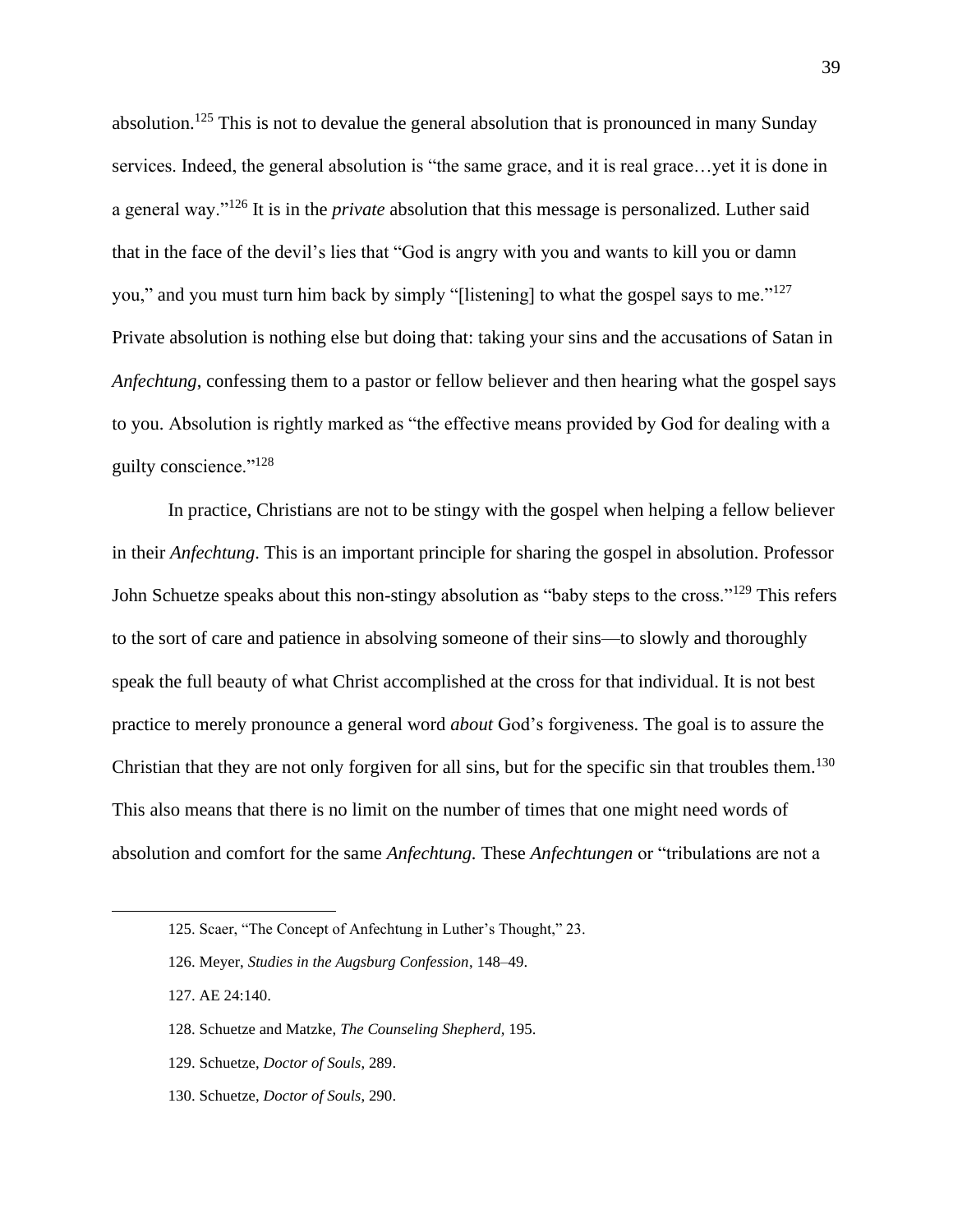absolution.[125] This is not to devalue the general absolution that is pronounced in many Sunday services. Indeed, the general absolution is "the same grace, and it is real grace…yet it is done in a general way."[126] It is in the *private* absolution that this message is personalized. Luther said that in the face of the devil's lies that "God is angry with you and wants to kill you or damn you," and you must turn him back by simply "[listening] to what the gospel says to me."[127] Private absolution is nothing else but doing that: taking your sins and the accusations of Satan in *Anfechtung*, confessing them to a pastor or fellow believer and then hearing what the gospel says to you. Absolution is rightly marked as "the effective means provided by God for dealing with a guilty conscience."[128]

In practice, Christians are not to be stingy with the gospel when helping a fellow believer in their *Anfechtung*. This is an important principle for sharing the gospel in absolution. Professor John Schuetze speaks about this non-stingy absolution as "baby steps to the cross."[129] This refers to the sort of care and patience in absolving someone of their sins—to slowly and thoroughly speak the full beauty of what Christ accomplished at the cross for that individual. It is not best practice to merely pronounce a general word *about* God's forgiveness. The goal is to assure the Christian that they are not only forgiven for all sins, but for the specific sin that troubles them.[130] This also means that there is no limit on the number of times that one might need words of absolution and comfort for the same *Anfechtung.* These *Anfechtungen* or "tribulations are not a

---

125. Scaer, "The Concept of Anfechtung in Luther's Thought," 23.

126. Meyer, *Studies in the Augsburg Confession*, 148–49.

127. AE 24:140.

128. Schuetze and Matzke, *The Counseling Shepherd*, 195.

129. Schuetze, *Doctor of Souls*, 289.

130. Schuetze, *Doctor of Souls*, 290.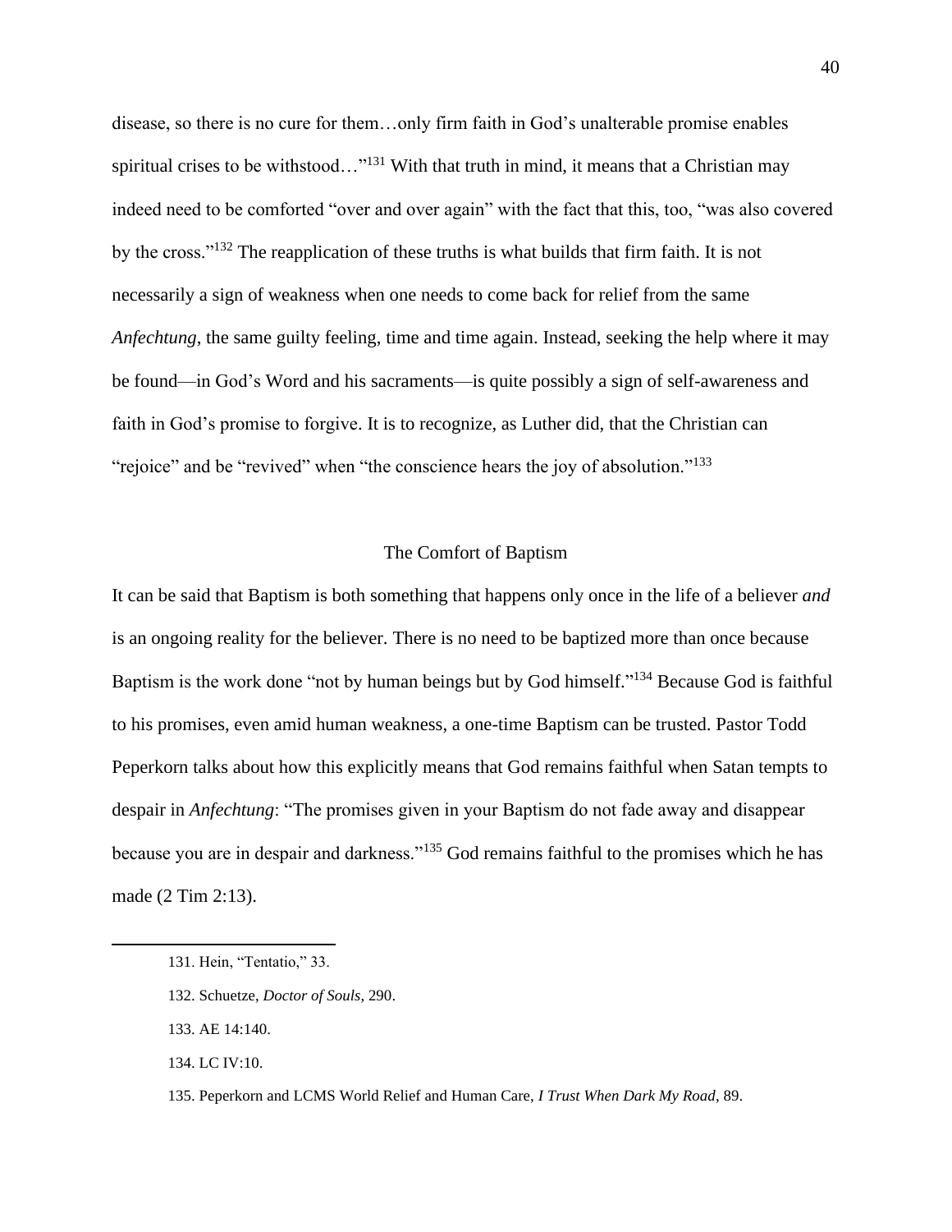disease, so there is no cure for them…only firm faith in God's unalterable promise enables spiritual crises to be withstood…"[131] With that truth in mind, it means that a Christian may indeed need to be comforted "over and over again" with the fact that this, too, "was also covered by the cross."[132] The reapplication of these truths is what builds that firm faith. It is not necessarily a sign of weakness when one needs to come back for relief from the same *Anfechtung*, the same guilty feeling, time and time again. Instead, seeking the help where it may be found—in God's Word and his sacraments—is quite possibly a sign of self-awareness and faith in God's promise to forgive. It is to recognize, as Luther did, that the Christian can "rejoice" and be "revived" when "the conscience hears the joy of absolution."[133]

## The Comfort of Baptism

It can be said that Baptism is both something that happens only once in the life of a believer *and* is an ongoing reality for the believer. There is no need to be baptized more than once because Baptism is the work done "not by human beings but by God himself."[134] Because God is faithful to his promises, even amid human weakness, a one-time Baptism can be trusted. Pastor Todd Peperkorn talks about how this explicitly means that God remains faithful when Satan tempts to despair in *Anfechtung*: "The promises given in your Baptism do not fade away and disappear because you are in despair and darkness."[135] God remains faithful to the promises which he has made (2 Tim 2:13).

---

131. Hein, "Tentatio," 33.

132. Schuetze, *Doctor of Souls*, 290.

133. AE 14:140.

134. LC IV:10.

135. Peperkorn and LCMS World Relief and Human Care, *I Trust When Dark My Road*, 89.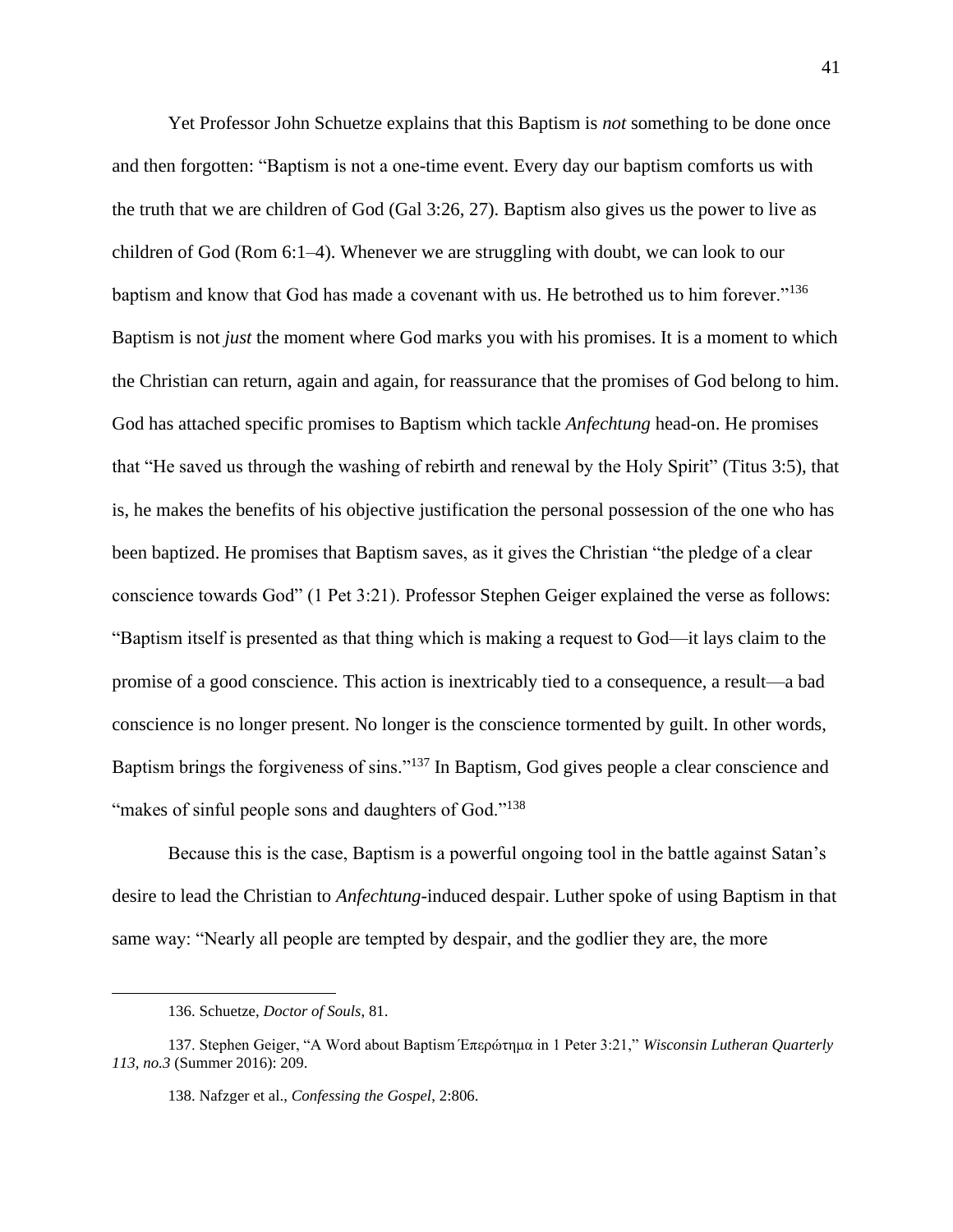Yet Professor John Schuetze explains that this Baptism is *not* something to be done once and then forgotten: “Baptism is not a one-time event. Every day our baptism comforts us with the truth that we are children of God (Gal 3:26, 27). Baptism also gives us the power to live as children of God (Rom 6:1–4). Whenever we are struggling with doubt, we can look to our baptism and know that God has made a covenant with us. He betrothed us to him forever.”[136] Baptism is not *just* the moment where God marks you with his promises. It is a moment to which the Christian can return, again and again, for reassurance that the promises of God belong to him. God has attached specific promises to Baptism which tackle *Anfechtung* head-on. He promises that “He saved us through the washing of rebirth and renewal by the Holy Spirit” (Titus 3:5), that is, he makes the benefits of his objective justification the personal possession of the one who has been baptized. He promises that Baptism saves, as it gives the Christian “the pledge of a clear conscience towards God” (1 Pet 3:21). Professor Stephen Geiger explained the verse as follows: “Baptism itself is presented as that thing which is making a request to God—it lays claim to the promise of a good conscience. This action is inextricably tied to a consequence, a result—a bad conscience is no longer present. No longer is the conscience tormented by guilt. In other words, Baptism brings the forgiveness of sins.”[137] In Baptism, God gives people a clear conscience and “makes of sinful people sons and daughters of God.”[138]

Because this is the case, Baptism is a powerful ongoing tool in the battle against Satan’s desire to lead the Christian to *Anfechtung*-induced despair. Luther spoke of using Baptism in that same way: “Nearly all people are tempted by despair, and the godlier they are, the more

---

136. Schuetze, *Doctor of Souls*, 81.

137. Stephen Geiger, “A Word about Baptism Ἐπερώτημα in 1 Peter 3:21,” *Wisconsin Lutheran Quarterly 113, no.3* (Summer 2016): 209.

138. Nafzger et al., *Confessing the Gospel*, 2:806.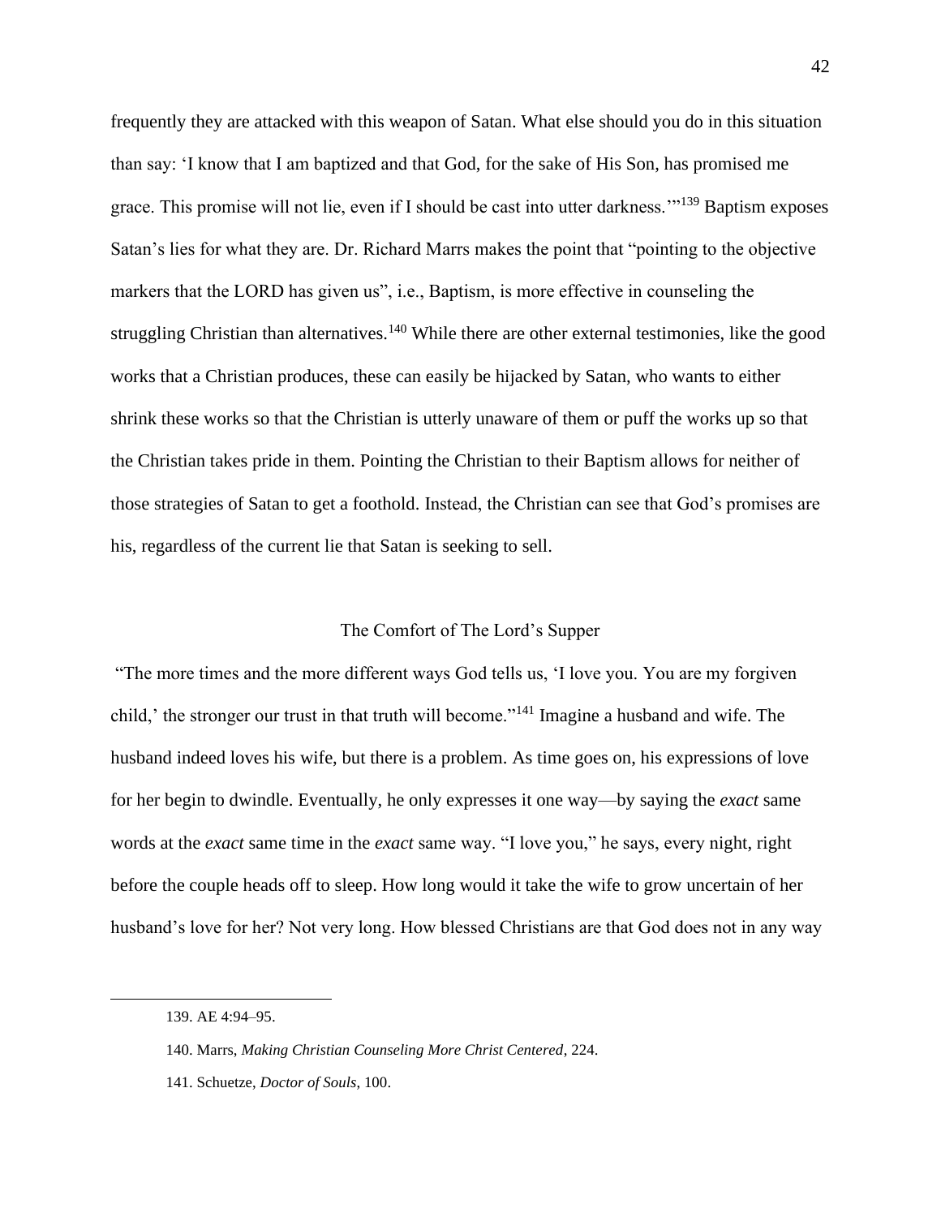frequently they are attacked with this weapon of Satan. What else should you do in this situation than say: 'I know that I am baptized and that God, for the sake of His Son, has promised me grace. This promise will not lie, even if I should be cast into utter darkness.'"[139] Baptism exposes Satan's lies for what they are. Dr. Richard Marrs makes the point that "pointing to the objective markers that the LORD has given us", i.e., Baptism, is more effective in counseling the struggling Christian than alternatives.[140] While there are other external testimonies, like the good works that a Christian produces, these can easily be hijacked by Satan, who wants to either shrink these works so that the Christian is utterly unaware of them or puff the works up so that the Christian takes pride in them. Pointing the Christian to their Baptism allows for neither of those strategies of Satan to get a foothold. Instead, the Christian can see that God's promises are his, regardless of the current lie that Satan is seeking to sell.

## The Comfort of The Lord's Supper

"The more times and the more different ways God tells us, 'I love you. You are my forgiven child,' the stronger our trust in that truth will become."[141] Imagine a husband and wife. The husband indeed loves his wife, but there is a problem. As time goes on, his expressions of love for her begin to dwindle. Eventually, he only expresses it one way—by saying the *exact* same words at the *exact* same time in the *exact* same way. "I love you," he says, every night, right before the couple heads off to sleep. How long would it take the wife to grow uncertain of her husband's love for her? Not very long. How blessed Christians are that God does not in any way

---

139. AE 4:94–95.

140. Marrs, *Making Christian Counseling More Christ Centered*, 224.

141. Schuetze, *Doctor of Souls*, 100.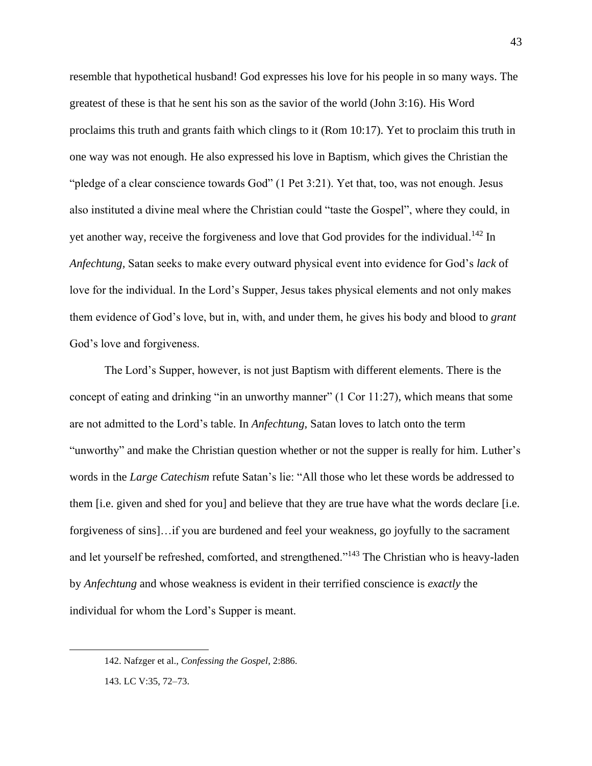resemble that hypothetical husband! God expresses his love for his people in so many ways. The greatest of these is that he sent his son as the savior of the world (John 3:16). His Word proclaims this truth and grants faith which clings to it (Rom 10:17). Yet to proclaim this truth in one way was not enough. He also expressed his love in Baptism, which gives the Christian the "pledge of a clear conscience towards God" (1 Pet 3:21). Yet that, too, was not enough. Jesus also instituted a divine meal where the Christian could "taste the Gospel", where they could, in yet another way, receive the forgiveness and love that God provides for the individual.[142] In *Anfechtung,* Satan seeks to make every outward physical event into evidence for God's *lack* of love for the individual. In the Lord's Supper, Jesus takes physical elements and not only makes them evidence of God's love, but in, with, and under them, he gives his body and blood to *grant* God's love and forgiveness.

The Lord's Supper, however, is not just Baptism with different elements. There is the concept of eating and drinking "in an unworthy manner" (1 Cor 11:27), which means that some are not admitted to the Lord's table. In *Anfechtung,* Satan loves to latch onto the term "unworthy" and make the Christian question whether or not the supper is really for him. Luther's words in the *Large Catechism* refute Satan's lie: "All those who let these words be addressed to them [i.e. given and shed for you] and believe that they are true have what the words declare [i.e. forgiveness of sins]…if you are burdened and feel your weakness, go joyfully to the sacrament and let yourself be refreshed, comforted, and strengthened."[143] The Christian who is heavy-laden by *Anfechtung* and whose weakness is evident in their terrified conscience is *exactly* the individual for whom the Lord's Supper is meant.

---

142. Nafzger et al., *Confessing the Gospel*, 2:886.

143. LC V:35, 72–73.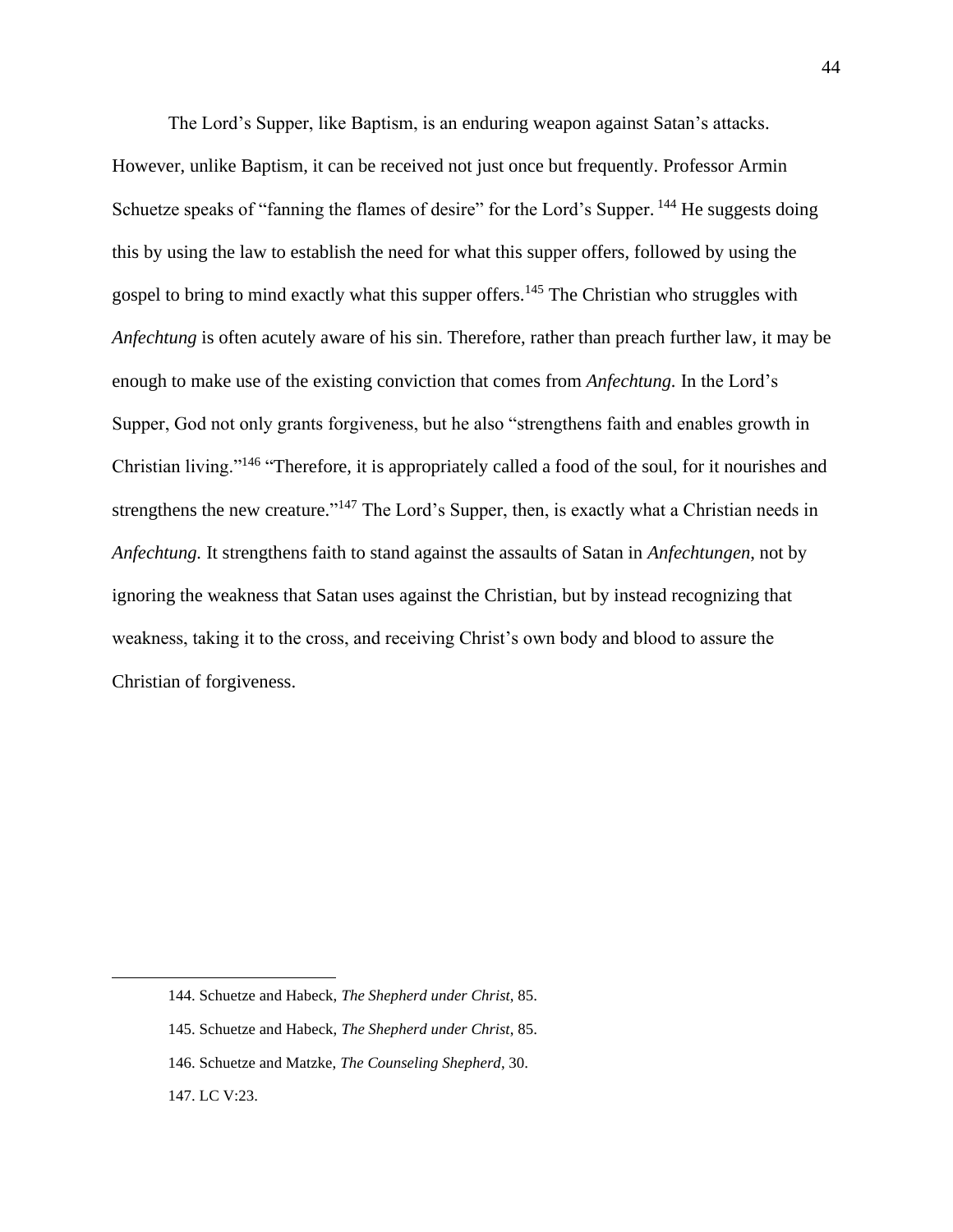The Lord's Supper, like Baptism, is an enduring weapon against Satan's attacks. However, unlike Baptism, it can be received not just once but frequently. Professor Armin Schuetze speaks of "fanning the flames of desire" for the Lord's Supper.[144] He suggests doing this by using the law to establish the need for what this supper offers, followed by using the gospel to bring to mind exactly what this supper offers.[145] The Christian who struggles with *Anfechtung* is often acutely aware of his sin. Therefore, rather than preach further law, it may be enough to make use of the existing conviction that comes from *Anfechtung.* In the Lord's Supper, God not only grants forgiveness, but he also "strengthens faith and enables growth in Christian living."[146] "Therefore, it is appropriately called a food of the soul, for it nourishes and strengthens the new creature."[147] The Lord's Supper, then, is exactly what a Christian needs in *Anfechtung.* It strengthens faith to stand against the assaults of Satan in *Anfechtungen*, not by ignoring the weakness that Satan uses against the Christian, but by instead recognizing that weakness, taking it to the cross, and receiving Christ's own body and blood to assure the Christian of forgiveness.

---

144. Schuetze and Habeck, *The Shepherd under Christ*, 85.

145. Schuetze and Habeck, *The Shepherd under Christ*, 85.

146. Schuetze and Matzke, *The Counseling Shepherd*, 30.

147. LC V:23.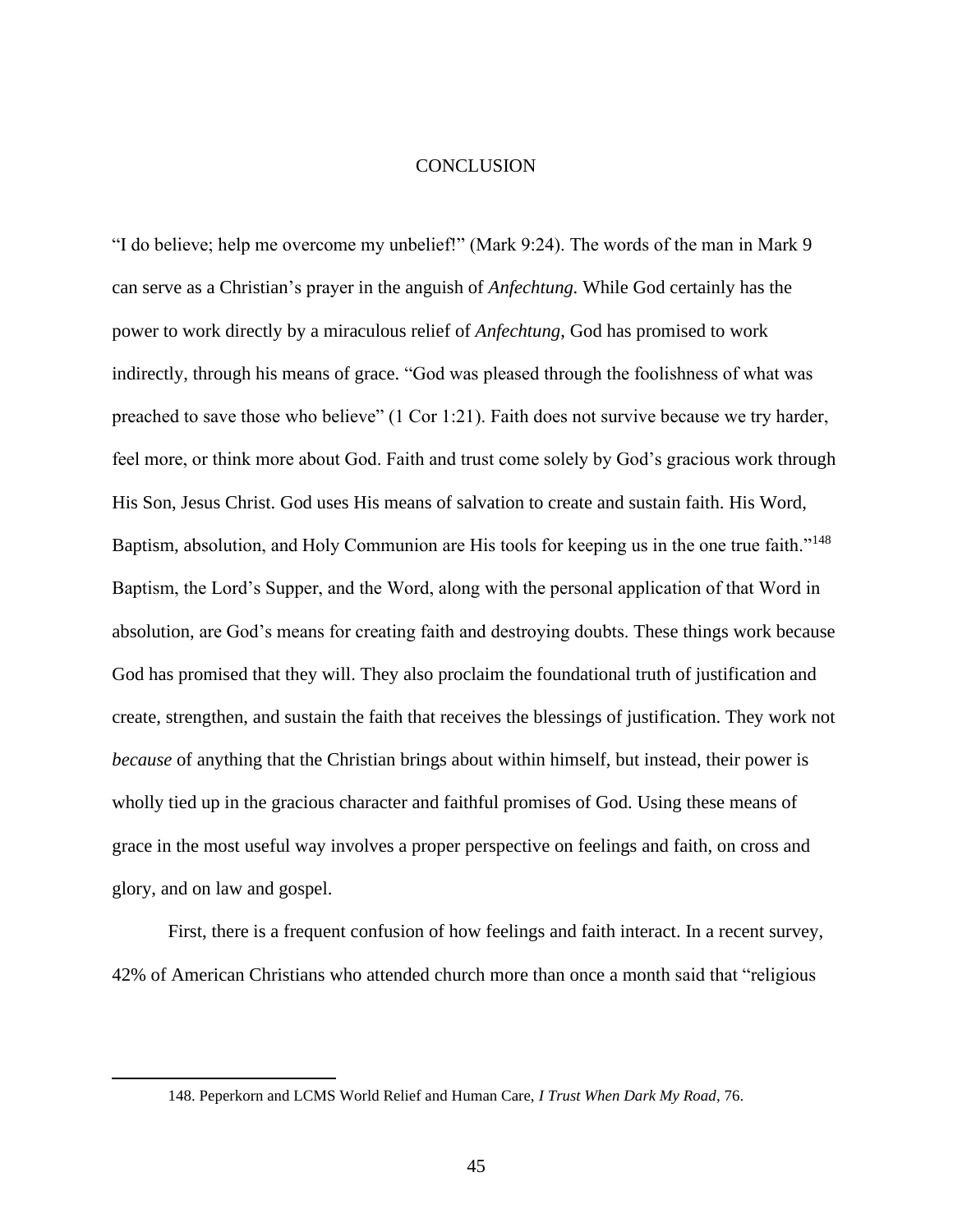# CONCLUSION

"I do believe; help me overcome my unbelief!" (Mark 9:24). The words of the man in Mark 9 can serve as a Christian's prayer in the anguish of *Anfechtung.* While God certainly has the power to work directly by a miraculous relief of *Anfechtung*, God has promised to work indirectly, through his means of grace. "God was pleased through the foolishness of what was preached to save those who believe" (1 Cor 1:21). Faith does not survive because we try harder, feel more, or think more about God. Faith and trust come solely by God's gracious work through His Son, Jesus Christ. God uses His means of salvation to create and sustain faith. His Word, Baptism, absolution, and Holy Communion are His tools for keeping us in the one true faith."[148] Baptism, the Lord's Supper, and the Word, along with the personal application of that Word in absolution, are God's means for creating faith and destroying doubts. These things work because God has promised that they will. They also proclaim the foundational truth of justification and create, strengthen, and sustain the faith that receives the blessings of justification. They work not *because* of anything that the Christian brings about within himself, but instead, their power is wholly tied up in the gracious character and faithful promises of God. Using these means of grace in the most useful way involves a proper perspective on feelings and faith, on cross and glory, and on law and gospel.

First, there is a frequent confusion of how feelings and faith interact. In a recent survey, 42% of American Christians who attended church more than once a month said that "religious

148. Peperkorn and LCMS World Relief and Human Care, *I Trust When Dark My Road*, 76.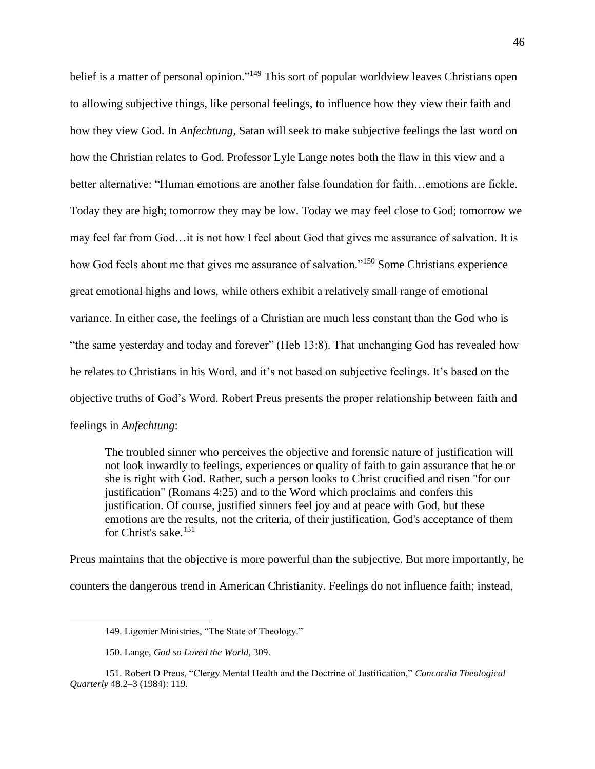belief is a matter of personal opinion."[149] This sort of popular worldview leaves Christians open to allowing subjective things, like personal feelings, to influence how they view their faith and how they view God. In *Anfechtung,* Satan will seek to make subjective feelings the last word on how the Christian relates to God. Professor Lyle Lange notes both the flaw in this view and a better alternative: "Human emotions are another false foundation for faith…emotions are fickle. Today they are high; tomorrow they may be low. Today we may feel close to God; tomorrow we may feel far from God…it is not how I feel about God that gives me assurance of salvation. It is how God feels about me that gives me assurance of salvation."[150] Some Christians experience great emotional highs and lows, while others exhibit a relatively small range of emotional variance. In either case, the feelings of a Christian are much less constant than the God who is "the same yesterday and today and forever" (Heb 13:8). That unchanging God has revealed how he relates to Christians in his Word, and it's not based on subjective feelings. It's based on the objective truths of God's Word. Robert Preus presents the proper relationship between faith and feelings in *Anfechtung*:

> The troubled sinner who perceives the objective and forensic nature of justification will not look inwardly to feelings, experiences or quality of faith to gain assurance that he or she is right with God. Rather, such a person looks to Christ crucified and risen "for our justification" (Romans 4:25) and to the Word which proclaims and confers this justification. Of course, justified sinners feel joy and at peace with God, but these emotions are the results, not the criteria, of their justification, God's acceptance of them for Christ's sake.[151]

Preus maintains that the objective is more powerful than the subjective. But more importantly, he counters the dangerous trend in American Christianity. Feelings do not influence faith; instead,

---

149. Ligonier Ministries, "The State of Theology."

150. Lange, *God so Loved the World*, 309.

151. Robert D Preus, "Clergy Mental Health and the Doctrine of Justification," *Concordia Theological Quarterly* 48.2–3 (1984): 119.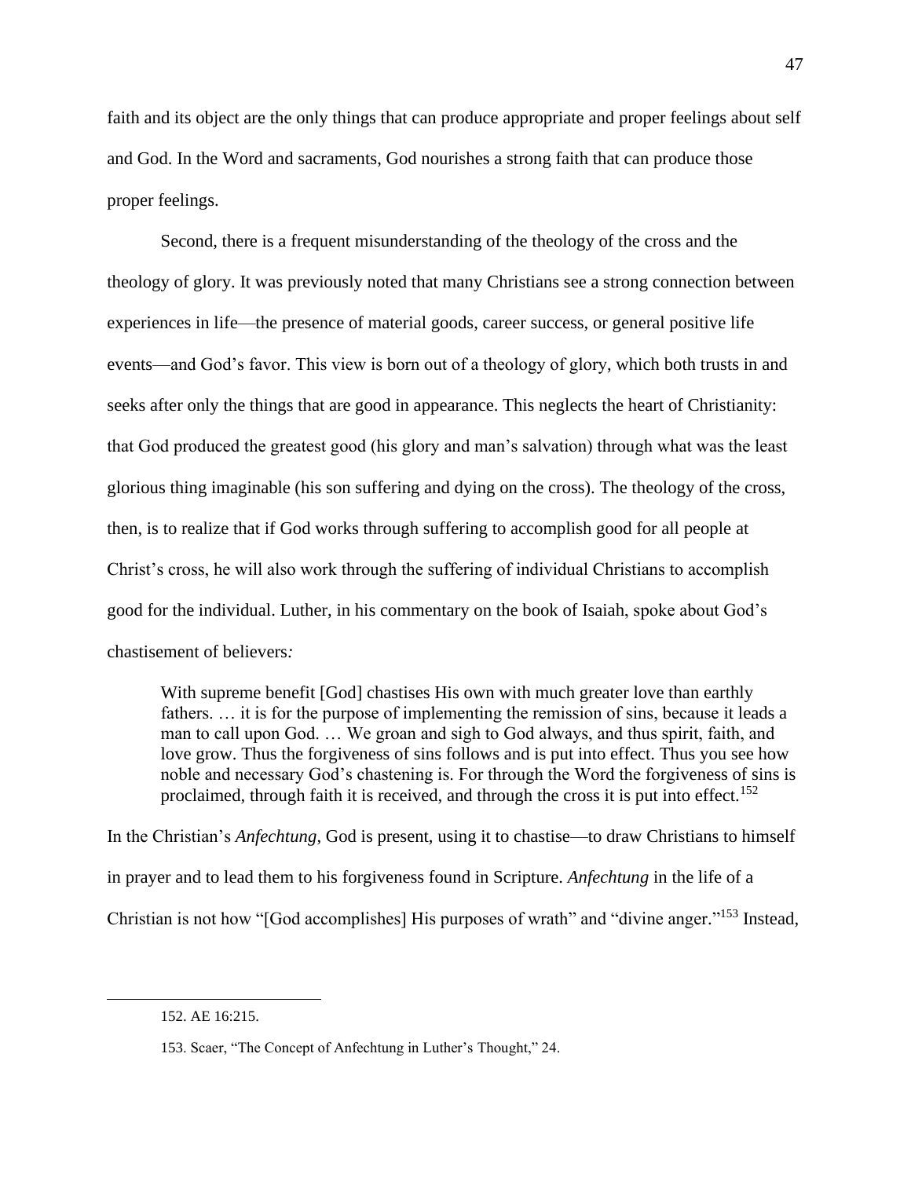faith and its object are the only things that can produce appropriate and proper feelings about self and God. In the Word and sacraments, God nourishes a strong faith that can produce those proper feelings.

Second, there is a frequent misunderstanding of the theology of the cross and the theology of glory. It was previously noted that many Christians see a strong connection between experiences in life—the presence of material goods, career success, or general positive life events—and God's favor. This view is born out of a theology of glory, which both trusts in and seeks after only the things that are good in appearance. This neglects the heart of Christianity: that God produced the greatest good (his glory and man's salvation) through what was the least glorious thing imaginable (his son suffering and dying on the cross). The theology of the cross, then, is to realize that if God works through suffering to accomplish good for all people at Christ's cross, he will also work through the suffering of individual Christians to accomplish good for the individual. Luther, in his commentary on the book of Isaiah, spoke about God's chastisement of believers*:*

> With supreme benefit [God] chastises His own with much greater love than earthly fathers. … it is for the purpose of implementing the remission of sins, because it leads a man to call upon God. … We groan and sigh to God always, and thus spirit, faith, and love grow. Thus the forgiveness of sins follows and is put into effect. Thus you see how noble and necessary God's chastening is. For through the Word the forgiveness of sins is proclaimed, through faith it is received, and through the cross it is put into effect.[152]

In the Christian's *Anfechtung*, God is present, using it to chastise—to draw Christians to himself in prayer and to lead them to his forgiveness found in Scripture. *Anfechtung* in the life of a Christian is not how "[God accomplishes] His purposes of wrath" and "divine anger."[153] Instead,

---

152. AE 16:215.

153. Scaer, "The Concept of Anfechtung in Luther's Thought," 24.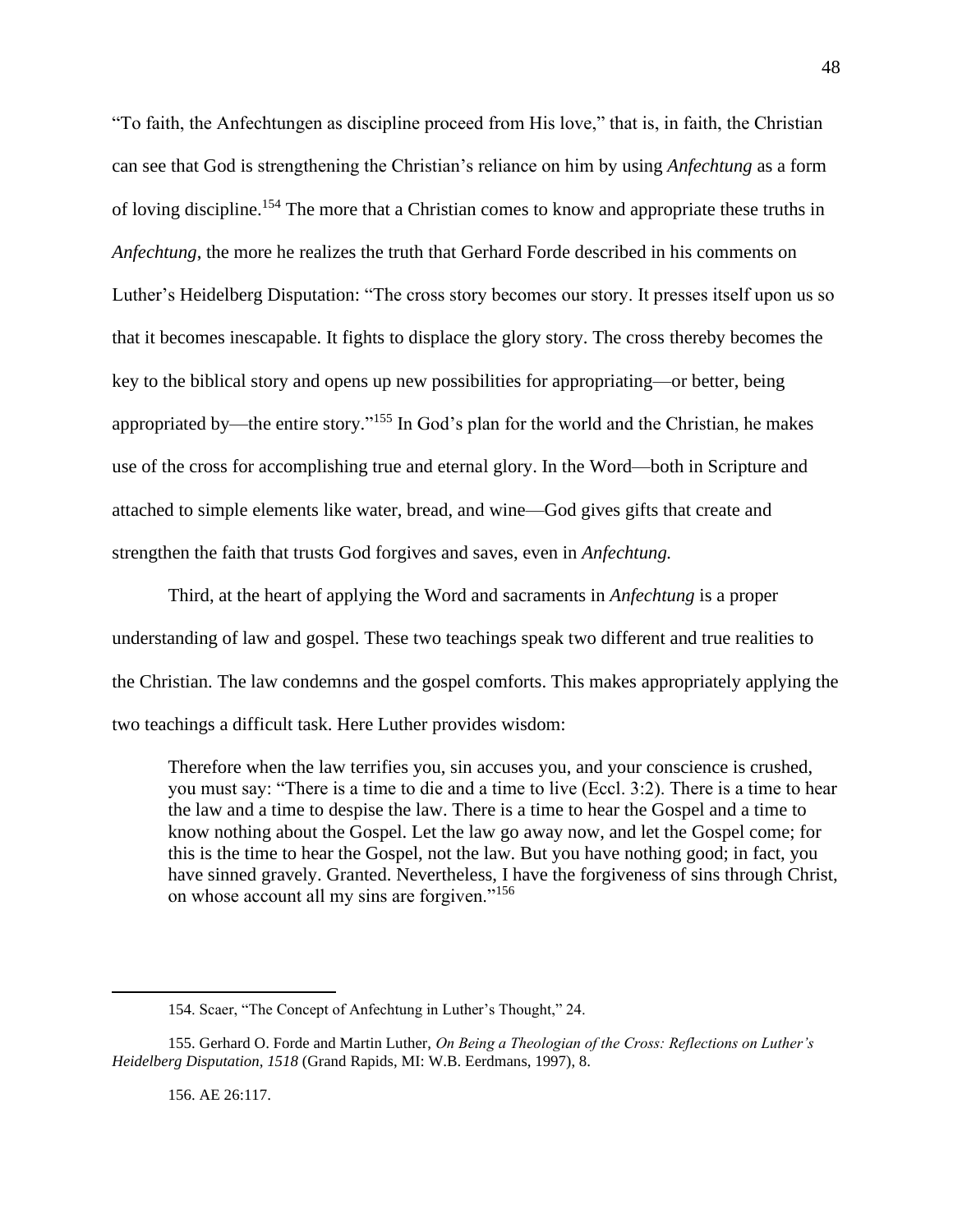"To faith, the Anfechtungen as discipline proceed from His love," that is, in faith, the Christian can see that God is strengthening the Christian's reliance on him by using *Anfechtung* as a form of loving discipline.[154] The more that a Christian comes to know and appropriate these truths in *Anfechtung*, the more he realizes the truth that Gerhard Forde described in his comments on Luther's Heidelberg Disputation: "The cross story becomes our story. It presses itself upon us so that it becomes inescapable. It fights to displace the glory story. The cross thereby becomes the key to the biblical story and opens up new possibilities for appropriating—or better, being appropriated by—the entire story."[155] In God's plan for the world and the Christian, he makes use of the cross for accomplishing true and eternal glory. In the Word—both in Scripture and attached to simple elements like water, bread, and wine—God gives gifts that create and strengthen the faith that trusts God forgives and saves, even in *Anfechtung.*

Third, at the heart of applying the Word and sacraments in *Anfechtung* is a proper understanding of law and gospel. These two teachings speak two different and true realities to the Christian. The law condemns and the gospel comforts. This makes appropriately applying the two teachings a difficult task. Here Luther provides wisdom:

> Therefore when the law terrifies you, sin accuses you, and your conscience is crushed, you must say: "There is a time to die and a time to live (Eccl. 3:2). There is a time to hear the law and a time to despise the law. There is a time to hear the Gospel and a time to know nothing about the Gospel. Let the law go away now, and let the Gospel come; for this is the time to hear the Gospel, not the law. But you have nothing good; in fact, you have sinned gravely. Granted. Nevertheless, I have the forgiveness of sins through Christ, on whose account all my sins are forgiven."[156]

---

154. Scaer, "The Concept of Anfechtung in Luther's Thought," 24.

155. Gerhard O. Forde and Martin Luther, *On Being a Theologian of the Cross: Reflections on Luther's Heidelberg Disputation, 1518* (Grand Rapids, MI: W.B. Eerdmans, 1997), 8.

156. AE 26:117.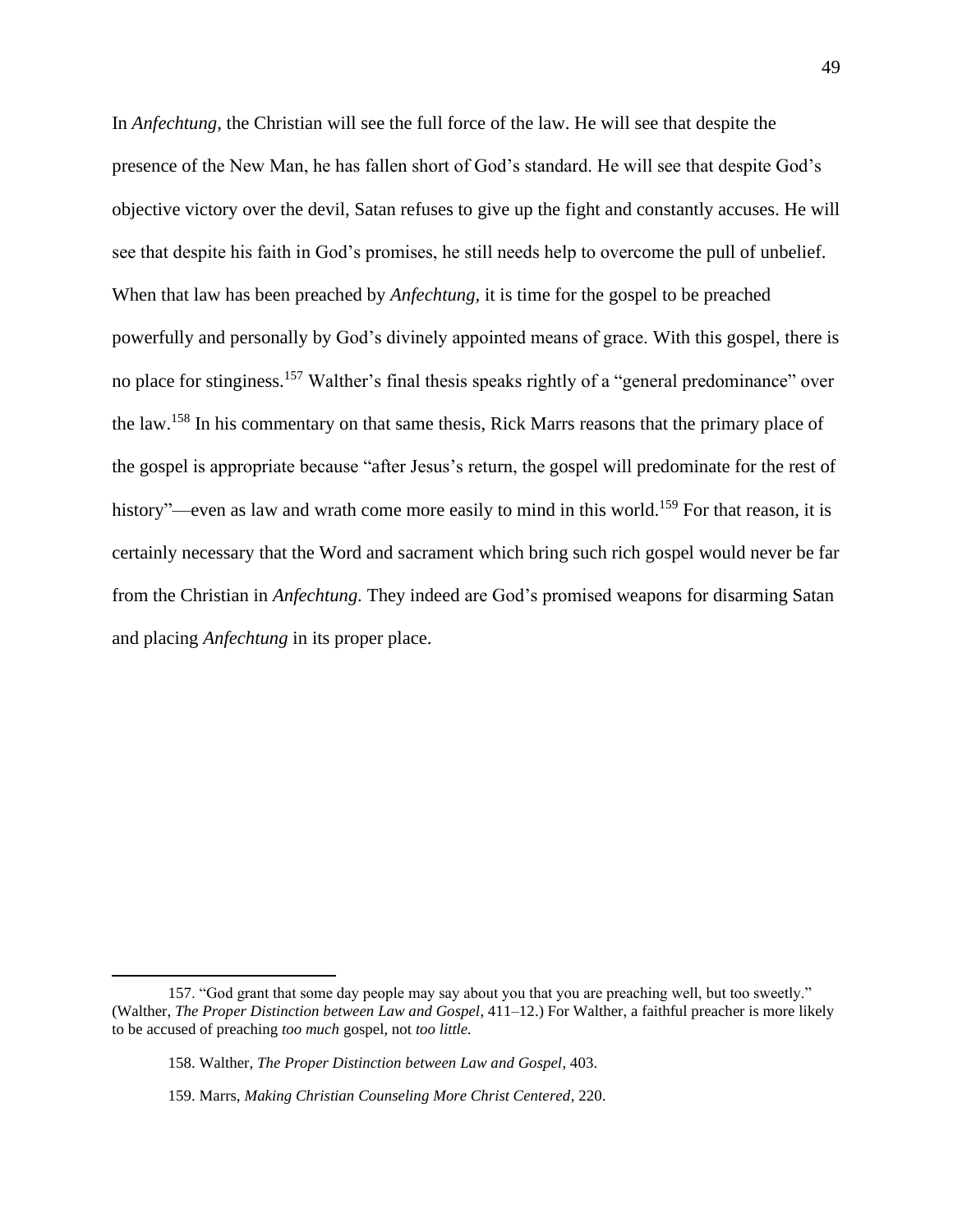In *Anfechtung,* the Christian will see the full force of the law. He will see that despite the presence of the New Man, he has fallen short of God's standard. He will see that despite God's objective victory over the devil, Satan refuses to give up the fight and constantly accuses. He will see that despite his faith in God's promises, he still needs help to overcome the pull of unbelief. When that law has been preached by *Anfechtung,* it is time for the gospel to be preached powerfully and personally by God's divinely appointed means of grace. With this gospel, there is no place for stinginess.[157] Walther's final thesis speaks rightly of a "general predominance" over the law.[158] In his commentary on that same thesis, Rick Marrs reasons that the primary place of the gospel is appropriate because "after Jesus's return, the gospel will predominate for the rest of history"—even as law and wrath come more easily to mind in this world.[159] For that reason, it is certainly necessary that the Word and sacrament which bring such rich gospel would never be far from the Christian in *Anfechtung.* They indeed are God's promised weapons for disarming Satan and placing *Anfechtung* in its proper place.

---

157. "God grant that some day people may say about you that you are preaching well, but too sweetly." (Walther, *The Proper Distinction between Law and Gospel*, 411–12.) For Walther, a faithful preacher is more likely to be accused of preaching *too much* gospel, not *too little.*

158. Walther, *The Proper Distinction between Law and Gospel*, 403.

159. Marrs, *Making Christian Counseling More Christ Centered*, 220.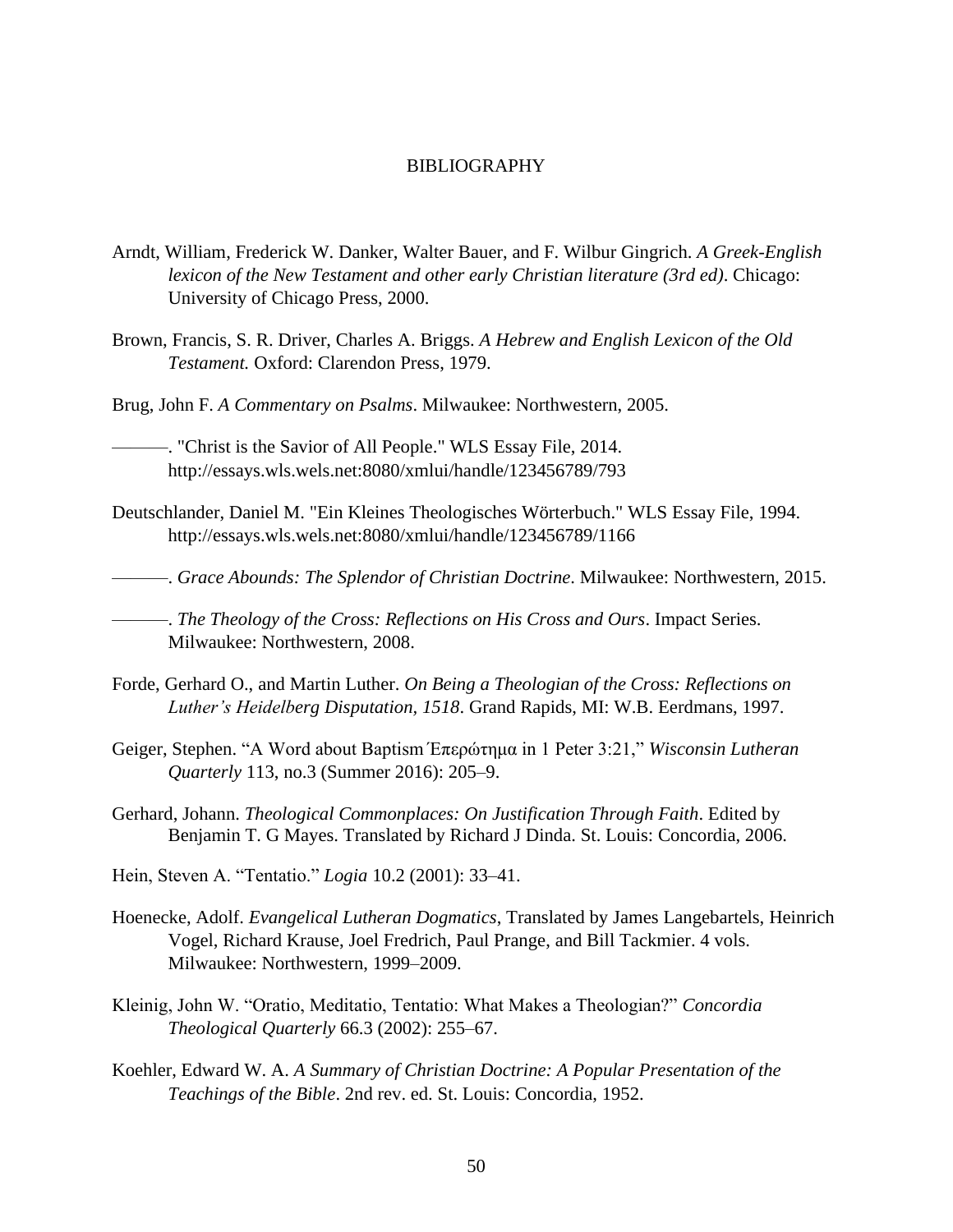# BIBLIOGRAPHY

Arndt, William, Frederick W. Danker, Walter Bauer, and F. Wilbur Gingrich. *A Greek-English lexicon of the New Testament and other early Christian literature (3rd ed)*. Chicago: University of Chicago Press, 2000.

Brown, Francis, S. R. Driver, Charles A. Briggs. *A Hebrew and English Lexicon of the Old Testament.* Oxford: Clarendon Press, 1979.

Brug, John F. *A Commentary on Psalms*. Milwaukee: Northwestern, 2005.

———. "Christ is the Savior of All People." WLS Essay File, 2014. http://essays.wls.wels.net:8080/xmlui/handle/123456789/793

Deutschlander, Daniel M. "Ein Kleines Theologisches Wörterbuch." WLS Essay File, 1994. http://essays.wls.wels.net:8080/xmlui/handle/123456789/1166

———. *Grace Abounds: The Splendor of Christian Doctrine*. Milwaukee: Northwestern, 2015.

———. *The Theology of the Cross: Reflections on His Cross and Ours*. Impact Series. Milwaukee: Northwestern, 2008.

Forde, Gerhard O., and Martin Luther. *On Being a Theologian of the Cross: Reflections on Luther's Heidelberg Disputation, 1518*. Grand Rapids, MI: W.B. Eerdmans, 1997.

Geiger, Stephen. "A Word about Baptism Ἐπερώτημα in 1 Peter 3:21," *Wisconsin Lutheran Quarterly* 113, no.3 (Summer 2016): 205–9.

Gerhard, Johann. *Theological Commonplaces: On Justification Through Faith*. Edited by Benjamin T. G Mayes. Translated by Richard J Dinda. St. Louis: Concordia, 2006.

Hein, Steven A. "Tentatio." *Logia* 10.2 (2001): 33–41.

Hoenecke, Adolf. *Evangelical Lutheran Dogmatics*, Translated by James Langebartels, Heinrich Vogel, Richard Krause, Joel Fredrich, Paul Prange, and Bill Tackmier. 4 vols. Milwaukee: Northwestern, 1999–2009.

Kleinig, John W. "Oratio, Meditatio, Tentatio: What Makes a Theologian?" *Concordia Theological Quarterly* 66.3 (2002): 255–67.

Koehler, Edward W. A. *A Summary of Christian Doctrine: A Popular Presentation of the Teachings of the Bible*. 2nd rev. ed. St. Louis: Concordia, 1952.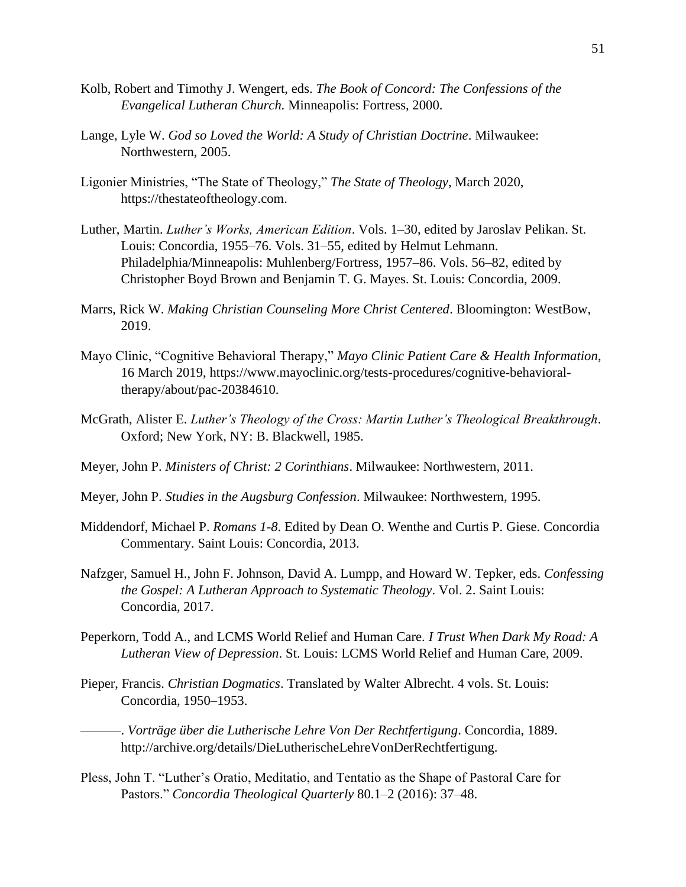Kolb, Robert and Timothy J. Wengert, eds. *The Book of Concord: The Confessions of the Evangelical Lutheran Church.* Minneapolis: Fortress, 2000.

Lange, Lyle W. *God so Loved the World: A Study of Christian Doctrine*. Milwaukee: Northwestern, 2005.

Ligonier Ministries, "The State of Theology," *The State of Theology*, March 2020, https://thestateoftheology.com.

Luther, Martin. *Luther's Works, American Edition*. Vols. 1–30, edited by Jaroslav Pelikan. St. Louis: Concordia, 1955–76. Vols. 31–55, edited by Helmut Lehmann. Philadelphia/Minneapolis: Muhlenberg/Fortress, 1957–86. Vols. 56–82, edited by Christopher Boyd Brown and Benjamin T. G. Mayes. St. Louis: Concordia, 2009.

Marrs, Rick W. *Making Christian Counseling More Christ Centered*. Bloomington: WestBow, 2019.

Mayo Clinic, "Cognitive Behavioral Therapy," *Mayo Clinic Patient Care & Health Information*, 16 March 2019, https://www.mayoclinic.org/tests-procedures/cognitive-behavioral-therapy/about/pac-20384610.

McGrath, Alister E. *Luther's Theology of the Cross: Martin Luther's Theological Breakthrough*. Oxford; New York, NY: B. Blackwell, 1985.

Meyer, John P. *Ministers of Christ: 2 Corinthians*. Milwaukee: Northwestern, 2011.

Meyer, John P. *Studies in the Augsburg Confession*. Milwaukee: Northwestern, 1995.

Middendorf, Michael P. *Romans 1-8*. Edited by Dean O. Wenthe and Curtis P. Giese. Concordia Commentary. Saint Louis: Concordia, 2013.

Nafzger, Samuel H., John F. Johnson, David A. Lumpp, and Howard W. Tepker, eds. *Confessing the Gospel: A Lutheran Approach to Systematic Theology*. Vol. 2. Saint Louis: Concordia, 2017.

Peperkorn, Todd A., and LCMS World Relief and Human Care. *I Trust When Dark My Road: A Lutheran View of Depression*. St. Louis: LCMS World Relief and Human Care, 2009.

Pieper, Francis. *Christian Dogmatics*. Translated by Walter Albrecht. 4 vols. St. Louis: Concordia, 1950–1953.

———. *Vorträge über die Lutherische Lehre Von Der Rechtfertigung*. Concordia, 1889. http://archive.org/details/DieLutherischeLehreVonDerRechtfertigung.

Pless, John T. "Luther's Oratio, Meditatio, and Tentatio as the Shape of Pastoral Care for Pastors." *Concordia Theological Quarterly* 80.1–2 (2016): 37–48.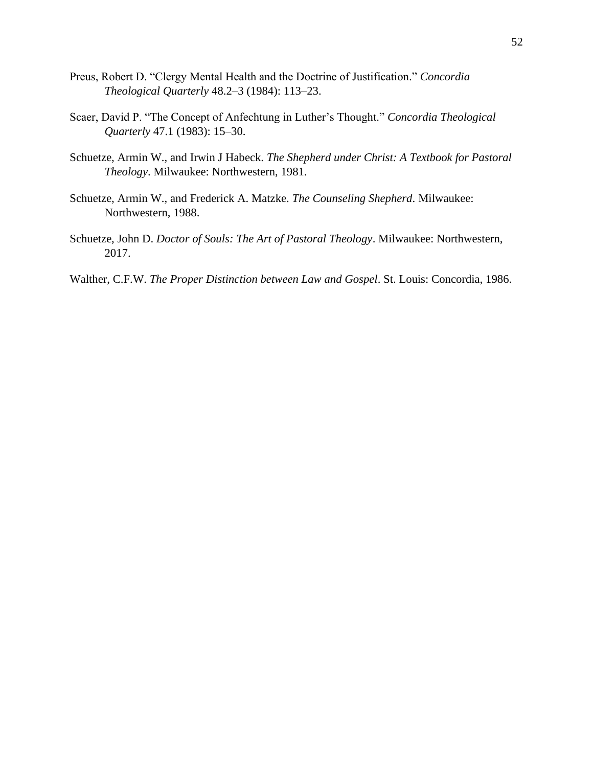Preus, Robert D. "Clergy Mental Health and the Doctrine of Justification." *Concordia Theological Quarterly* 48.2–3 (1984): 113–23.

Scaer, David P. "The Concept of Anfechtung in Luther's Thought." *Concordia Theological Quarterly* 47.1 (1983): 15–30.

Schuetze, Armin W., and Irwin J Habeck. *The Shepherd under Christ: A Textbook for Pastoral Theology*. Milwaukee: Northwestern, 1981.

Schuetze, Armin W., and Frederick A. Matzke. *The Counseling Shepherd*. Milwaukee: Northwestern, 1988.

Schuetze, John D. *Doctor of Souls: The Art of Pastoral Theology*. Milwaukee: Northwestern, 2017.

Walther, C.F.W. *The Proper Distinction between Law and Gospel*. St. Louis: Concordia, 1986.